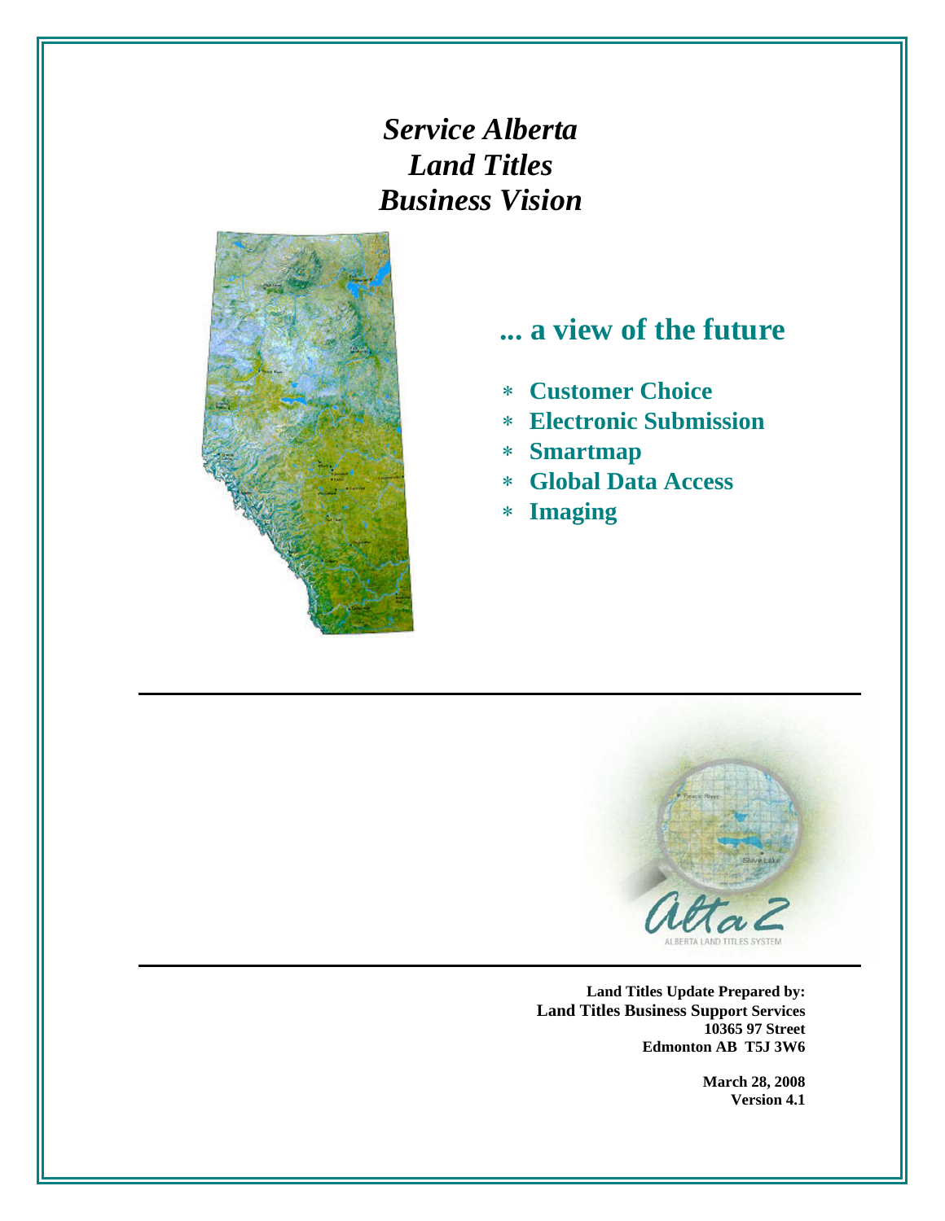# *Service Alberta Land Titles Business Vision*

## ... a view of the future

* **Customer Choice**
* **Electronic Submission**
* **Smartmap**
* **Global Data Access**
* **Imaging**

**Land Titles Update Prepared by:**
**Land Titles Business Support Services**
**10365 97 Street**
**Edmonton AB T5J 3W6**

**March 28, 2008**
**Version 4.1**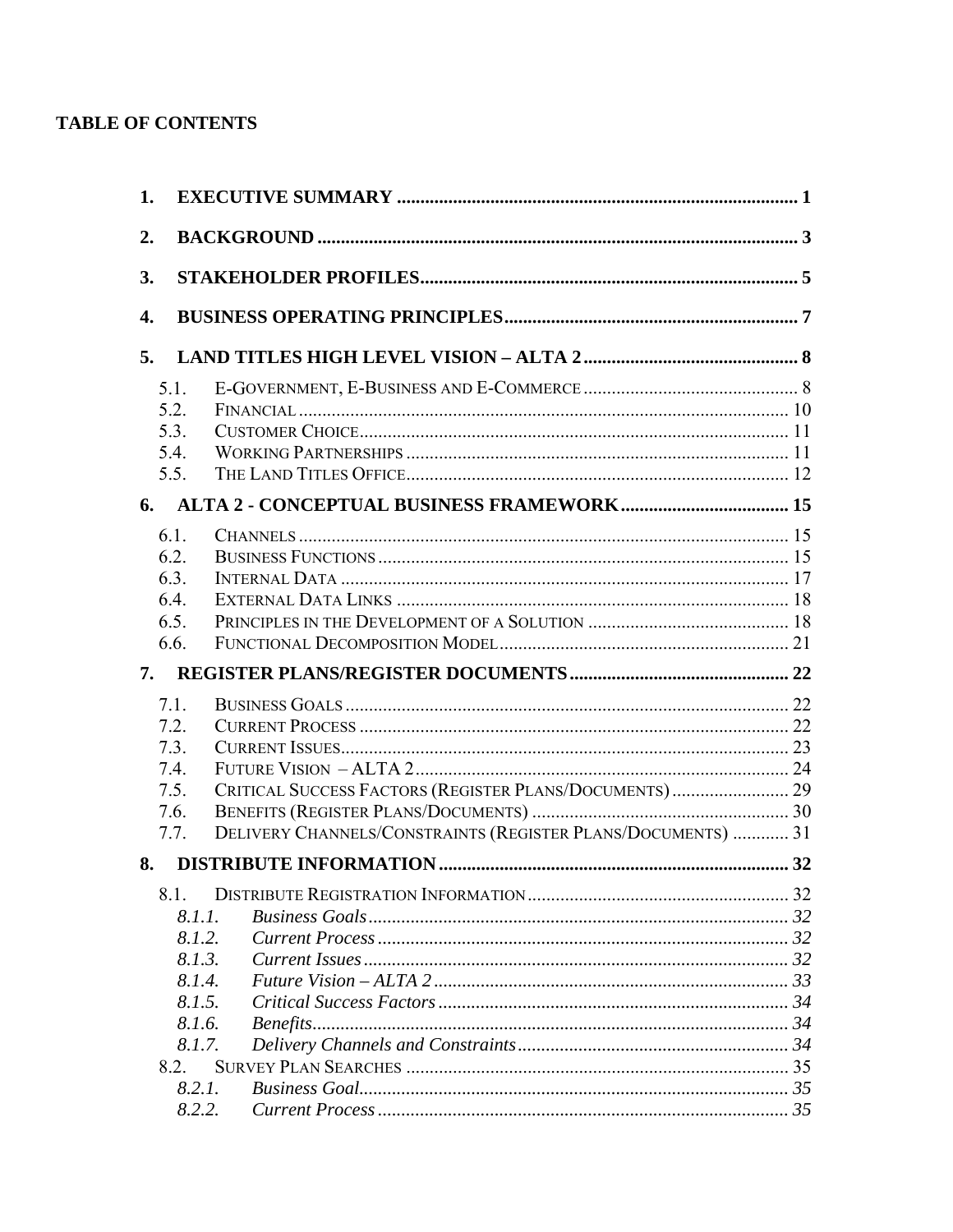**TABLE OF CONTENTS**

| | | |
|---|---|---|
| **1.** | **EXECUTIVE SUMMARY** | **1** |
| **2.** | **BACKGROUND** | **3** |
| **3.** | **STAKEHOLDER PROFILES** | **5** |
| **4.** | **BUSINESS OPERATING PRINCIPLES** | **7** |
| **5.** | **LAND TITLES HIGH LEVEL VISION – ALTA 2** | **8** |
| 5.1. | E-GOVERNMENT, E-BUSINESS AND E-COMMERCE | 8 |
| 5.2. | FINANCIAL | 10 |
| 5.3. | CUSTOMER CHOICE | 11 |
| 5.4. | WORKING PARTNERSHIPS | 11 |
| 5.5. | THE LAND TITLES OFFICE | 12 |
| **6.** | **ALTA 2 - CONCEPTUAL BUSINESS FRAMEWORK** | **15** |
| 6.1. | CHANNELS | 15 |
| 6.2. | BUSINESS FUNCTIONS | 15 |
| 6.3. | INTERNAL DATA | 17 |
| 6.4. | EXTERNAL DATA LINKS | 18 |
| 6.5. | PRINCIPLES IN THE DEVELOPMENT OF A SOLUTION | 18 |
| 6.6. | FUNCTIONAL DECOMPOSITION MODEL | 21 |
| **7.** | **REGISTER PLANS/REGISTER DOCUMENTS** | **22** |
| 7.1. | BUSINESS GOALS | 22 |
| 7.2. | CURRENT PROCESS | 22 |
| 7.3. | CURRENT ISSUES | 23 |
| 7.4. | FUTURE VISION – ALTA 2 | 24 |
| 7.5. | CRITICAL SUCCESS FACTORS (REGISTER PLANS/DOCUMENTS) | 29 |
| 7.6. | BENEFITS (REGISTER PLANS/DOCUMENTS) | 30 |
| 7.7. | DELIVERY CHANNELS/CONSTRAINTS (REGISTER PLANS/DOCUMENTS) | 31 |
| **8.** | **DISTRIBUTE INFORMATION** | **32** |
| 8.1. | DISTRIBUTE REGISTRATION INFORMATION | 32 |
| *8.1.1.* | *Business Goals* | *32* |
| *8.1.2.* | *Current Process* | *32* |
| *8.1.3.* | *Current Issues* | *32* |
| *8.1.4.* | *Future Vision – ALTA 2* | *33* |
| *8.1.5.* | *Critical Success Factors* | *34* |
| *8.1.6.* | *Benefits* | *34* |
| *8.1.7.* | *Delivery Channels and Constraints* | *34* |
| 8.2. | SURVEY PLAN SEARCHES | 35 |
| *8.2.1.* | *Business Goal* | *35* |
| *8.2.2.* | *Current Process* | *35* |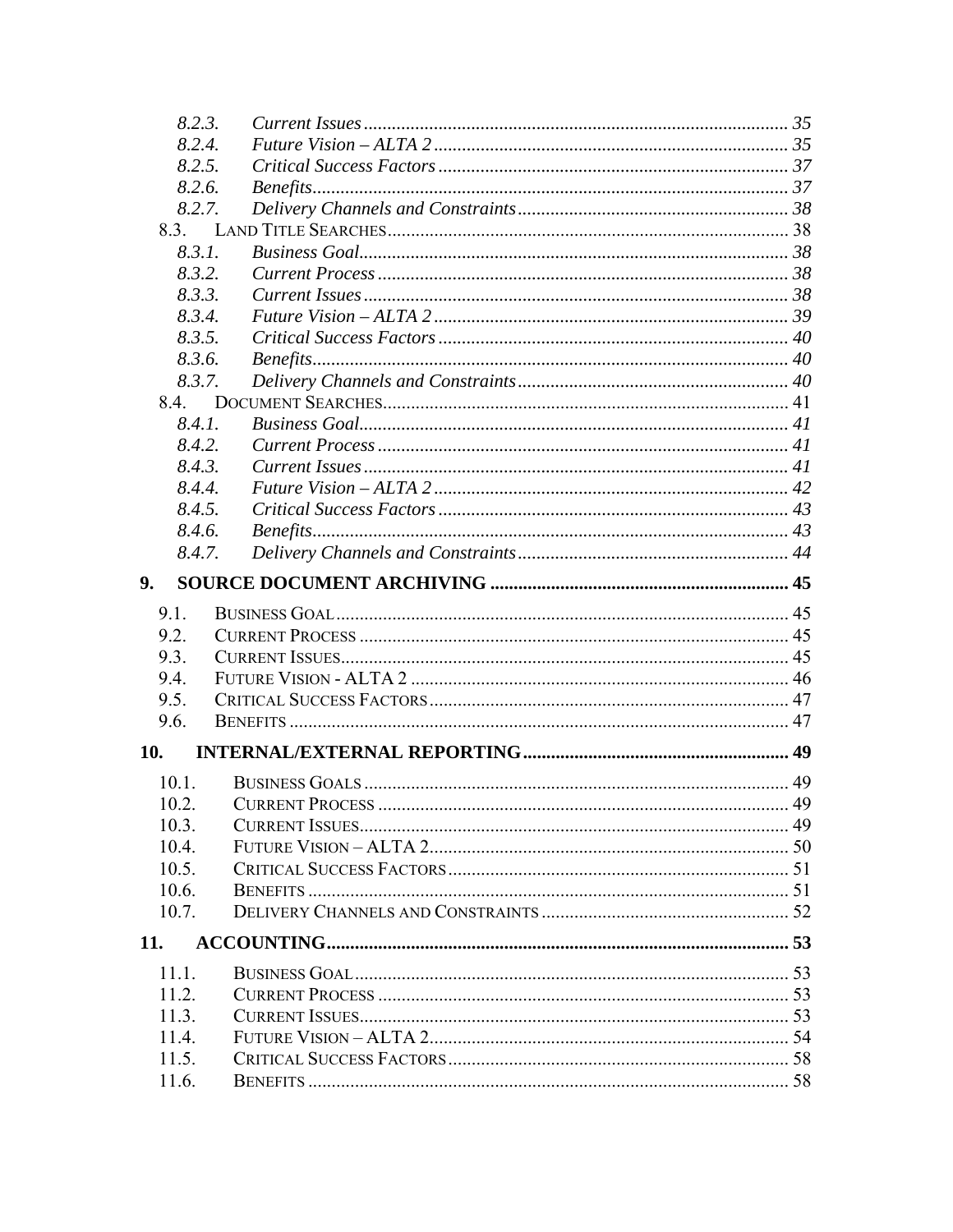- 8.2.3. *Current Issues* ........ 35
- 8.2.4. *Future Vision – ALTA 2* ........ 35
- 8.2.5. *Critical Success Factors* ........ 37
- 8.2.6. *Benefits* ........ 37
- 8.2.7. *Delivery Channels and Constraints* ........ 38
- 8.3. LAND TITLE SEARCHES ........ 38
- 8.3.1. *Business Goal* ........ 38
- 8.3.2. *Current Process* ........ 38
- 8.3.3. *Current Issues* ........ 38
- 8.3.4. *Future Vision – ALTA 2* ........ 39
- 8.3.5. *Critical Success Factors* ........ 40
- 8.3.6. *Benefits* ........ 40
- 8.3.7. *Delivery Channels and Constraints* ........ 40
- 8.4. DOCUMENT SEARCHES ........ 41
- 8.4.1. *Business Goal* ........ 41
- 8.4.2. *Current Process* ........ 41
- 8.4.3. *Current Issues* ........ 41
- 8.4.4. *Future Vision – ALTA 2* ........ 42
- 8.4.5. *Critical Success Factors* ........ 43
- 8.4.6. *Benefits* ........ 43
- 8.4.7. *Delivery Channels and Constraints* ........ 44

**9. SOURCE DOCUMENT ARCHIVING ........ 45**

- 9.1. BUSINESS GOAL ........ 45
- 9.2. CURRENT PROCESS ........ 45
- 9.3. CURRENT ISSUES ........ 45
- 9.4. FUTURE VISION - ALTA 2 ........ 46
- 9.5. CRITICAL SUCCESS FACTORS ........ 47
- 9.6. BENEFITS ........ 47

**10. INTERNAL/EXTERNAL REPORTING ........ 49**

- 10.1. BUSINESS GOALS ........ 49
- 10.2. CURRENT PROCESS ........ 49
- 10.3. CURRENT ISSUES ........ 49
- 10.4. FUTURE VISION – ALTA 2 ........ 50
- 10.5. CRITICAL SUCCESS FACTORS ........ 51
- 10.6. BENEFITS ........ 51
- 10.7. DELIVERY CHANNELS AND CONSTRAINTS ........ 52

**11. ACCOUNTING ........ 53**

- 11.1. BUSINESS GOAL ........ 53
- 11.2. CURRENT PROCESS ........ 53
- 11.3. CURRENT ISSUES ........ 53
- 11.4. FUTURE VISION – ALTA 2 ........ 54
- 11.5. CRITICAL SUCCESS FACTORS ........ 58
- 11.6. BENEFITS ........ 58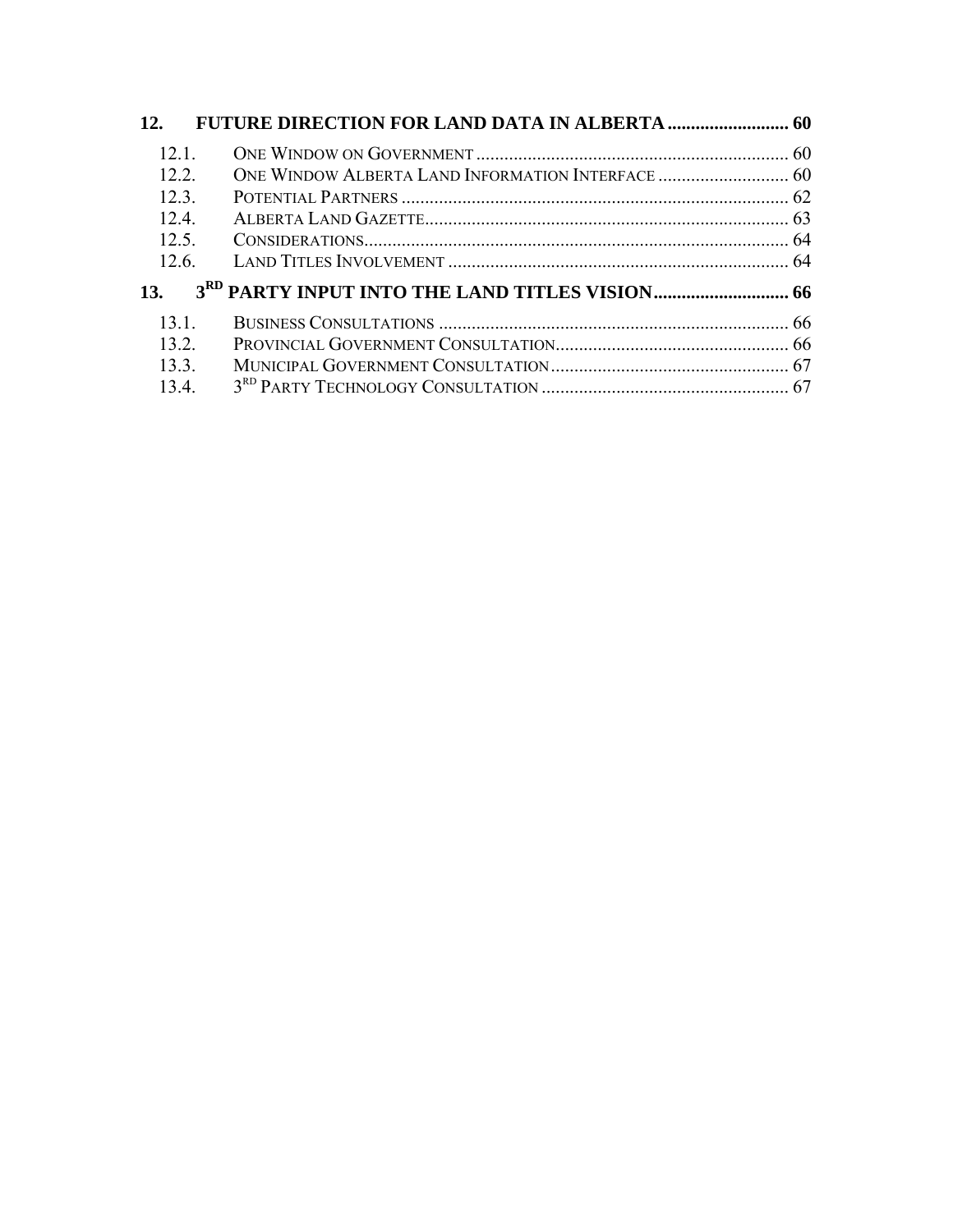**12. FUTURE DIRECTION FOR LAND DATA IN ALBERTA .......................... 60**

12.1. ONE WINDOW ON GOVERNMENT .................................................................. 60
12.2. ONE WINDOW ALBERTA LAND INFORMATION INTERFACE ............................ 60
12.3. POTENTIAL PARTNERS ................................................................................... 62
12.4. ALBERTA LAND GAZETTE............................................................................. 63
12.5. CONSIDERATIONS.......................................................................................... 64
12.6. LAND TITLES INVOLVEMENT ......................................................................... 64

**13. 3RD PARTY INPUT INTO THE LAND TITLES VISION............................. 66**

13.1. BUSINESS CONSULTATIONS ........................................................................... 66
13.2. PROVINCIAL GOVERNMENT CONSULTATION.................................................. 66
13.3. MUNICIPAL GOVERNMENT CONSULTATION................................................... 67
13.4. 3RD PARTY TECHNOLOGY CONSULTATION ..................................................... 67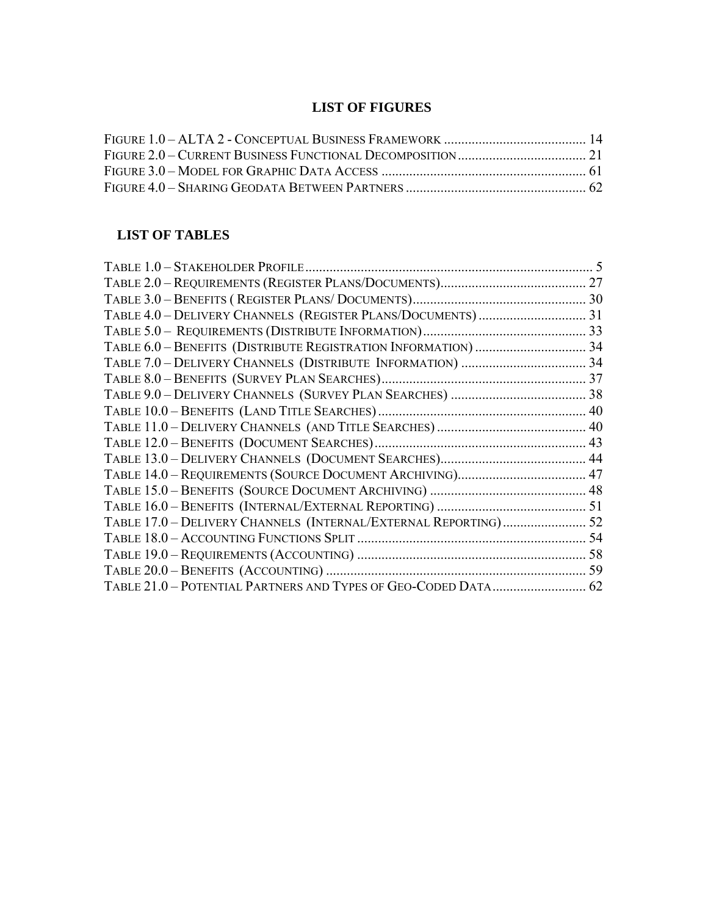## LIST OF FIGURES

FIGURE 1.0 – ALTA 2 - CONCEPTUAL BUSINESS FRAMEWORK .......................................... 14
FIGURE 2.0 – CURRENT BUSINESS FUNCTIONAL DECOMPOSITION ...................................... 21
FIGURE 3.0 – MODEL FOR GRAPHIC DATA ACCESS ............................................................ 61
FIGURE 4.0 – SHARING GEODATA BETWEEN PARTNERS ..................................................... 62

## LIST OF TABLES

TABLE 1.0 – STAKEHOLDER PROFILE ................................................................................... 5
TABLE 2.0 – REQUIREMENTS (REGISTER PLANS/DOCUMENTS).......................................... 27
TABLE 3.0 – BENEFITS ( REGISTER PLANS/ DOCUMENTS).................................................. 30
TABLE 4.0 – DELIVERY CHANNELS (REGISTER PLANS/DOCUMENTS) ............................... 31
TABLE 5.0 – REQUIREMENTS (DISTRIBUTE INFORMATION)............................................... 33
TABLE 6.0 – BENEFITS (DISTRIBUTE REGISTRATION INFORMATION) ................................ 34
TABLE 7.0 – DELIVERY CHANNELS (DISTRIBUTE INFORMATION) .................................... 34
TABLE 8.0 – BENEFITS (SURVEY PLAN SEARCHES)........................................................... 37
TABLE 9.0 – DELIVERY CHANNELS (SURVEY PLAN SEARCHES) ....................................... 38
TABLE 10.0 – BENEFITS (LAND TITLE SEARCHES) ............................................................ 40
TABLE 11.0 – DELIVERY CHANNELS (AND TITLE SEARCHES) ........................................... 40
TABLE 12.0 – BENEFITS (DOCUMENT SEARCHES)............................................................. 43
TABLE 13.0 – DELIVERY CHANNELS (DOCUMENT SEARCHES).......................................... 44
TABLE 14.0 – REQUIREMENTS (SOURCE DOCUMENT ARCHIVING)..................................... 47
TABLE 15.0 – BENEFITS (SOURCE DOCUMENT ARCHIVING) ............................................. 48
TABLE 16.0 – BENEFITS (INTERNAL/EXTERNAL REPORTING) ........................................... 51
TABLE 17.0 – DELIVERY CHANNELS (INTERNAL/EXTERNAL REPORTING) ........................ 52
TABLE 18.0 – ACCOUNTING FUNCTIONS SPLIT .................................................................. 54
TABLE 19.0 – REQUIREMENTS (ACCOUNTING) .................................................................. 58
TABLE 20.0 – BENEFITS (ACCOUNTING) ........................................................................... 59
TABLE 21.0 – POTENTIAL PARTNERS AND TYPES OF GEO-CODED DATA........................... 62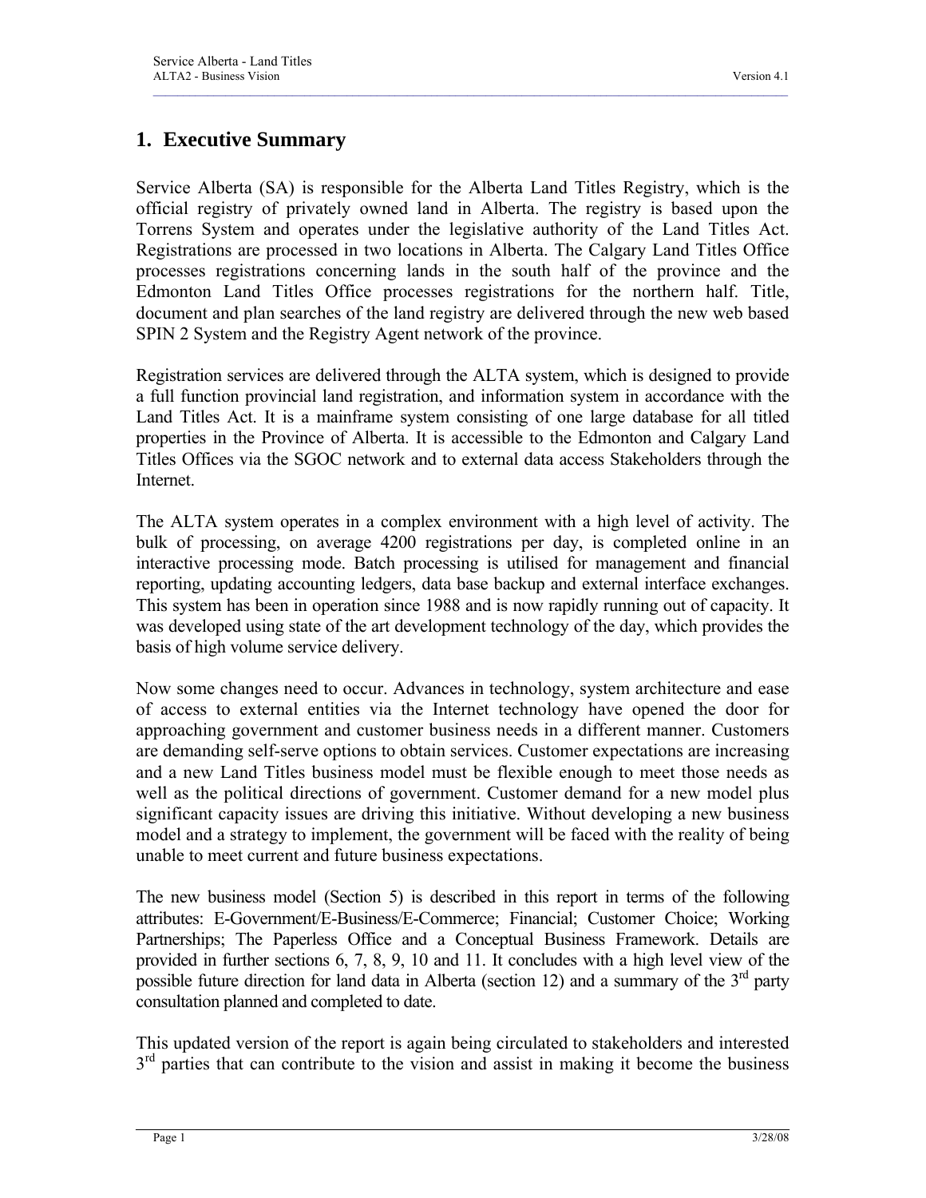# 1. Executive Summary

Service Alberta (SA) is responsible for the Alberta Land Titles Registry, which is the official registry of privately owned land in Alberta. The registry is based upon the Torrens System and operates under the legislative authority of the Land Titles Act. Registrations are processed in two locations in Alberta. The Calgary Land Titles Office processes registrations concerning lands in the south half of the province and the Edmonton Land Titles Office processes registrations for the northern half. Title, document and plan searches of the land registry are delivered through the new web based SPIN 2 System and the Registry Agent network of the province.

Registration services are delivered through the ALTA system, which is designed to provide a full function provincial land registration, and information system in accordance with the Land Titles Act. It is a mainframe system consisting of one large database for all titled properties in the Province of Alberta. It is accessible to the Edmonton and Calgary Land Titles Offices via the SGOC network and to external data access Stakeholders through the Internet.

The ALTA system operates in a complex environment with a high level of activity. The bulk of processing, on average 4200 registrations per day, is completed online in an interactive processing mode. Batch processing is utilised for management and financial reporting, updating accounting ledgers, data base backup and external interface exchanges. This system has been in operation since 1988 and is now rapidly running out of capacity. It was developed using state of the art development technology of the day, which provides the basis of high volume service delivery.

Now some changes need to occur. Advances in technology, system architecture and ease of access to external entities via the Internet technology have opened the door for approaching government and customer business needs in a different manner. Customers are demanding self-serve options to obtain services. Customer expectations are increasing and a new Land Titles business model must be flexible enough to meet those needs as well as the political directions of government. Customer demand for a new model plus significant capacity issues are driving this initiative. Without developing a new business model and a strategy to implement, the government will be faced with the reality of being unable to meet current and future business expectations.

The new business model (Section 5) is described in this report in terms of the following attributes: E-Government/E-Business/E-Commerce; Financial; Customer Choice; Working Partnerships; The Paperless Office and a Conceptual Business Framework. Details are provided in further sections 6, 7, 8, 9, 10 and 11. It concludes with a high level view of the possible future direction for land data in Alberta (section 12) and a summary of the 3rd party consultation planned and completed to date.

This updated version of the report is again being circulated to stakeholders and interested 3rd parties that can contribute to the vision and assist in making it become the business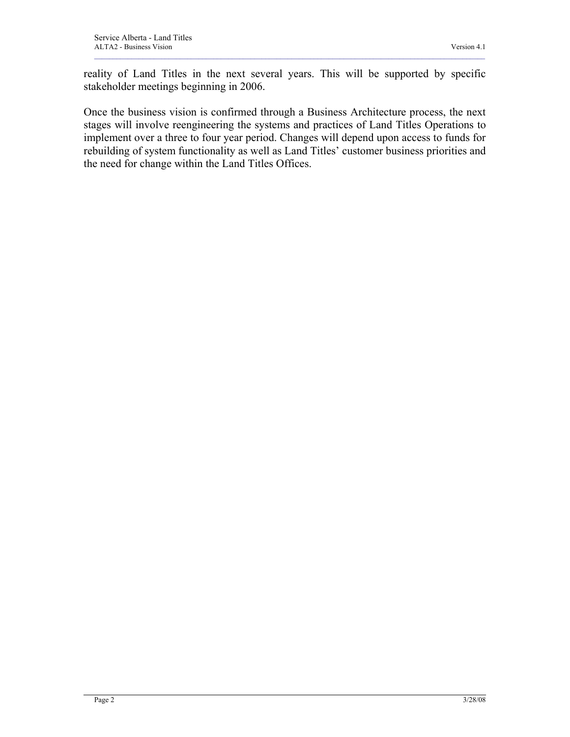reality of Land Titles in the next several years. This will be supported by specific stakeholder meetings beginning in 2006.

Once the business vision is confirmed through a Business Architecture process, the next stages will involve reengineering the systems and practices of Land Titles Operations to implement over a three to four year period. Changes will depend upon access to funds for rebuilding of system functionality as well as Land Titles' customer business priorities and the need for change within the Land Titles Offices.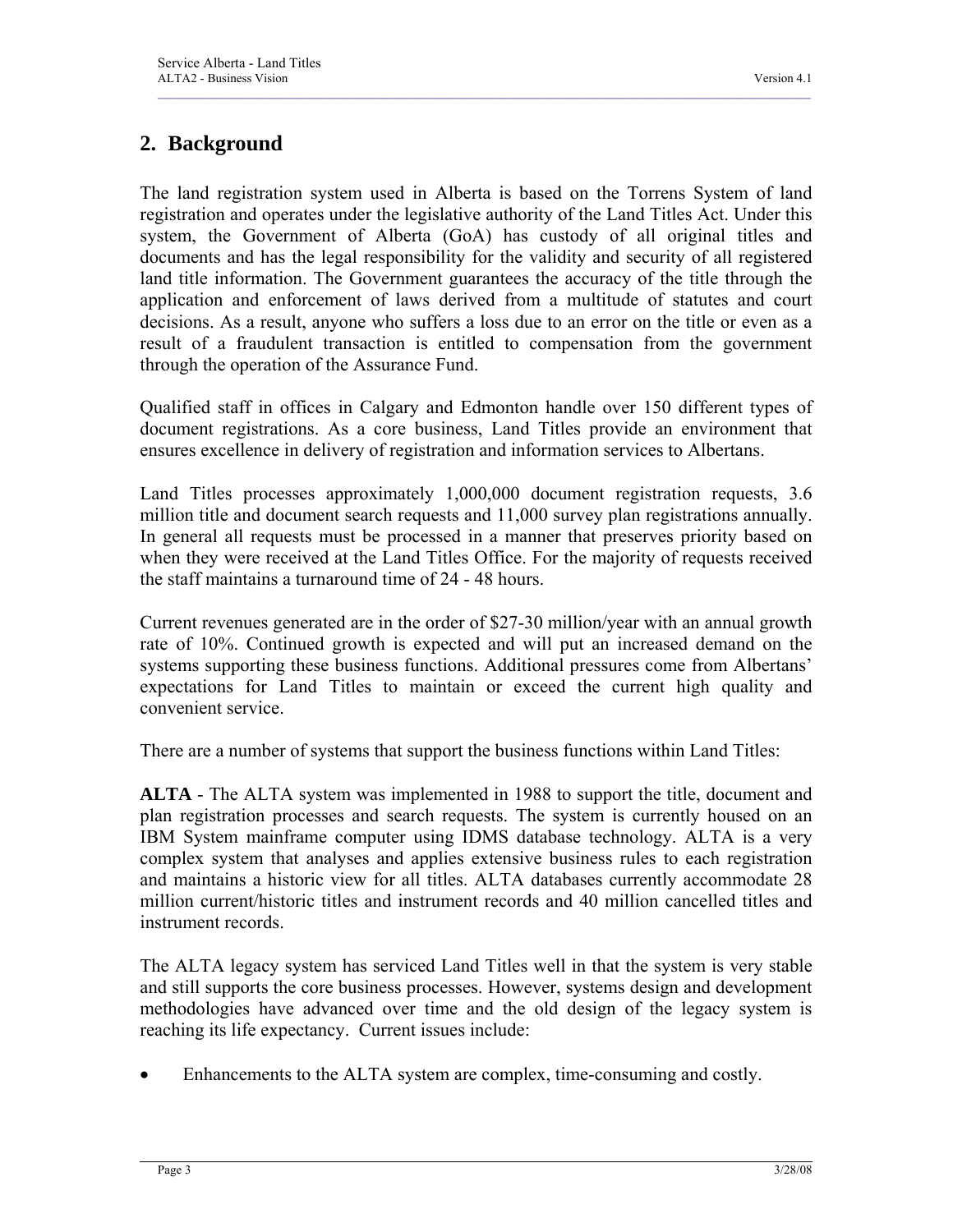## 2. Background

The land registration system used in Alberta is based on the Torrens System of land registration and operates under the legislative authority of the Land Titles Act. Under this system, the Government of Alberta (GoA) has custody of all original titles and documents and has the legal responsibility for the validity and security of all registered land title information. The Government guarantees the accuracy of the title through the application and enforcement of laws derived from a multitude of statutes and court decisions. As a result, anyone who suffers a loss due to an error on the title or even as a result of a fraudulent transaction is entitled to compensation from the government through the operation of the Assurance Fund.

Qualified staff in offices in Calgary and Edmonton handle over 150 different types of document registrations. As a core business, Land Titles provide an environment that ensures excellence in delivery of registration and information services to Albertans.

Land Titles processes approximately 1,000,000 document registration requests, 3.6 million title and document search requests and 11,000 survey plan registrations annually. In general all requests must be processed in a manner that preserves priority based on when they were received at the Land Titles Office. For the majority of requests received the staff maintains a turnaround time of 24 - 48 hours.

Current revenues generated are in the order of $27-30 million/year with an annual growth rate of 10%. Continued growth is expected and will put an increased demand on the systems supporting these business functions. Additional pressures come from Albertans' expectations for Land Titles to maintain or exceed the current high quality and convenient service.

There are a number of systems that support the business functions within Land Titles:

**ALTA** - The ALTA system was implemented in 1988 to support the title, document and plan registration processes and search requests. The system is currently housed on an IBM System mainframe computer using IDMS database technology. ALTA is a very complex system that analyses and applies extensive business rules to each registration and maintains a historic view for all titles. ALTA databases currently accommodate 28 million current/historic titles and instrument records and 40 million cancelled titles and instrument records.

The ALTA legacy system has serviced Land Titles well in that the system is very stable and still supports the core business processes. However, systems design and development methodologies have advanced over time and the old design of the legacy system is reaching its life expectancy. Current issues include:

- Enhancements to the ALTA system are complex, time-consuming and costly.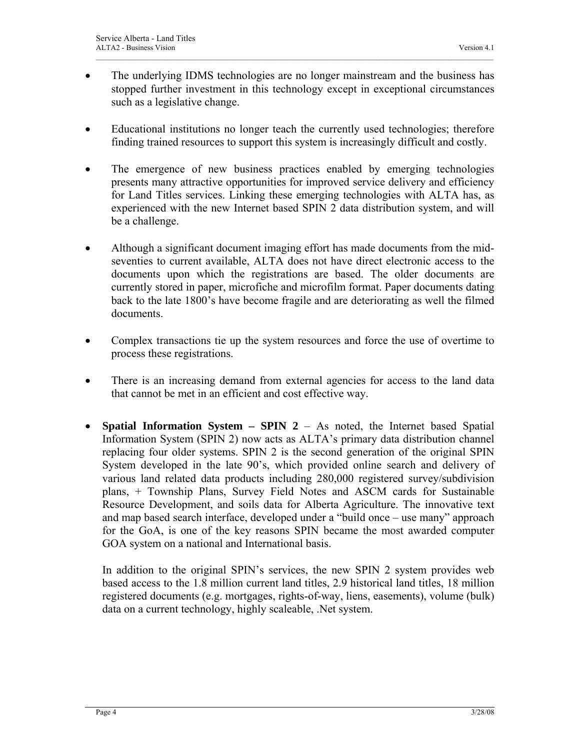- The underlying IDMS technologies are no longer mainstream and the business has stopped further investment in this technology except in exceptional circumstances such as a legislative change.

- Educational institutions no longer teach the currently used technologies; therefore finding trained resources to support this system is increasingly difficult and costly.

- The emergence of new business practices enabled by emerging technologies presents many attractive opportunities for improved service delivery and efficiency for Land Titles services. Linking these emerging technologies with ALTA has, as experienced with the new Internet based SPIN 2 data distribution system, and will be a challenge.

- Although a significant document imaging effort has made documents from the mid-seventies to current available, ALTA does not have direct electronic access to the documents upon which the registrations are based. The older documents are currently stored in paper, microfiche and microfilm format. Paper documents dating back to the late 1800's have become fragile and are deteriorating as well the filmed documents.

- Complex transactions tie up the system resources and force the use of overtime to process these registrations.

- There is an increasing demand from external agencies for access to the land data that cannot be met in an efficient and cost effective way.

- **Spatial Information System – SPIN 2** – As noted, the Internet based Spatial Information System (SPIN 2) now acts as ALTA's primary data distribution channel replacing four older systems. SPIN 2 is the second generation of the original SPIN System developed in the late 90's, which provided online search and delivery of various land related data products including 280,000 registered survey/subdivision plans, + Township Plans, Survey Field Notes and ASCM cards for Sustainable Resource Development, and soils data for Alberta Agriculture. The innovative text and map based search interface, developed under a "build once – use many" approach for the GoA, is one of the key reasons SPIN became the most awarded computer GOA system on a national and International basis.

  In addition to the original SPIN's services, the new SPIN 2 system provides web based access to the 1.8 million current land titles, 2.9 historical land titles, 18 million registered documents (e.g. mortgages, rights-of-way, liens, easements), volume (bulk) data on a current technology, highly scaleable, .Net system.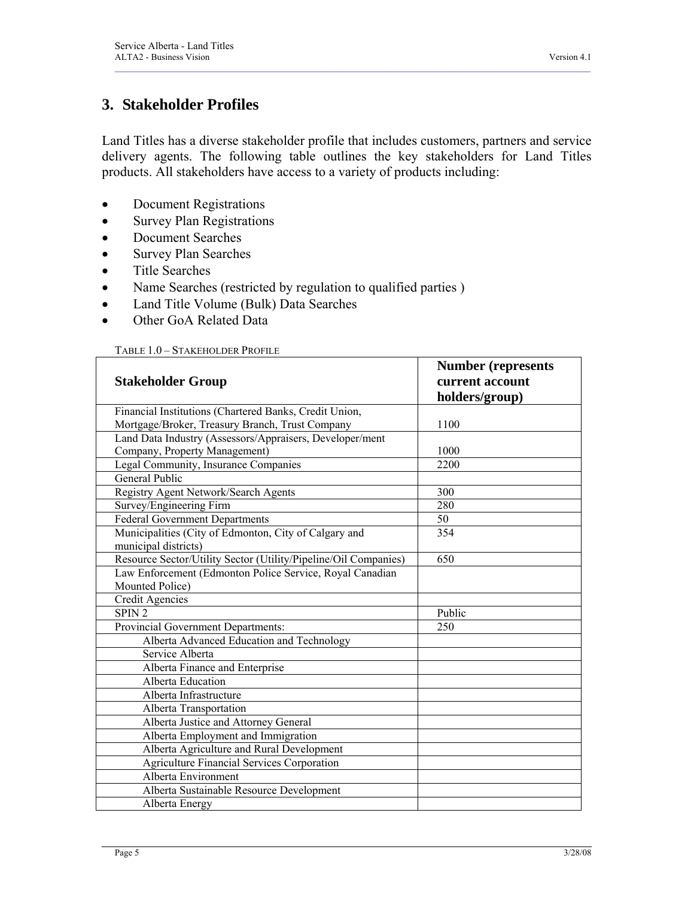## 3. Stakeholder Profiles

Land Titles has a diverse stakeholder profile that includes customers, partners and service delivery agents. The following table outlines the key stakeholders for Land Titles products. All stakeholders have access to a variety of products including:

- Document Registrations
- Survey Plan Registrations
- Document Searches
- Survey Plan Searches
- Title Searches
- Name Searches (restricted by regulation to qualified parties )
- Land Title Volume (Bulk) Data Searches
- Other GoA Related Data

TABLE 1.0 – STAKEHOLDER PROFILE

| Stakeholder Group | Number (represents current account holders/group) |
|---|---|
| Financial Institutions (Chartered Banks, Credit Union, Mortgage/Broker, Treasury Branch, Trust Company | 1100 |
| Land Data Industry (Assessors/Appraisers, Developer/ment Company, Property Management) | 1000 |
| Legal Community, Insurance Companies | 2200 |
| General Public | |
| Registry Agent Network/Search Agents | 300 |
| Survey/Engineering Firm | 280 |
| Federal Government Departments | 50 |
| Municipalities (City of Edmonton, City of Calgary and municipal districts) | 354 |
| Resource Sector/Utility Sector (Utility/Pipeline/Oil Companies) | 650 |
| Law Enforcement (Edmonton Police Service, Royal Canadian Mounted Police) | |
| Credit Agencies | |
| SPIN 2 | Public |
| Provincial Government Departments: | 250 |
| Alberta Advanced Education and Technology | |
| Service Alberta | |
| Alberta Finance and Enterprise | |
| Alberta Education | |
| Alberta Infrastructure | |
| Alberta Transportation | |
| Alberta Justice and Attorney General | |
| Alberta Employment and Immigration | |
| Alberta Agriculture and Rural Development | |
| Agriculture Financial Services Corporation | |
| Alberta Environment | |
| Alberta Sustainable Resource Development | |
| Alberta Energy | |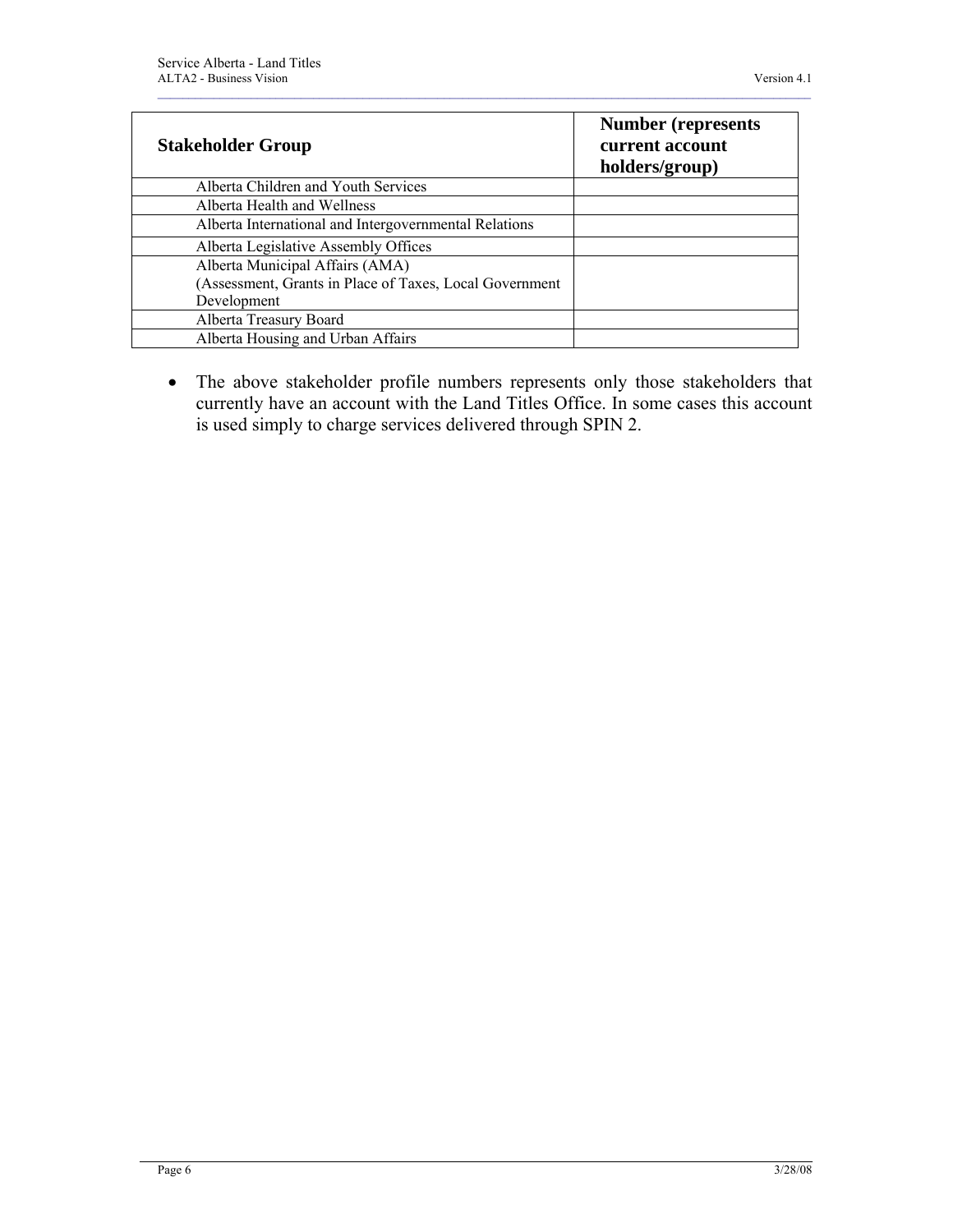| Stakeholder Group | Number (represents current account holders/group) |
| --- | --- |
| Alberta Children and Youth Services | |
| Alberta Health and Wellness | |
| Alberta International and Intergovernmental Relations | |
| Alberta Legislative Assembly Offices | |
| Alberta Municipal Affairs (AMA) (Assessment, Grants in Place of Taxes, Local Government Development | |
| Alberta Treasury Board | |
| Alberta Housing and Urban Affairs | |

- The above stakeholder profile numbers represents only those stakeholders that currently have an account with the Land Titles Office. In some cases this account is used simply to charge services delivered through SPIN 2.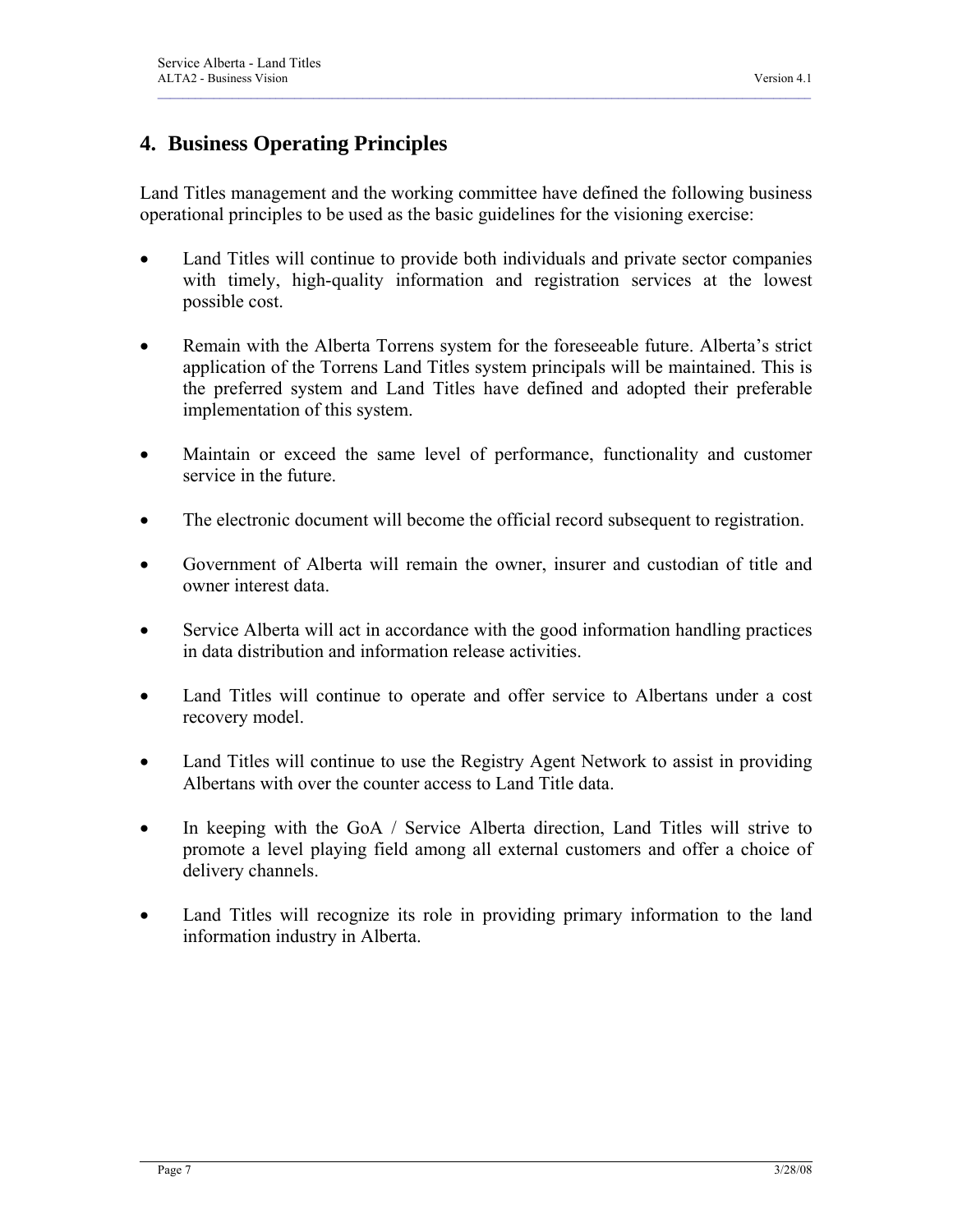## 4. Business Operating Principles

Land Titles management and the working committee have defined the following business operational principles to be used as the basic guidelines for the visioning exercise:

- Land Titles will continue to provide both individuals and private sector companies with timely, high-quality information and registration services at the lowest possible cost.

- Remain with the Alberta Torrens system for the foreseeable future. Alberta's strict application of the Torrens Land Titles system principals will be maintained. This is the preferred system and Land Titles have defined and adopted their preferable implementation of this system.

- Maintain or exceed the same level of performance, functionality and customer service in the future.

- The electronic document will become the official record subsequent to registration.

- Government of Alberta will remain the owner, insurer and custodian of title and owner interest data.

- Service Alberta will act in accordance with the good information handling practices in data distribution and information release activities.

- Land Titles will continue to operate and offer service to Albertans under a cost recovery model.

- Land Titles will continue to use the Registry Agent Network to assist in providing Albertans with over the counter access to Land Title data.

- In keeping with the GoA / Service Alberta direction, Land Titles will strive to promote a level playing field among all external customers and offer a choice of delivery channels.

- Land Titles will recognize its role in providing primary information to the land information industry in Alberta.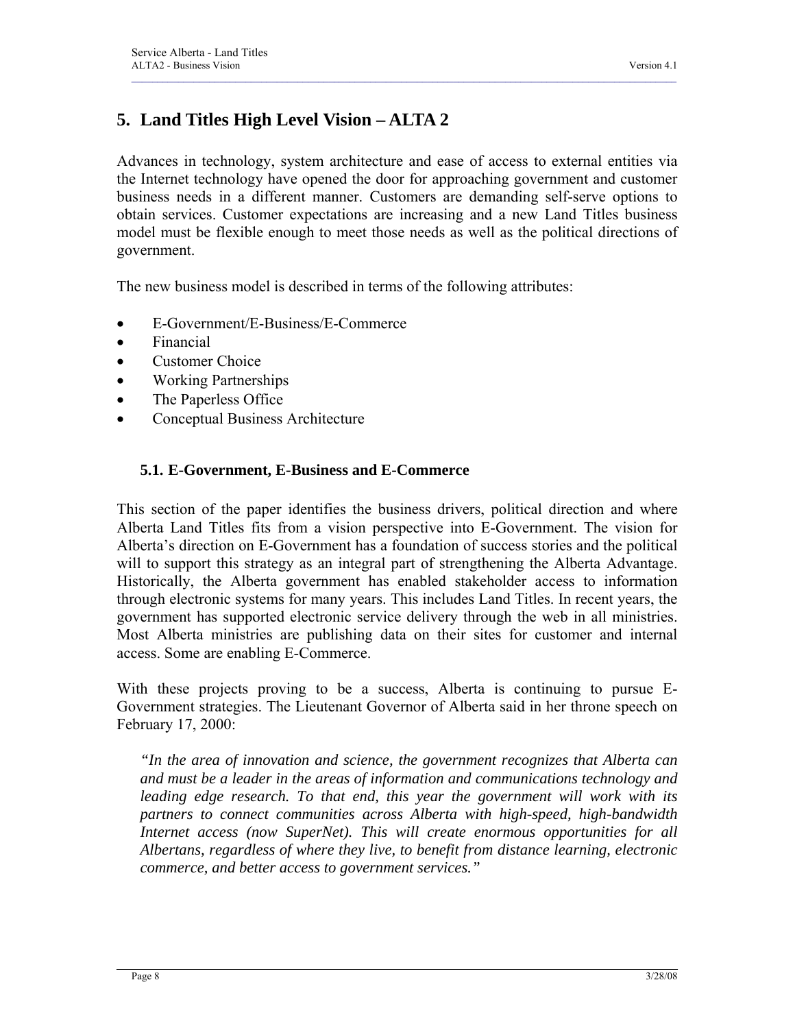# 5. Land Titles High Level Vision – ALTA 2

Advances in technology, system architecture and ease of access to external entities via the Internet technology have opened the door for approaching government and customer business needs in a different manner. Customers are demanding self-serve options to obtain services. Customer expectations are increasing and a new Land Titles business model must be flexible enough to meet those needs as well as the political directions of government.

The new business model is described in terms of the following attributes:

- E-Government/E-Business/E-Commerce
- Financial
- Customer Choice
- Working Partnerships
- The Paperless Office
- Conceptual Business Architecture

## 5.1. E-Government, E-Business and E-Commerce

This section of the paper identifies the business drivers, political direction and where Alberta Land Titles fits from a vision perspective into E-Government. The vision for Alberta's direction on E-Government has a foundation of success stories and the political will to support this strategy as an integral part of strengthening the Alberta Advantage. Historically, the Alberta government has enabled stakeholder access to information through electronic systems for many years. This includes Land Titles. In recent years, the government has supported electronic service delivery through the web in all ministries. Most Alberta ministries are publishing data on their sites for customer and internal access. Some are enabling E-Commerce.

With these projects proving to be a success, Alberta is continuing to pursue E-Government strategies. The Lieutenant Governor of Alberta said in her throne speech on February 17, 2000:

> *"In the area of innovation and science, the government recognizes that Alberta can and must be a leader in the areas of information and communications technology and leading edge research. To that end, this year the government will work with its partners to connect communities across Alberta with high-speed, high-bandwidth Internet access (now SuperNet). This will create enormous opportunities for all Albertans, regardless of where they live, to benefit from distance learning, electronic commerce, and better access to government services."*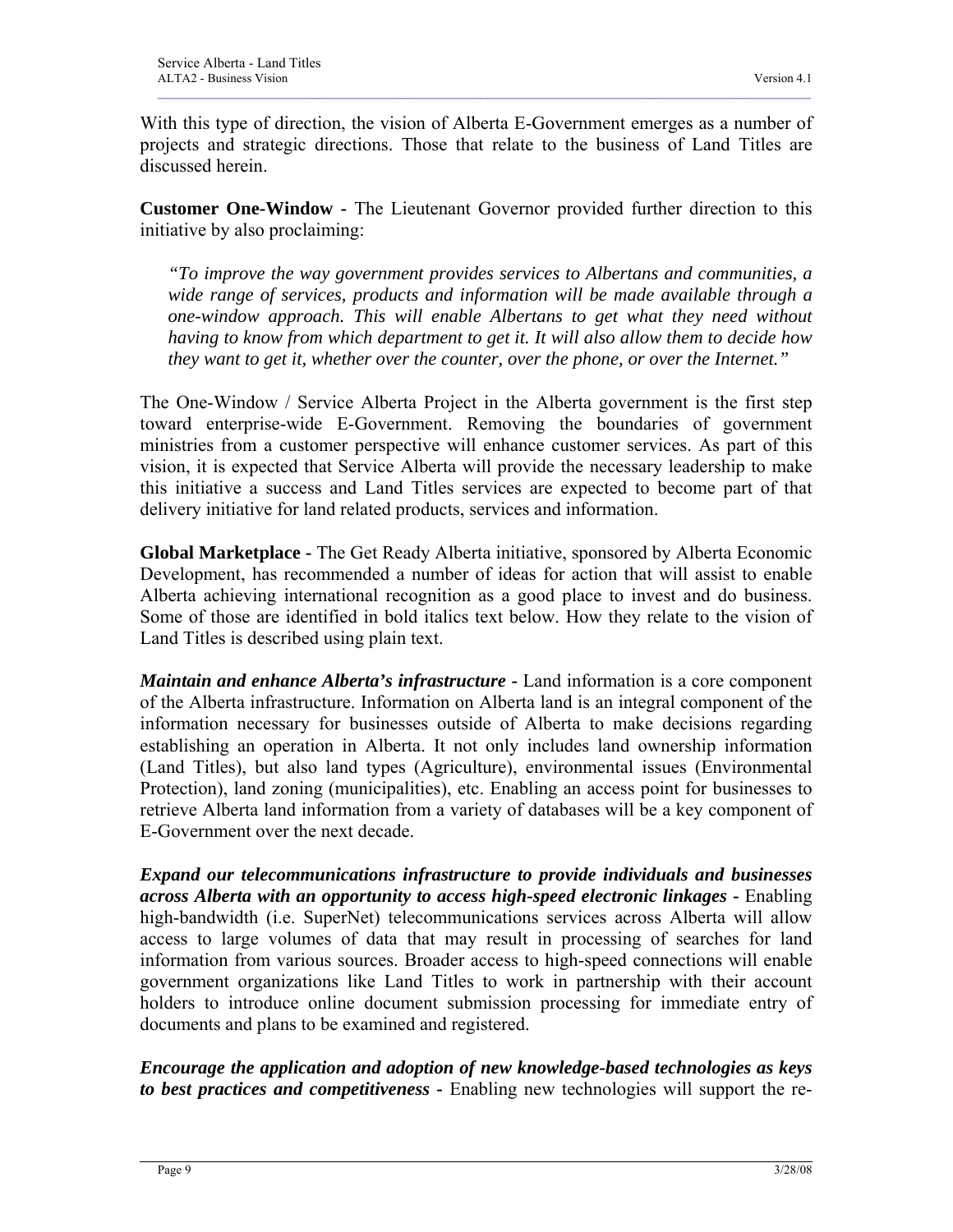With this type of direction, the vision of Alberta E-Government emerges as a number of projects and strategic directions. Those that relate to the business of Land Titles are discussed herein.

**Customer One-Window -** The Lieutenant Governor provided further direction to this initiative by also proclaiming:

> *"To improve the way government provides services to Albertans and communities, a wide range of services, products and information will be made available through a one-window approach. This will enable Albertans to get what they need without having to know from which department to get it. It will also allow them to decide how they want to get it, whether over the counter, over the phone, or over the Internet."*

The One-Window / Service Alberta Project in the Alberta government is the first step toward enterprise-wide E-Government. Removing the boundaries of government ministries from a customer perspective will enhance customer services. As part of this vision, it is expected that Service Alberta will provide the necessary leadership to make this initiative a success and Land Titles services are expected to become part of that delivery initiative for land related products, services and information.

**Global Marketplace -** The Get Ready Alberta initiative, sponsored by Alberta Economic Development, has recommended a number of ideas for action that will assist to enable Alberta achieving international recognition as a good place to invest and do business. Some of those are identified in bold italics text below. How they relate to the vision of Land Titles is described using plain text.

***Maintain and enhance Alberta's infrastructure*** - Land information is a core component of the Alberta infrastructure. Information on Alberta land is an integral component of the information necessary for businesses outside of Alberta to make decisions regarding establishing an operation in Alberta. It not only includes land ownership information (Land Titles), but also land types (Agriculture), environmental issues (Environmental Protection), land zoning (municipalities), etc. Enabling an access point for businesses to retrieve Alberta land information from a variety of databases will be a key component of E-Government over the next decade.

***Expand our telecommunications infrastructure to provide individuals and businesses across Alberta with an opportunity to access high-speed electronic linkages*** - Enabling high-bandwidth (i.e. SuperNet) telecommunications services across Alberta will allow access to large volumes of data that may result in processing of searches for land information from various sources. Broader access to high-speed connections will enable government organizations like Land Titles to work in partnership with their account holders to introduce online document submission processing for immediate entry of documents and plans to be examined and registered.

***Encourage the application and adoption of new knowledge-based technologies as keys to best practices and competitiveness*** - Enabling new technologies will support the re-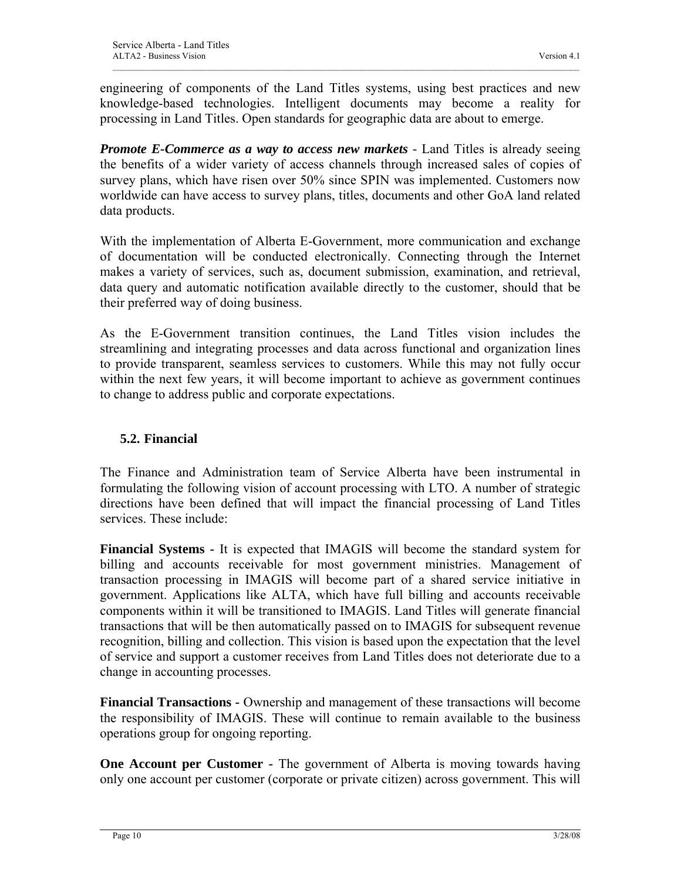engineering of components of the Land Titles systems, using best practices and new knowledge-based technologies. Intelligent documents may become a reality for processing in Land Titles. Open standards for geographic data are about to emerge.

***Promote E-Commerce as a way to access new markets*** - Land Titles is already seeing the benefits of a wider variety of access channels through increased sales of copies of survey plans, which have risen over 50% since SPIN was implemented. Customers now worldwide can have access to survey plans, titles, documents and other GoA land related data products.

With the implementation of Alberta E-Government, more communication and exchange of documentation will be conducted electronically. Connecting through the Internet makes a variety of services, such as, document submission, examination, and retrieval, data query and automatic notification available directly to the customer, should that be their preferred way of doing business.

As the E-Government transition continues, the Land Titles vision includes the streamlining and integrating processes and data across functional and organization lines to provide transparent, seamless services to customers. While this may not fully occur within the next few years, it will become important to achieve as government continues to change to address public and corporate expectations.

### 5.2. Financial

The Finance and Administration team of Service Alberta have been instrumental in formulating the following vision of account processing with LTO. A number of strategic directions have been defined that will impact the financial processing of Land Titles services. These include:

**Financial Systems -** It is expected that IMAGIS will become the standard system for billing and accounts receivable for most government ministries. Management of transaction processing in IMAGIS will become part of a shared service initiative in government. Applications like ALTA, which have full billing and accounts receivable components within it will be transitioned to IMAGIS. Land Titles will generate financial transactions that will be then automatically passed on to IMAGIS for subsequent revenue recognition, billing and collection. This vision is based upon the expectation that the level of service and support a customer receives from Land Titles does not deteriorate due to a change in accounting processes.

**Financial Transactions -** Ownership and management of these transactions will become the responsibility of IMAGIS. These will continue to remain available to the business operations group for ongoing reporting.

**One Account per Customer -** The government of Alberta is moving towards having only one account per customer (corporate or private citizen) across government. This will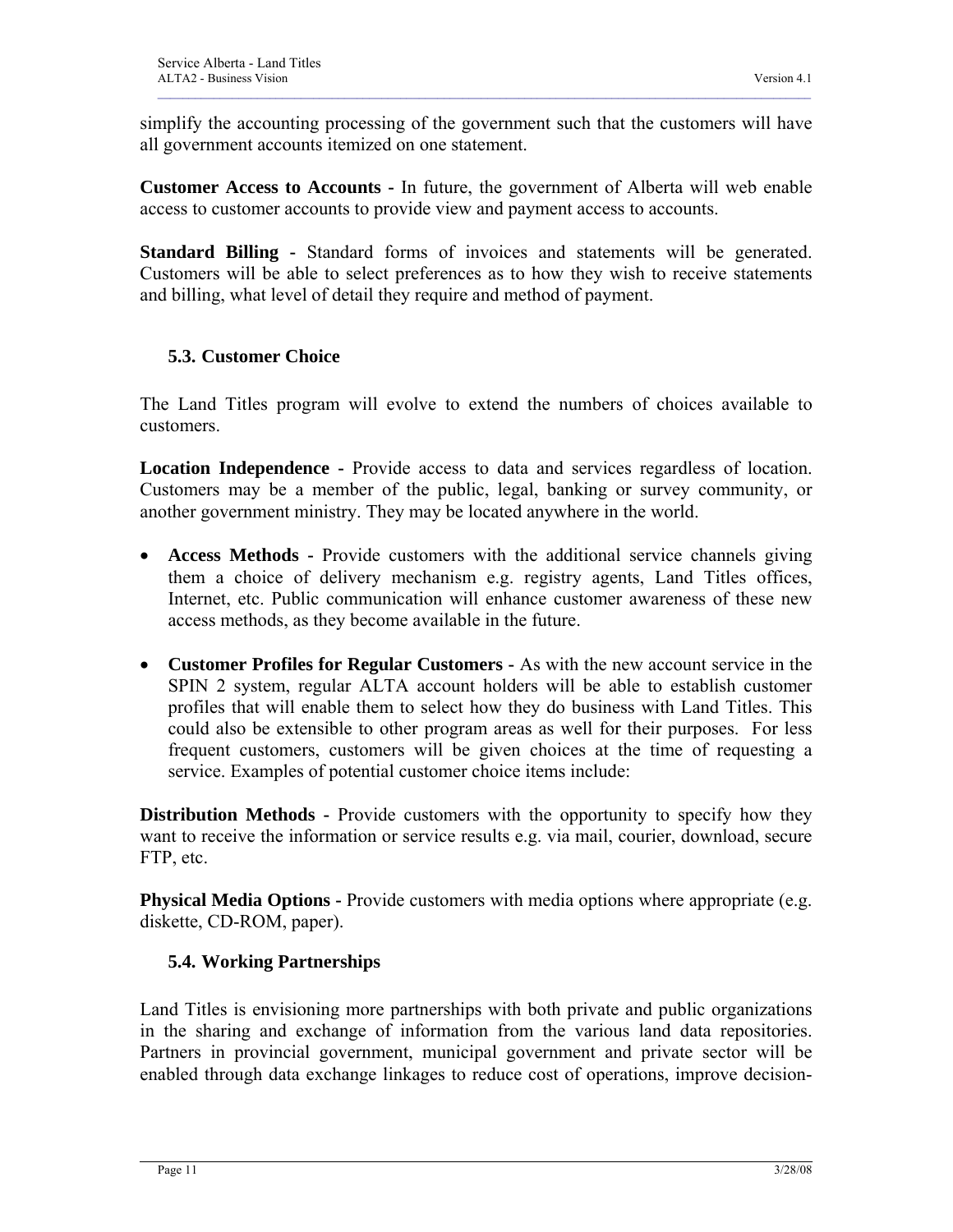simplify the accounting processing of the government such that the customers will have all government accounts itemized on one statement.

**Customer Access to Accounts -** In future, the government of Alberta will web enable access to customer accounts to provide view and payment access to accounts.

**Standard Billing -** Standard forms of invoices and statements will be generated. Customers will be able to select preferences as to how they wish to receive statements and billing, what level of detail they require and method of payment.

### 5.3. Customer Choice

The Land Titles program will evolve to extend the numbers of choices available to customers.

**Location Independence -** Provide access to data and services regardless of location. Customers may be a member of the public, legal, banking or survey community, or another government ministry. They may be located anywhere in the world.

- **Access Methods -** Provide customers with the additional service channels giving them a choice of delivery mechanism e.g. registry agents, Land Titles offices, Internet, etc. Public communication will enhance customer awareness of these new access methods, as they become available in the future.
- **Customer Profiles for Regular Customers -** As with the new account service in the SPIN 2 system, regular ALTA account holders will be able to establish customer profiles that will enable them to select how they do business with Land Titles. This could also be extensible to other program areas as well for their purposes. For less frequent customers, customers will be given choices at the time of requesting a service. Examples of potential customer choice items include:

**Distribution Methods -** Provide customers with the opportunity to specify how they want to receive the information or service results e.g. via mail, courier, download, secure FTP, etc.

**Physical Media Options -** Provide customers with media options where appropriate (e.g. diskette, CD-ROM, paper).

### 5.4. Working Partnerships

Land Titles is envisioning more partnerships with both private and public organizations in the sharing and exchange of information from the various land data repositories. Partners in provincial government, municipal government and private sector will be enabled through data exchange linkages to reduce cost of operations, improve decision-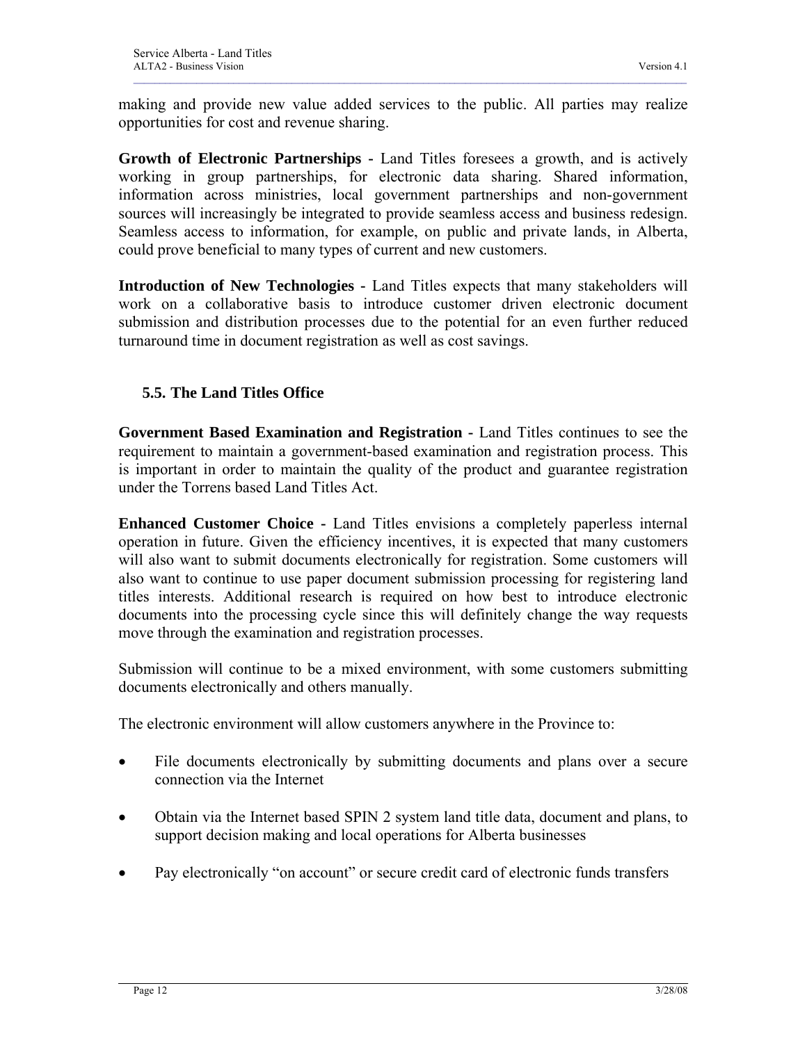making and provide new value added services to the public. All parties may realize opportunities for cost and revenue sharing.

**Growth of Electronic Partnerships -** Land Titles foresees a growth, and is actively working in group partnerships, for electronic data sharing. Shared information, information across ministries, local government partnerships and non-government sources will increasingly be integrated to provide seamless access and business redesign. Seamless access to information, for example, on public and private lands, in Alberta, could prove beneficial to many types of current and new customers.

**Introduction of New Technologies -** Land Titles expects that many stakeholders will work on a collaborative basis to introduce customer driven electronic document submission and distribution processes due to the potential for an even further reduced turnaround time in document registration as well as cost savings.

### 5.5. The Land Titles Office

**Government Based Examination and Registration -** Land Titles continues to see the requirement to maintain a government-based examination and registration process. This is important in order to maintain the quality of the product and guarantee registration under the Torrens based Land Titles Act.

**Enhanced Customer Choice -** Land Titles envisions a completely paperless internal operation in future. Given the efficiency incentives, it is expected that many customers will also want to submit documents electronically for registration. Some customers will also want to continue to use paper document submission processing for registering land titles interests. Additional research is required on how best to introduce electronic documents into the processing cycle since this will definitely change the way requests move through the examination and registration processes.

Submission will continue to be a mixed environment, with some customers submitting documents electronically and others manually.

The electronic environment will allow customers anywhere in the Province to:

- File documents electronically by submitting documents and plans over a secure connection via the Internet
- Obtain via the Internet based SPIN 2 system land title data, document and plans, to support decision making and local operations for Alberta businesses
- Pay electronically "on account" or secure credit card of electronic funds transfers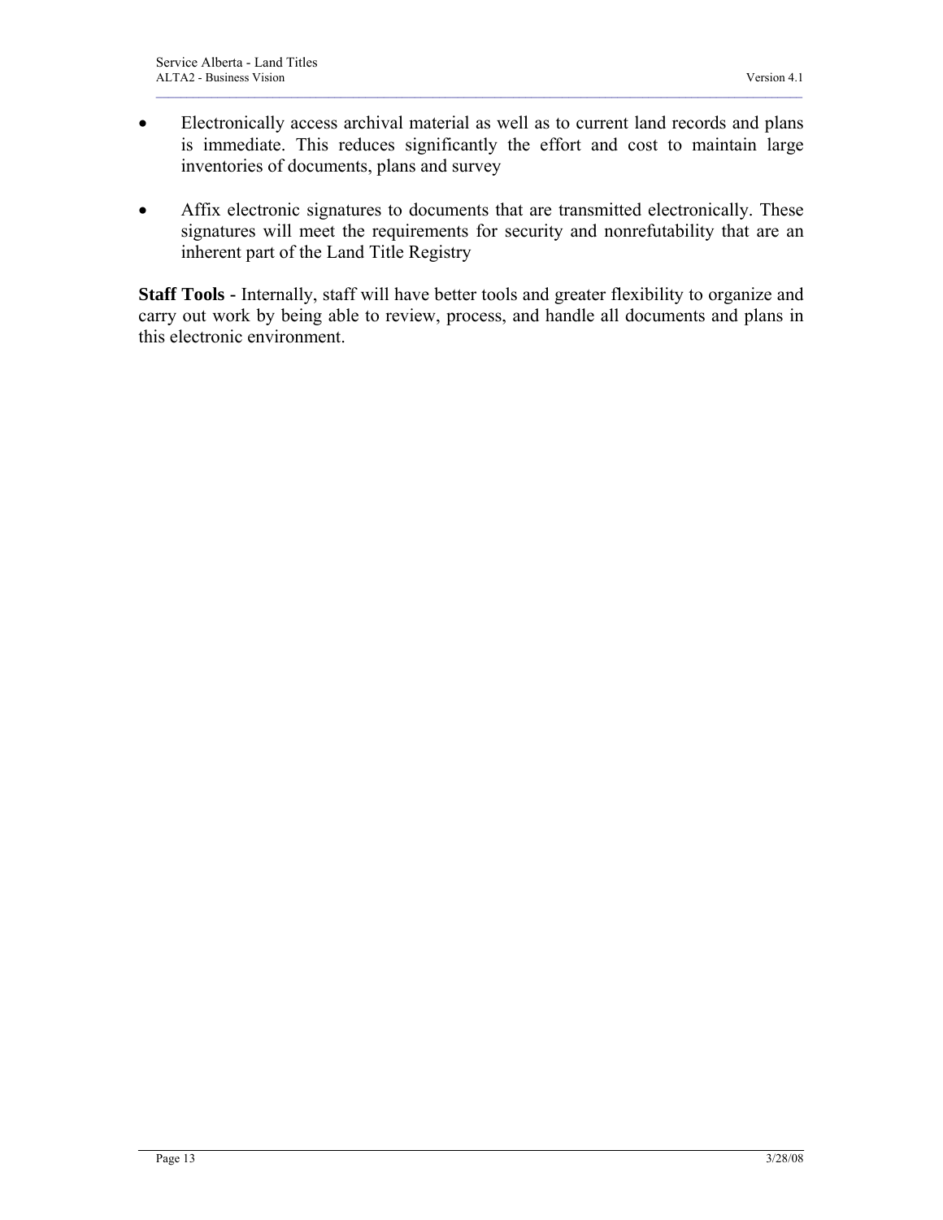- Electronically access archival material as well as to current land records and plans is immediate. This reduces significantly the effort and cost to maintain large inventories of documents, plans and survey

- Affix electronic signatures to documents that are transmitted electronically. These signatures will meet the requirements for security and nonrefutability that are an inherent part of the Land Title Registry

**Staff Tools -** Internally, staff will have better tools and greater flexibility to organize and carry out work by being able to review, process, and handle all documents and plans in this electronic environment.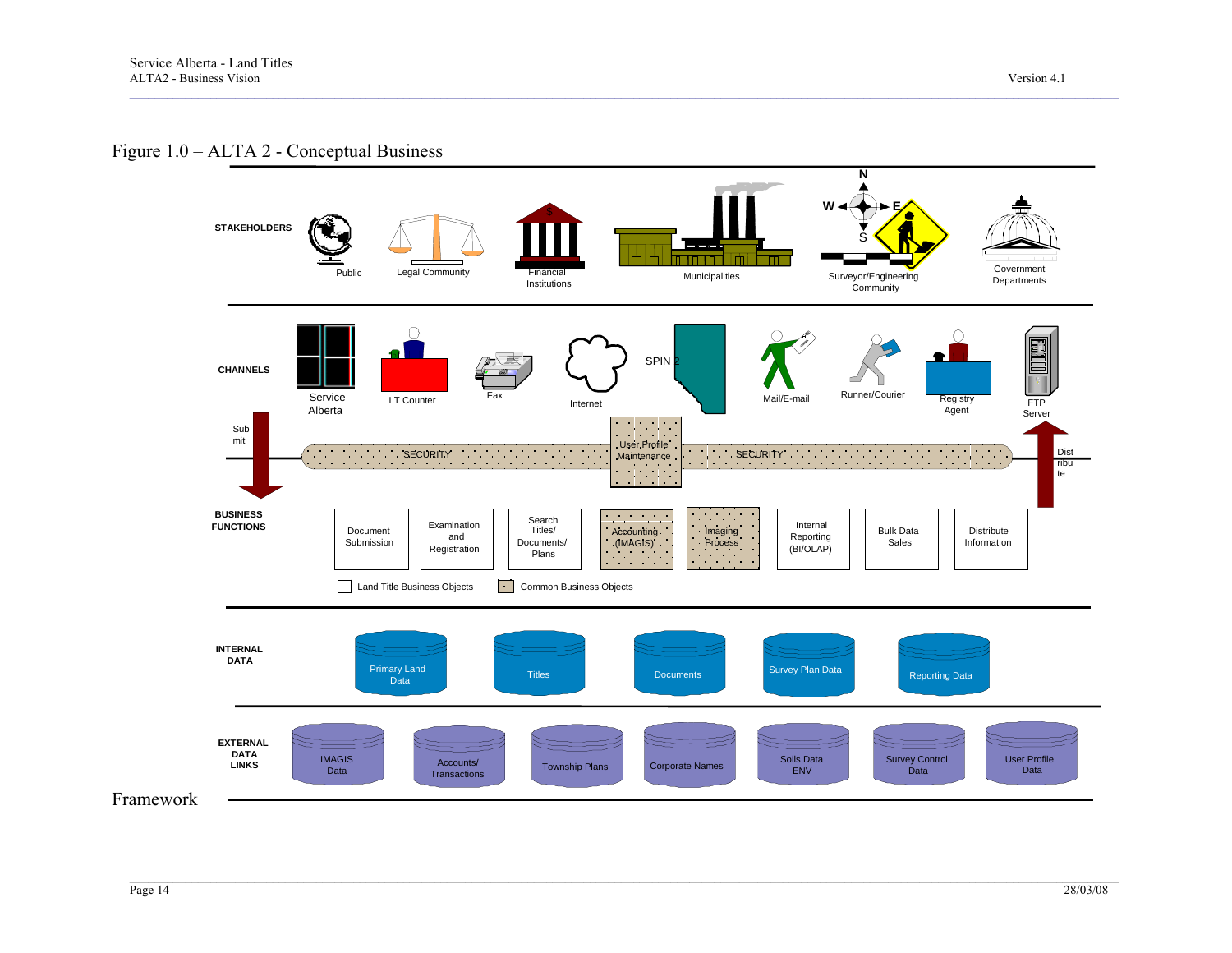Figure 1.0 – ALTA 2 - Conceptual Business Framework

**STAKEHOLDERS**

Public | Legal Community | Financial Institutions | Municipalities | Surveyor/Engineering Community | Government Departments

**CHANNELS**

Service Alberta | LT Counter | Fax | Internet | SPIN 2 | Mail/E-mail | Runner/Courier | Registry Agent | FTP Server

Submit | SECURITY | User Profile Maintenance | SECURITY | Distribute

**BUSINESS FUNCTIONS**

Document Submission | Examination and Registration | Search Titles/ Documents/ Plans | Accounting (IMAGIS) | Imaging Process | Internal Reporting (BI/OLAP) | Bulk Data Sales | Distribute Information

Land Title Business Objects | Common Business Objects

**INTERNAL DATA**

Primary Land Data | Titles | Documents | Survey Plan Data | Reporting Data

**EXTERNAL DATA LINKS**

IMAGIS Data | Accounts/ Transactions | Township Plans | Corporate Names | Soils Data ENV | Survey Control Data | User Profile Data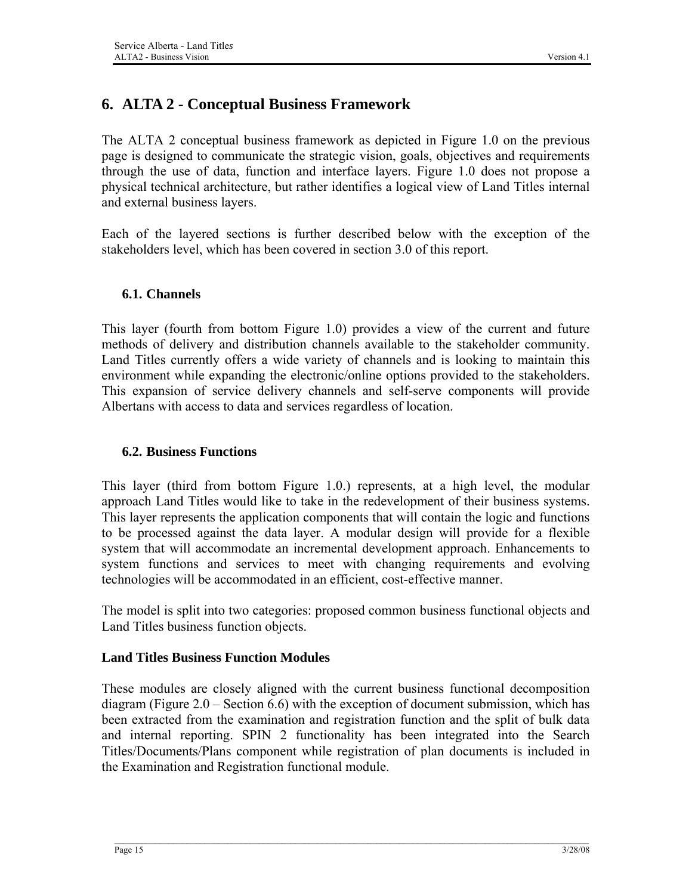# 6. ALTA 2 - Conceptual Business Framework

The ALTA 2 conceptual business framework as depicted in Figure 1.0 on the previous page is designed to communicate the strategic vision, goals, objectives and requirements through the use of data, function and interface layers. Figure 1.0 does not propose a physical technical architecture, but rather identifies a logical view of Land Titles internal and external business layers.

Each of the layered sections is further described below with the exception of the stakeholders level, which has been covered in section 3.0 of this report.

## 6.1. Channels

This layer (fourth from bottom Figure 1.0) provides a view of the current and future methods of delivery and distribution channels available to the stakeholder community. Land Titles currently offers a wide variety of channels and is looking to maintain this environment while expanding the electronic/online options provided to the stakeholders. This expansion of service delivery channels and self-serve components will provide Albertans with access to data and services regardless of location.

## 6.2. Business Functions

This layer (third from bottom Figure 1.0.) represents, at a high level, the modular approach Land Titles would like to take in the redevelopment of their business systems. This layer represents the application components that will contain the logic and functions to be processed against the data layer. A modular design will provide for a flexible system that will accommodate an incremental development approach. Enhancements to system functions and services to meet with changing requirements and evolving technologies will be accommodated in an efficient, cost-effective manner.

The model is split into two categories: proposed common business functional objects and Land Titles business function objects.

### Land Titles Business Function Modules

These modules are closely aligned with the current business functional decomposition diagram (Figure 2.0 – Section 6.6) with the exception of document submission, which has been extracted from the examination and registration function and the split of bulk data and internal reporting. SPIN 2 functionality has been integrated into the Search Titles/Documents/Plans component while registration of plan documents is included in the Examination and Registration functional module.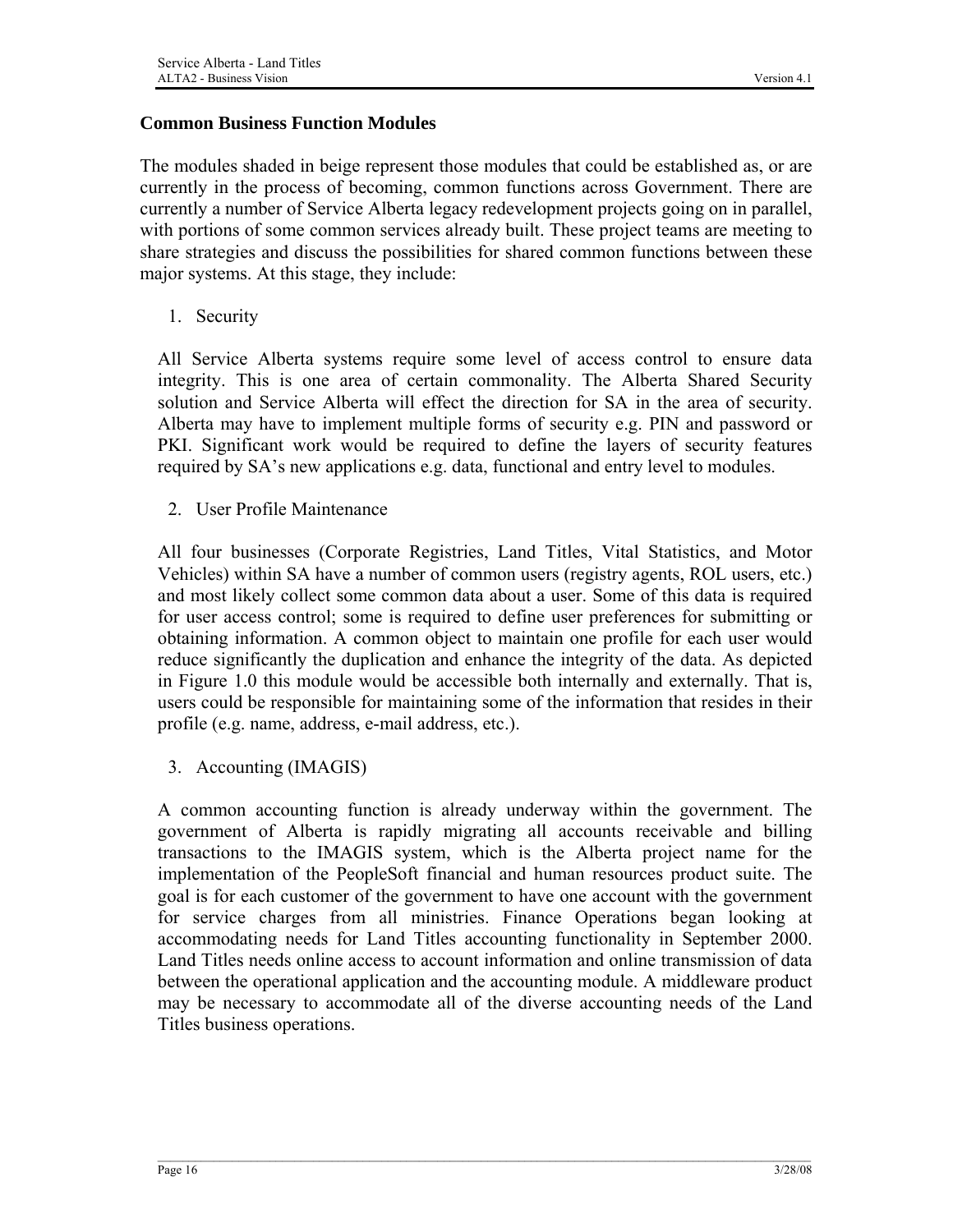## Common Business Function Modules

The modules shaded in beige represent those modules that could be established as, or are currently in the process of becoming, common functions across Government. There are currently a number of Service Alberta legacy redevelopment projects going on in parallel, with portions of some common services already built. These project teams are meeting to share strategies and discuss the possibilities for shared common functions between these major systems. At this stage, they include:

1. Security

All Service Alberta systems require some level of access control to ensure data integrity. This is one area of certain commonality. The Alberta Shared Security solution and Service Alberta will effect the direction for SA in the area of security. Alberta may have to implement multiple forms of security e.g. PIN and password or PKI. Significant work would be required to define the layers of security features required by SA's new applications e.g. data, functional and entry level to modules.

2. User Profile Maintenance

All four businesses (Corporate Registries, Land Titles, Vital Statistics, and Motor Vehicles) within SA have a number of common users (registry agents, ROL users, etc.) and most likely collect some common data about a user. Some of this data is required for user access control; some is required to define user preferences for submitting or obtaining information. A common object to maintain one profile for each user would reduce significantly the duplication and enhance the integrity of the data. As depicted in Figure 1.0 this module would be accessible both internally and externally. That is, users could be responsible for maintaining some of the information that resides in their profile (e.g. name, address, e-mail address, etc.).

3. Accounting (IMAGIS)

A common accounting function is already underway within the government. The government of Alberta is rapidly migrating all accounts receivable and billing transactions to the IMAGIS system, which is the Alberta project name for the implementation of the PeopleSoft financial and human resources product suite. The goal is for each customer of the government to have one account with the government for service charges from all ministries. Finance Operations began looking at accommodating needs for Land Titles accounting functionality in September 2000. Land Titles needs online access to account information and online transmission of data between the operational application and the accounting module. A middleware product may be necessary to accommodate all of the diverse accounting needs of the Land Titles business operations.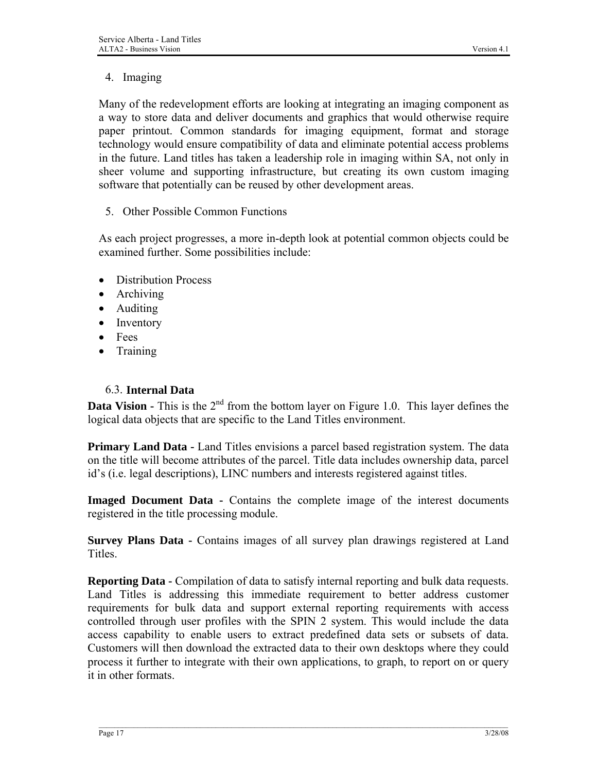4. Imaging

Many of the redevelopment efforts are looking at integrating an imaging component as a way to store data and deliver documents and graphics that would otherwise require paper printout. Common standards for imaging equipment, format and storage technology would ensure compatibility of data and eliminate potential access problems in the future. Land titles has taken a leadership role in imaging within SA, not only in sheer volume and supporting infrastructure, but creating its own custom imaging software that potentially can be reused by other development areas.

5. Other Possible Common Functions

As each project progresses, a more in-depth look at potential common objects could be examined further. Some possibilities include:

- Distribution Process
- Archiving
- Auditing
- Inventory
- Fees
- Training

### 6.3. Internal Data

**Data Vision -** This is the 2nd from the bottom layer on Figure 1.0. This layer defines the logical data objects that are specific to the Land Titles environment.

**Primary Land Data -** Land Titles envisions a parcel based registration system. The data on the title will become attributes of the parcel. Title data includes ownership data, parcel id's (i.e. legal descriptions), LINC numbers and interests registered against titles.

**Imaged Document Data -** Contains the complete image of the interest documents registered in the title processing module.

**Survey Plans Data -** Contains images of all survey plan drawings registered at Land Titles.

**Reporting Data -** Compilation of data to satisfy internal reporting and bulk data requests. Land Titles is addressing this immediate requirement to better address customer requirements for bulk data and support external reporting requirements with access controlled through user profiles with the SPIN 2 system. This would include the data access capability to enable users to extract predefined data sets or subsets of data. Customers will then download the extracted data to their own desktops where they could process it further to integrate with their own applications, to graph, to report on or query it in other formats.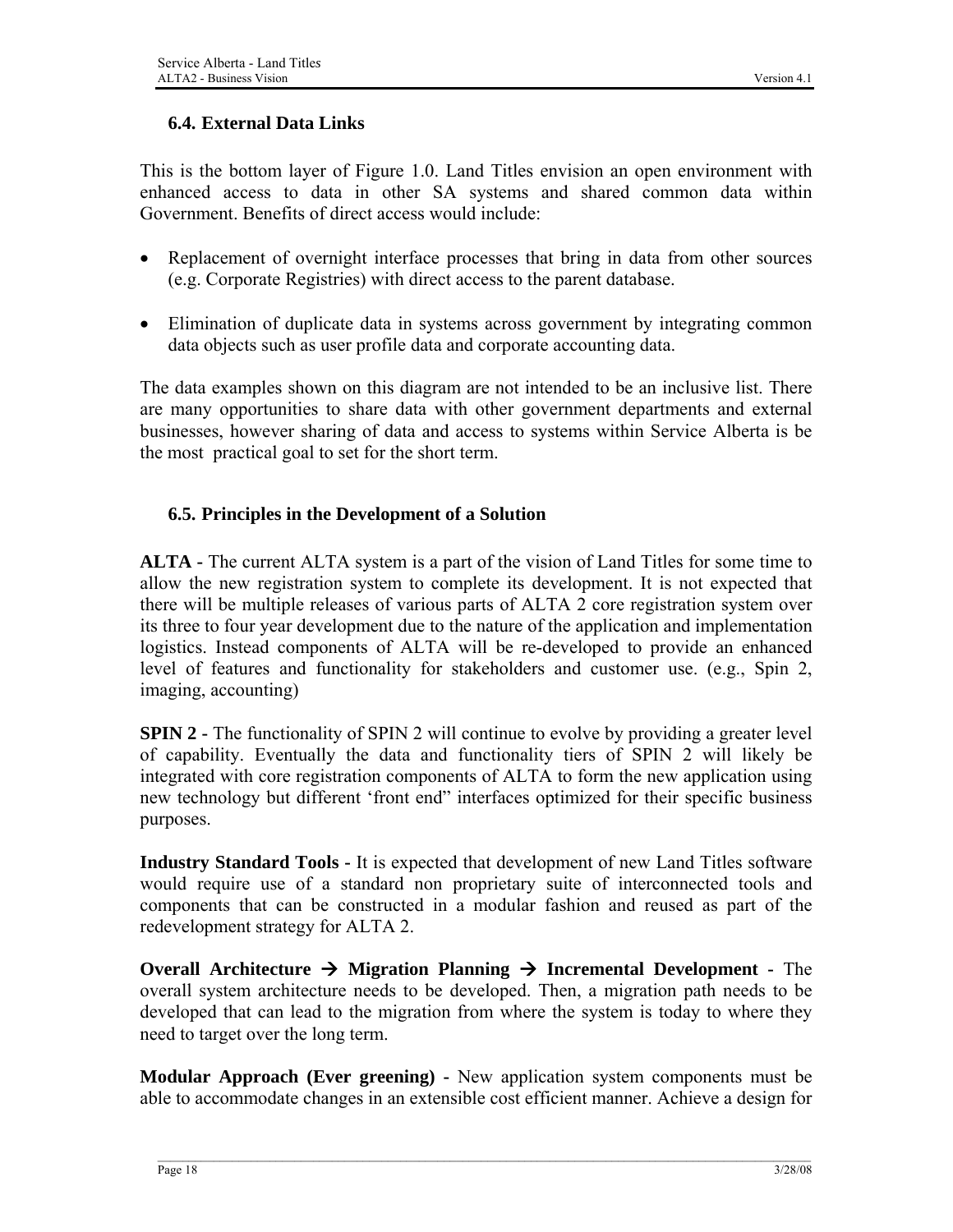### 6.4. External Data Links

This is the bottom layer of Figure 1.0. Land Titles envision an open environment with enhanced access to data in other SA systems and shared common data within Government. Benefits of direct access would include:

- Replacement of overnight interface processes that bring in data from other sources (e.g. Corporate Registries) with direct access to the parent database.
- Elimination of duplicate data in systems across government by integrating common data objects such as user profile data and corporate accounting data.

The data examples shown on this diagram are not intended to be an inclusive list. There are many opportunities to share data with other government departments and external businesses, however sharing of data and access to systems within Service Alberta is be the most practical goal to set for the short term.

### 6.5. Principles in the Development of a Solution

**ALTA** - The current ALTA system is a part of the vision of Land Titles for some time to allow the new registration system to complete its development. It is not expected that there will be multiple releases of various parts of ALTA 2 core registration system over its three to four year development due to the nature of the application and implementation logistics. Instead components of ALTA will be re-developed to provide an enhanced level of features and functionality for stakeholders and customer use. (e.g., Spin 2, imaging, accounting)

**SPIN 2** - The functionality of SPIN 2 will continue to evolve by providing a greater level of capability. Eventually the data and functionality tiers of SPIN 2 will likely be integrated with core registration components of ALTA to form the new application using new technology but different 'front end" interfaces optimized for their specific business purposes.

**Industry Standard Tools** - It is expected that development of new Land Titles software would require use of a standard non proprietary suite of interconnected tools and components that can be constructed in a modular fashion and reused as part of the redevelopment strategy for ALTA 2.

**Overall Architecture → Migration Planning → Incremental Development** - The overall system architecture needs to be developed. Then, a migration path needs to be developed that can lead to the migration from where the system is today to where they need to target over the long term.

**Modular Approach (Ever greening)** - New application system components must be able to accommodate changes in an extensible cost efficient manner. Achieve a design for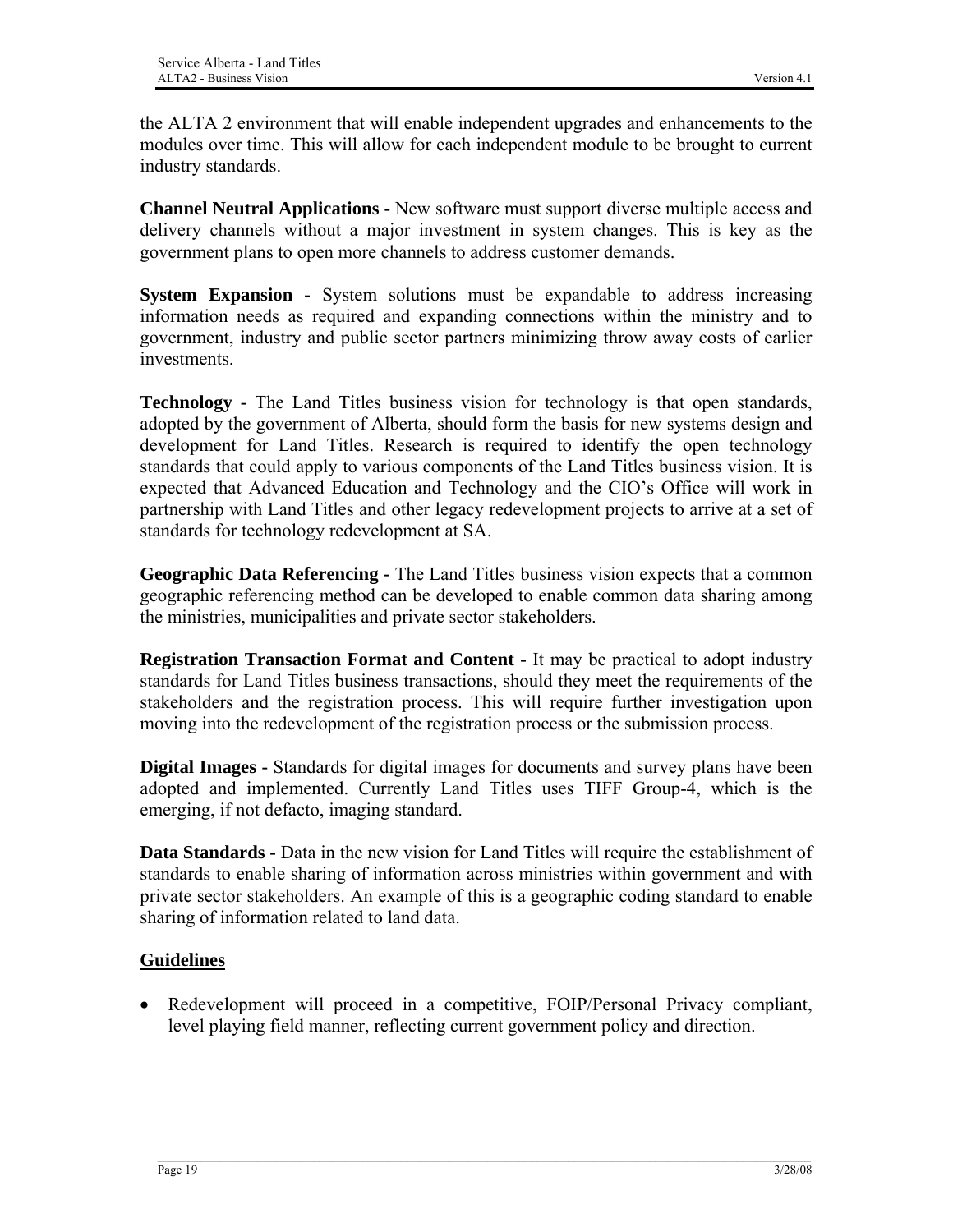the ALTA 2 environment that will enable independent upgrades and enhancements to the modules over time. This will allow for each independent module to be brought to current industry standards.

**Channel Neutral Applications -** New software must support diverse multiple access and delivery channels without a major investment in system changes. This is key as the government plans to open more channels to address customer demands.

**System Expansion -** System solutions must be expandable to address increasing information needs as required and expanding connections within the ministry and to government, industry and public sector partners minimizing throw away costs of earlier investments.

**Technology -** The Land Titles business vision for technology is that open standards, adopted by the government of Alberta, should form the basis for new systems design and development for Land Titles. Research is required to identify the open technology standards that could apply to various components of the Land Titles business vision. It is expected that Advanced Education and Technology and the CIO's Office will work in partnership with Land Titles and other legacy redevelopment projects to arrive at a set of standards for technology redevelopment at SA.

**Geographic Data Referencing -** The Land Titles business vision expects that a common geographic referencing method can be developed to enable common data sharing among the ministries, municipalities and private sector stakeholders.

**Registration Transaction Format and Content -** It may be practical to adopt industry standards for Land Titles business transactions, should they meet the requirements of the stakeholders and the registration process. This will require further investigation upon moving into the redevelopment of the registration process or the submission process.

**Digital Images -** Standards for digital images for documents and survey plans have been adopted and implemented. Currently Land Titles uses TIFF Group-4, which is the emerging, if not defacto, imaging standard.

**Data Standards -** Data in the new vision for Land Titles will require the establishment of standards to enable sharing of information across ministries within government and with private sector stakeholders. An example of this is a geographic coding standard to enable sharing of information related to land data.

## Guidelines

- Redevelopment will proceed in a competitive, FOIP/Personal Privacy compliant, level playing field manner, reflecting current government policy and direction.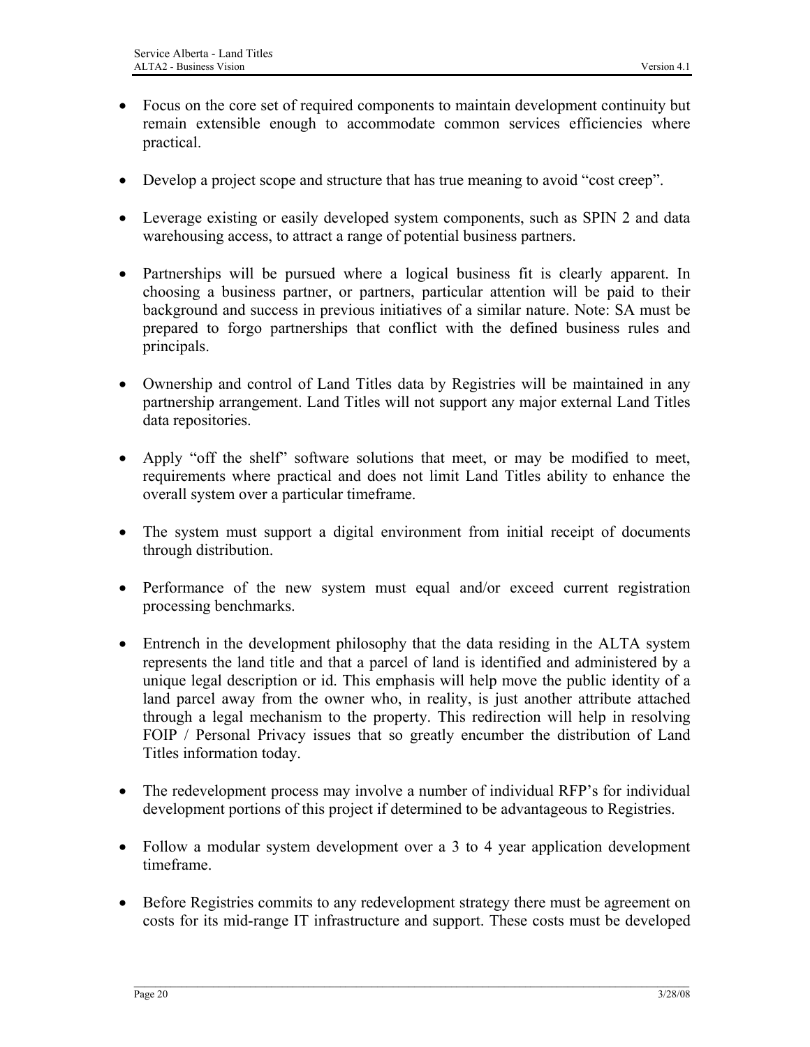- Focus on the core set of required components to maintain development continuity but remain extensible enough to accommodate common services efficiencies where practical.

- Develop a project scope and structure that has true meaning to avoid “cost creep”.

- Leverage existing or easily developed system components, such as SPIN 2 and data warehousing access, to attract a range of potential business partners.

- Partnerships will be pursued where a logical business fit is clearly apparent. In choosing a business partner, or partners, particular attention will be paid to their background and success in previous initiatives of a similar nature. Note: SA must be prepared to forgo partnerships that conflict with the defined business rules and principals.

- Ownership and control of Land Titles data by Registries will be maintained in any partnership arrangement. Land Titles will not support any major external Land Titles data repositories.

- Apply “off the shelf” software solutions that meet, or may be modified to meet, requirements where practical and does not limit Land Titles ability to enhance the overall system over a particular timeframe.

- The system must support a digital environment from initial receipt of documents through distribution.

- Performance of the new system must equal and/or exceed current registration processing benchmarks.

- Entrench in the development philosophy that the data residing in the ALTA system represents the land title and that a parcel of land is identified and administered by a unique legal description or id. This emphasis will help move the public identity of a land parcel away from the owner who, in reality, is just another attribute attached through a legal mechanism to the property. This redirection will help in resolving FOIP / Personal Privacy issues that so greatly encumber the distribution of Land Titles information today.

- The redevelopment process may involve a number of individual RFP’s for individual development portions of this project if determined to be advantageous to Registries.

- Follow a modular system development over a 3 to 4 year application development timeframe.

- Before Registries commits to any redevelopment strategy there must be agreement on costs for its mid-range IT infrastructure and support. These costs must be developed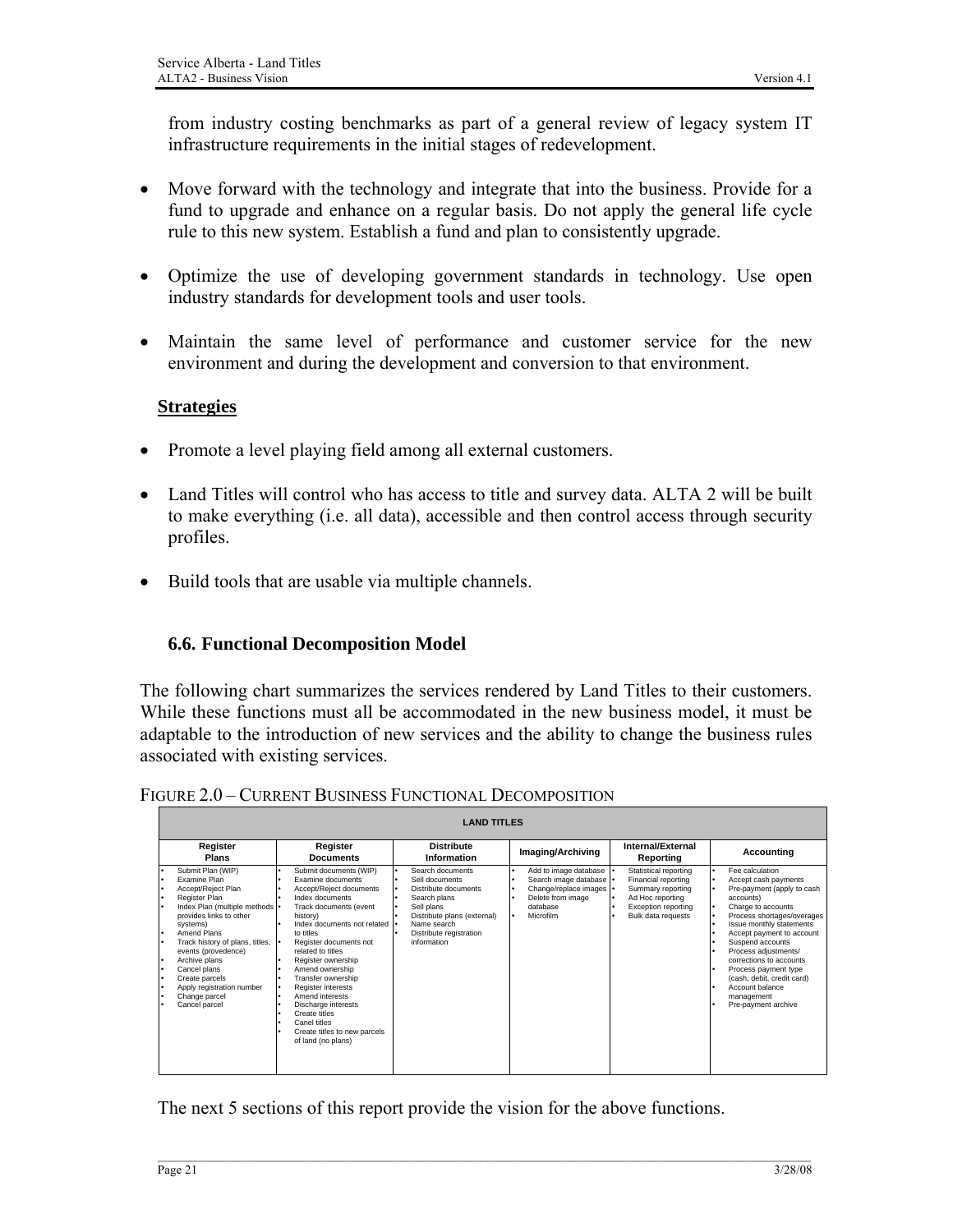from industry costing benchmarks as part of a general review of legacy system IT infrastructure requirements in the initial stages of redevelopment.

- Move forward with the technology and integrate that into the business. Provide for a fund to upgrade and enhance on a regular basis. Do not apply the general life cycle rule to this new system. Establish a fund and plan to consistently upgrade.

- Optimize the use of developing government standards in technology. Use open industry standards for development tools and user tools.

- Maintain the same level of performance and customer service for the new environment and during the development and conversion to that environment.

**Strategies**

- Promote a level playing field among all external customers.

- Land Titles will control who has access to title and survey data. ALTA 2 will be built to make everything (i.e. all data), accessible and then control access through security profiles.

- Build tools that are usable via multiple channels.

### 6.6. Functional Decomposition Model

The following chart summarizes the services rendered by Land Titles to their customers. While these functions must all be accommodated in the new business model, it must be adaptable to the introduction of new services and the ability to change the business rules associated with existing services.

FIGURE 2.0 – CURRENT BUSINESS FUNCTIONAL DECOMPOSITION

| LAND TITLES | | | | | |
|---|---|---|---|---|---|
| **Register Plans** | **Register Documents** | **Distribute Information** | **Imaging/Archiving** | **Internal/External Reporting** | **Accounting** |
| • Submit Plan (WIP)<br>• Examine Plan<br>• Accept/Reject Plan<br>• Register Plan<br>• Index Plan (multiple methods provides links to other systems)<br>• Amend Plans<br>• Track history of plans, titles, events (provedence)<br>• Archive plans<br>• Cancel plans<br>• Create parcels<br>• Apply registration number<br>• Change parcel<br>• Cancel parcel | • Submit documents (WIP)<br>• Examine documents<br>• Accept/Reject documents<br>• Index documents<br>• Track documents (event history)<br>• Index documents not related to titles<br>• Register documents not related to titles<br>• Register ownership<br>• Amend ownership<br>• Transfer ownership<br>• Register interests<br>• Amend interests<br>• Discharge interests<br>• Create titles<br>• Canel titles<br>• Create titles to new parcels of land (no plans) | • Search documents<br>• Sell documents<br>• Distribute documents<br>• Search plans<br>• Sell plans<br>• Distribute plans (external)<br>• Name search<br>• Distribute registration information | • Add to image database<br>• Search image database<br>• Change/replace images<br>• Delete from image database<br>• Microfilm | • Statistical reporting<br>• Financial reporting<br>• Summary reporting<br>• Ad Hoc reporting<br>• Exception reporting<br>• Bulk data requests | • Fee calculation<br>• Accept cash payments<br>• Pre-payment (apply to cash accounts)<br>• Charge to accounts<br>• Process shortages/overages<br>• Issue monthly statements<br>• Accept payment to account<br>• Suspend accounts<br>• Process adjustments/ corrections to accounts<br>• Process payment type (cash, debit, credit card)<br>• Account balance management<br>• Pre-payment archive |

The next 5 sections of this report provide the vision for the above functions.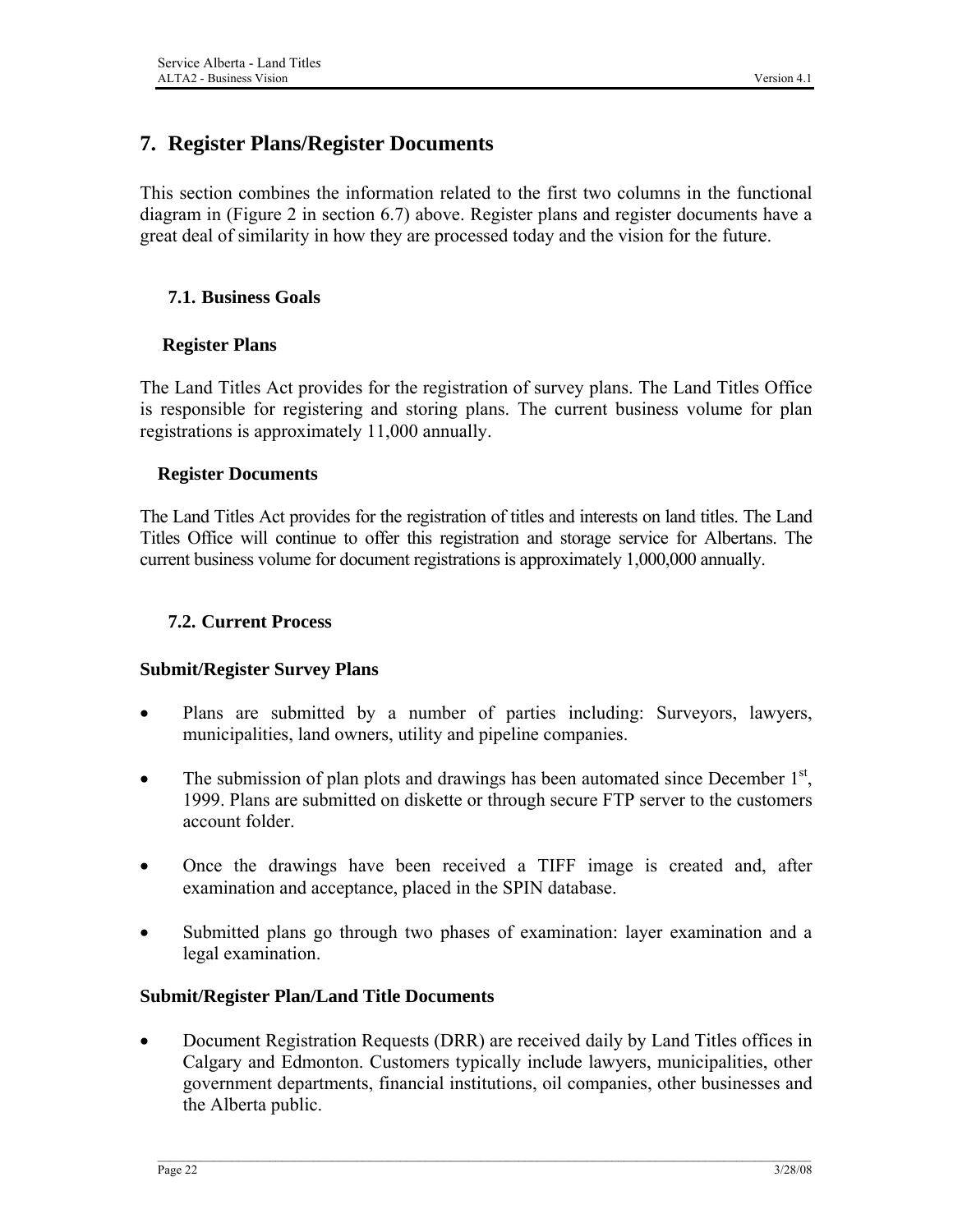# 7. Register Plans/Register Documents

This section combines the information related to the first two columns in the functional diagram in (Figure 2 in section 6.7) above. Register plans and register documents have a great deal of similarity in how they are processed today and the vision for the future.

## 7.1. Business Goals

### Register Plans

The Land Titles Act provides for the registration of survey plans. The Land Titles Office is responsible for registering and storing plans. The current business volume for plan registrations is approximately 11,000 annually.

### Register Documents

The Land Titles Act provides for the registration of titles and interests on land titles. The Land Titles Office will continue to offer this registration and storage service for Albertans. The current business volume for document registrations is approximately 1,000,000 annually.

## 7.2. Current Process

### Submit/Register Survey Plans

- Plans are submitted by a number of parties including: Surveyors, lawyers, municipalities, land owners, utility and pipeline companies.
- The submission of plan plots and drawings has been automated since December 1st, 1999. Plans are submitted on diskette or through secure FTP server to the customers account folder.
- Once the drawings have been received a TIFF image is created and, after examination and acceptance, placed in the SPIN database.
- Submitted plans go through two phases of examination: layer examination and a legal examination.

### Submit/Register Plan/Land Title Documents

- Document Registration Requests (DRR) are received daily by Land Titles offices in Calgary and Edmonton. Customers typically include lawyers, municipalities, other government departments, financial institutions, oil companies, other businesses and the Alberta public.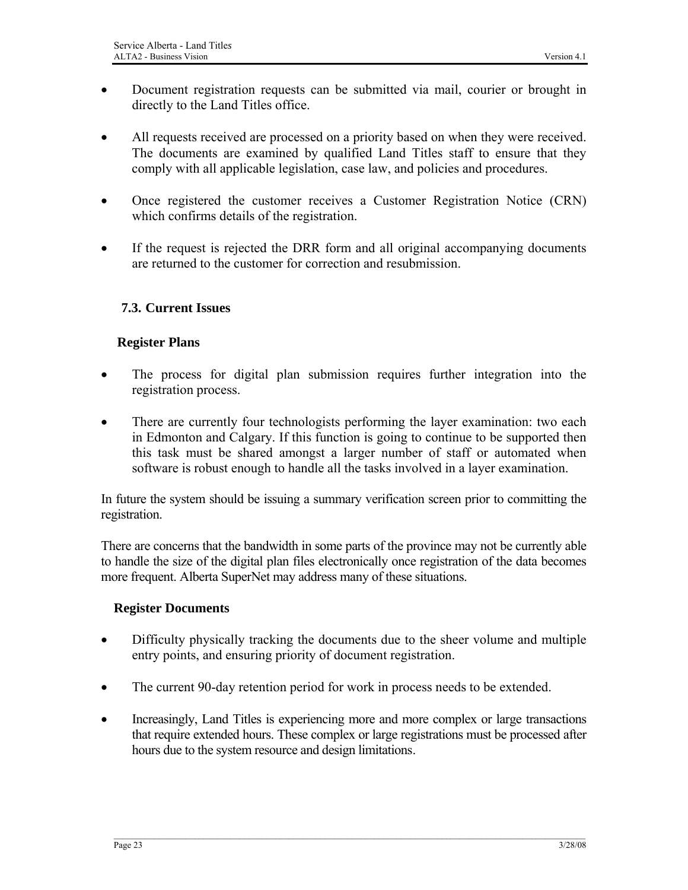- Document registration requests can be submitted via mail, courier or brought in directly to the Land Titles office.

- All requests received are processed on a priority based on when they were received. The documents are examined by qualified Land Titles staff to ensure that they comply with all applicable legislation, case law, and policies and procedures.

- Once registered the customer receives a Customer Registration Notice (CRN) which confirms details of the registration.

- If the request is rejected the DRR form and all original accompanying documents are returned to the customer for correction and resubmission.

## 7.3. Current Issues

### Register Plans

- The process for digital plan submission requires further integration into the registration process.

- There are currently four technologists performing the layer examination: two each in Edmonton and Calgary. If this function is going to continue to be supported then this task must be shared amongst a larger number of staff or automated when software is robust enough to handle all the tasks involved in a layer examination.

In future the system should be issuing a summary verification screen prior to committing the registration.

There are concerns that the bandwidth in some parts of the province may not be currently able to handle the size of the digital plan files electronically once registration of the data becomes more frequent. Alberta SuperNet may address many of these situations.

### Register Documents

- Difficulty physically tracking the documents due to the sheer volume and multiple entry points, and ensuring priority of document registration.

- The current 90-day retention period for work in process needs to be extended.

- Increasingly, Land Titles is experiencing more and more complex or large transactions that require extended hours. These complex or large registrations must be processed after hours due to the system resource and design limitations.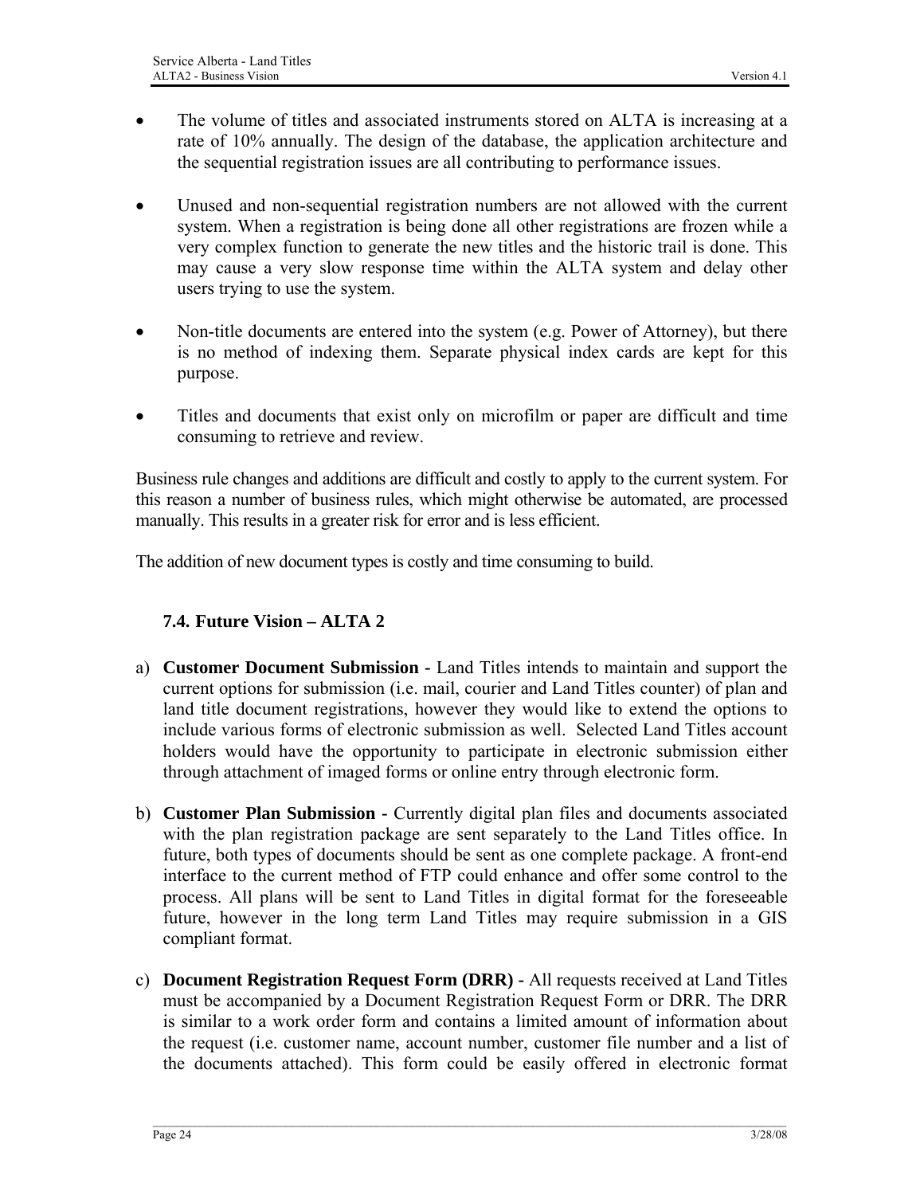- The volume of titles and associated instruments stored on ALTA is increasing at a rate of 10% annually. The design of the database, the application architecture and the sequential registration issues are all contributing to performance issues.

- Unused and non-sequential registration numbers are not allowed with the current system. When a registration is being done all other registrations are frozen while a very complex function to generate the new titles and the historic trail is done. This may cause a very slow response time within the ALTA system and delay other users trying to use the system.

- Non-title documents are entered into the system (e.g. Power of Attorney), but there is no method of indexing them. Separate physical index cards are kept for this purpose.

- Titles and documents that exist only on microfilm or paper are difficult and time consuming to retrieve and review.

Business rule changes and additions are difficult and costly to apply to the current system. For this reason a number of business rules, which might otherwise be automated, are processed manually. This results in a greater risk for error and is less efficient.

The addition of new document types is costly and time consuming to build.

### 7.4. Future Vision – ALTA 2

a) **Customer Document Submission -** Land Titles intends to maintain and support the current options for submission (i.e. mail, courier and Land Titles counter) of plan and land title document registrations, however they would like to extend the options to include various forms of electronic submission as well. Selected Land Titles account holders would have the opportunity to participate in electronic submission either through attachment of imaged forms or online entry through electronic form.

b) **Customer Plan Submission -** Currently digital plan files and documents associated with the plan registration package are sent separately to the Land Titles office. In future, both types of documents should be sent as one complete package. A front-end interface to the current method of FTP could enhance and offer some control to the process. All plans will be sent to Land Titles in digital format for the foreseeable future, however in the long term Land Titles may require submission in a GIS compliant format.

c) **Document Registration Request Form (DRR) -** All requests received at Land Titles must be accompanied by a Document Registration Request Form or DRR. The DRR is similar to a work order form and contains a limited amount of information about the request (i.e. customer name, account number, customer file number and a list of the documents attached). This form could be easily offered in electronic format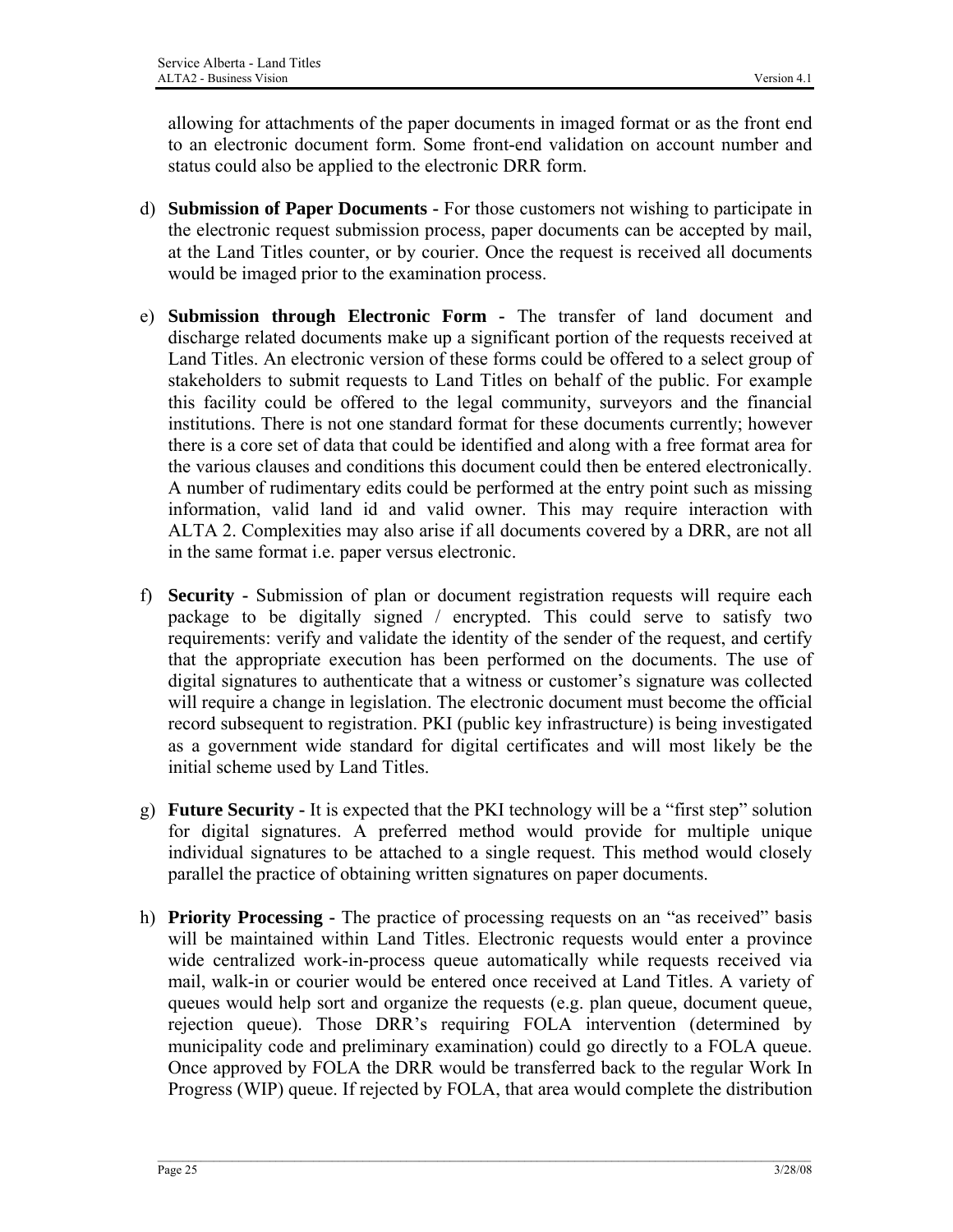allowing for attachments of the paper documents in imaged format or as the front end to an electronic document form. Some front-end validation on account number and status could also be applied to the electronic DRR form.

d) **Submission of Paper Documents -** For those customers not wishing to participate in the electronic request submission process, paper documents can be accepted by mail, at the Land Titles counter, or by courier. Once the request is received all documents would be imaged prior to the examination process.

e) **Submission through Electronic Form -** The transfer of land document and discharge related documents make up a significant portion of the requests received at Land Titles. An electronic version of these forms could be offered to a select group of stakeholders to submit requests to Land Titles on behalf of the public. For example this facility could be offered to the legal community, surveyors and the financial institutions. There is not one standard format for these documents currently; however there is a core set of data that could be identified and along with a free format area for the various clauses and conditions this document could then be entered electronically. A number of rudimentary edits could be performed at the entry point such as missing information, valid land id and valid owner. This may require interaction with ALTA 2. Complexities may also arise if all documents covered by a DRR, are not all in the same format i.e. paper versus electronic.

f) **Security -** Submission of plan or document registration requests will require each package to be digitally signed / encrypted. This could serve to satisfy two requirements: verify and validate the identity of the sender of the request, and certify that the appropriate execution has been performed on the documents. The use of digital signatures to authenticate that a witness or customer's signature was collected will require a change in legislation. The electronic document must become the official record subsequent to registration. PKI (public key infrastructure) is being investigated as a government wide standard for digital certificates and will most likely be the initial scheme used by Land Titles.

g) **Future Security -** It is expected that the PKI technology will be a "first step" solution for digital signatures. A preferred method would provide for multiple unique individual signatures to be attached to a single request. This method would closely parallel the practice of obtaining written signatures on paper documents.

h) **Priority Processing -** The practice of processing requests on an "as received" basis will be maintained within Land Titles. Electronic requests would enter a province wide centralized work-in-process queue automatically while requests received via mail, walk-in or courier would be entered once received at Land Titles. A variety of queues would help sort and organize the requests (e.g. plan queue, document queue, rejection queue). Those DRR's requiring FOLA intervention (determined by municipality code and preliminary examination) could go directly to a FOLA queue. Once approved by FOLA the DRR would be transferred back to the regular Work In Progress (WIP) queue. If rejected by FOLA, that area would complete the distribution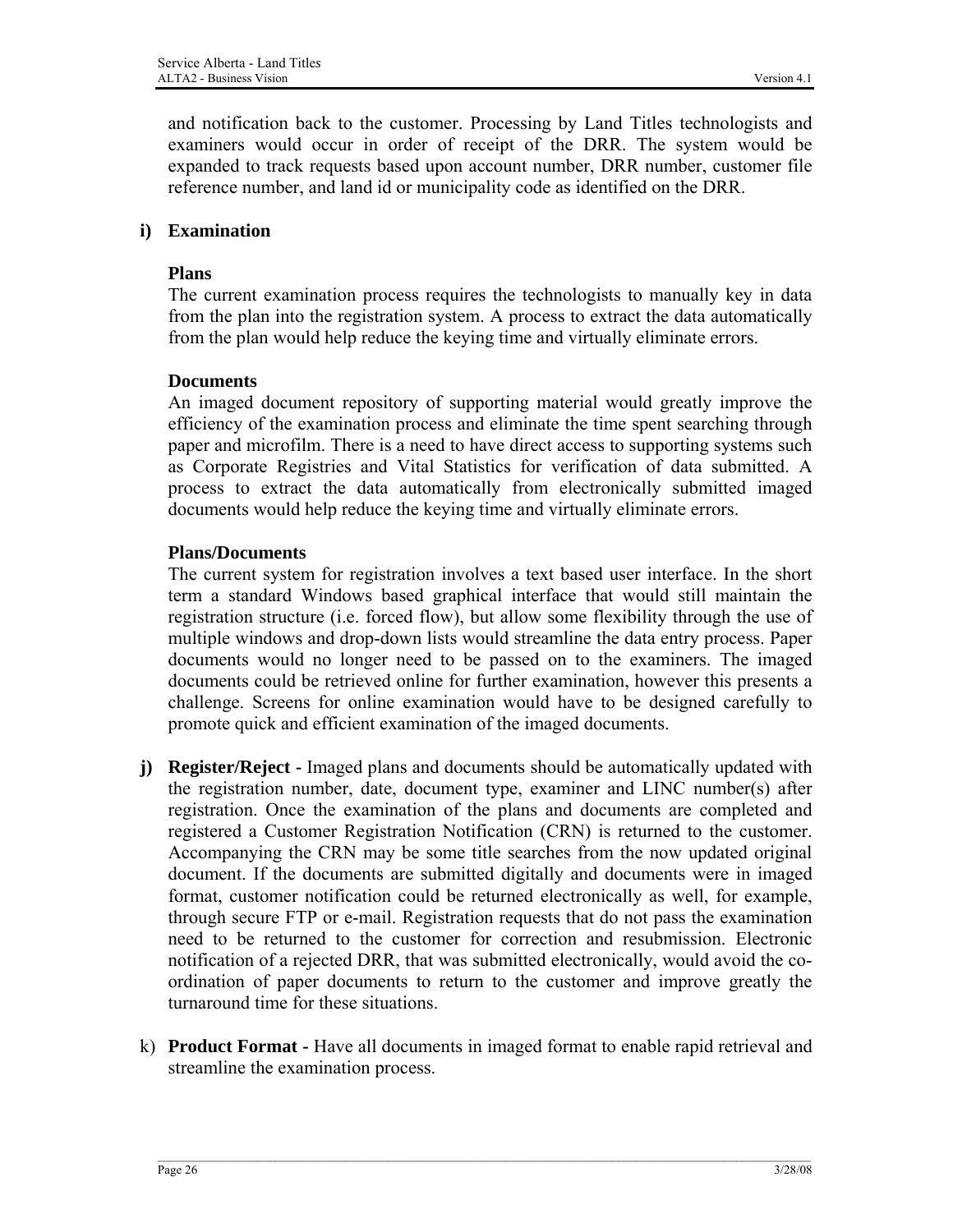and notification back to the customer. Processing by Land Titles technologists and examiners would occur in order of receipt of the DRR. The system would be expanded to track requests based upon account number, DRR number, customer file reference number, and land id or municipality code as identified on the DRR.

**i) Examination**

**Plans**

The current examination process requires the technologists to manually key in data from the plan into the registration system. A process to extract the data automatically from the plan would help reduce the keying time and virtually eliminate errors.

**Documents**

An imaged document repository of supporting material would greatly improve the efficiency of the examination process and eliminate the time spent searching through paper and microfilm. There is a need to have direct access to supporting systems such as Corporate Registries and Vital Statistics for verification of data submitted. A process to extract the data automatically from electronically submitted imaged documents would help reduce the keying time and virtually eliminate errors.

**Plans/Documents**

The current system for registration involves a text based user interface. In the short term a standard Windows based graphical interface that would still maintain the registration structure (i.e. forced flow), but allow some flexibility through the use of multiple windows and drop-down lists would streamline the data entry process. Paper documents would no longer need to be passed on to the examiners. The imaged documents could be retrieved online for further examination, however this presents a challenge. Screens for online examination would have to be designed carefully to promote quick and efficient examination of the imaged documents.

**j) Register/Reject -** Imaged plans and documents should be automatically updated with the registration number, date, document type, examiner and LINC number(s) after registration. Once the examination of the plans and documents are completed and registered a Customer Registration Notification (CRN) is returned to the customer. Accompanying the CRN may be some title searches from the now updated original document. If the documents are submitted digitally and documents were in imaged format, customer notification could be returned electronically as well, for example, through secure FTP or e-mail. Registration requests that do not pass the examination need to be returned to the customer for correction and resubmission. Electronic notification of a rejected DRR, that was submitted electronically, would avoid the co-ordination of paper documents to return to the customer and improve greatly the turnaround time for these situations.

k) **Product Format -** Have all documents in imaged format to enable rapid retrieval and streamline the examination process.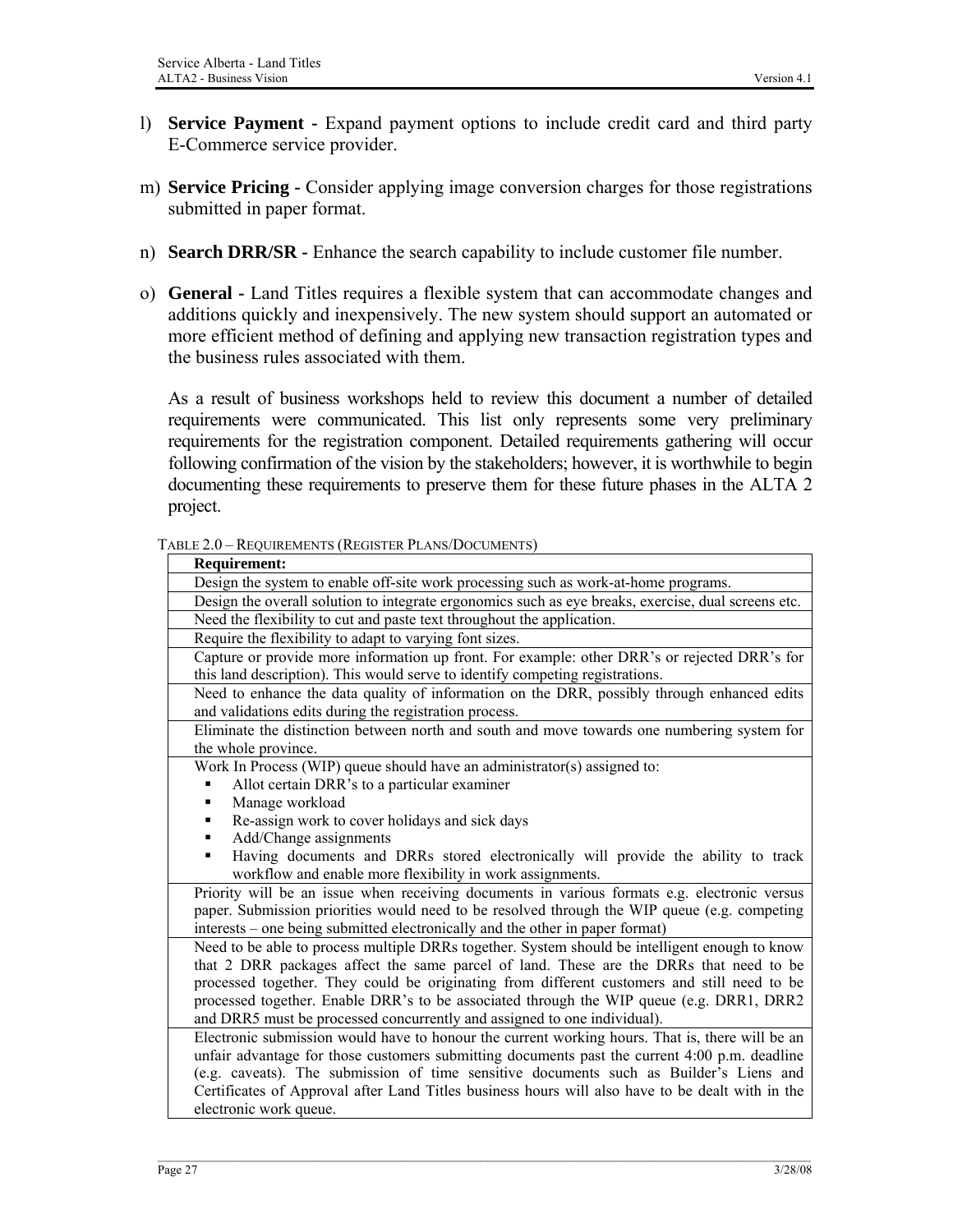l) **Service Payment -** Expand payment options to include credit card and third party E-Commerce service provider.

m) **Service Pricing -** Consider applying image conversion charges for those registrations submitted in paper format.

n) **Search DRR/SR -** Enhance the search capability to include customer file number.

o) **General -** Land Titles requires a flexible system that can accommodate changes and additions quickly and inexpensively. The new system should support an automated or more efficient method of defining and applying new transaction registration types and the business rules associated with them.

As a result of business workshops held to review this document a number of detailed requirements were communicated. This list only represents some very preliminary requirements for the registration component. Detailed requirements gathering will occur following confirmation of the vision by the stakeholders; however, it is worthwhile to begin documenting these requirements to preserve them for these future phases in the ALTA 2 project.

TABLE 2.0 – REQUIREMENTS (REGISTER PLANS/DOCUMENTS)

| **Requirement:** |
|---|
| Design the system to enable off-site work processing such as work-at-home programs. |
| Design the overall solution to integrate ergonomics such as eye breaks, exercise, dual screens etc. |
| Need the flexibility to cut and paste text throughout the application. |
| Require the flexibility to adapt to varying font sizes. |
| Capture or provide more information up front. For example: other DRR's or rejected DRR's for this land description). This would serve to identify competing registrations. |
| Need to enhance the data quality of information on the DRR, possibly through enhanced edits and validations edits during the registration process. |
| Eliminate the distinction between north and south and move towards one numbering system for the whole province. |
| Work In Process (WIP) queue should have an administrator(s) assigned to: <br>▪ Allot certain DRR's to a particular examiner <br>▪ Manage workload <br>▪ Re-assign work to cover holidays and sick days <br>▪ Add/Change assignments <br>▪ Having documents and DRRs stored electronically will provide the ability to track workflow and enable more flexibility in work assignments. |
| Priority will be an issue when receiving documents in various formats e.g. electronic versus paper. Submission priorities would need to be resolved through the WIP queue (e.g. competing interests – one being submitted electronically and the other in paper format) |
| Need to be able to process multiple DRRs together. System should be intelligent enough to know that 2 DRR packages affect the same parcel of land. These are the DRRs that need to be processed together. They could be originating from different customers and still need to be processed together. Enable DRR's to be associated through the WIP queue (e.g. DRR1, DRR2 and DRR5 must be processed concurrently and assigned to one individual). |
| Electronic submission would have to honour the current working hours. That is, there will be an unfair advantage for those customers submitting documents past the current 4:00 p.m. deadline (e.g. caveats). The submission of time sensitive documents such as Builder's Liens and Certificates of Approval after Land Titles business hours will also have to be dealt with in the electronic work queue. |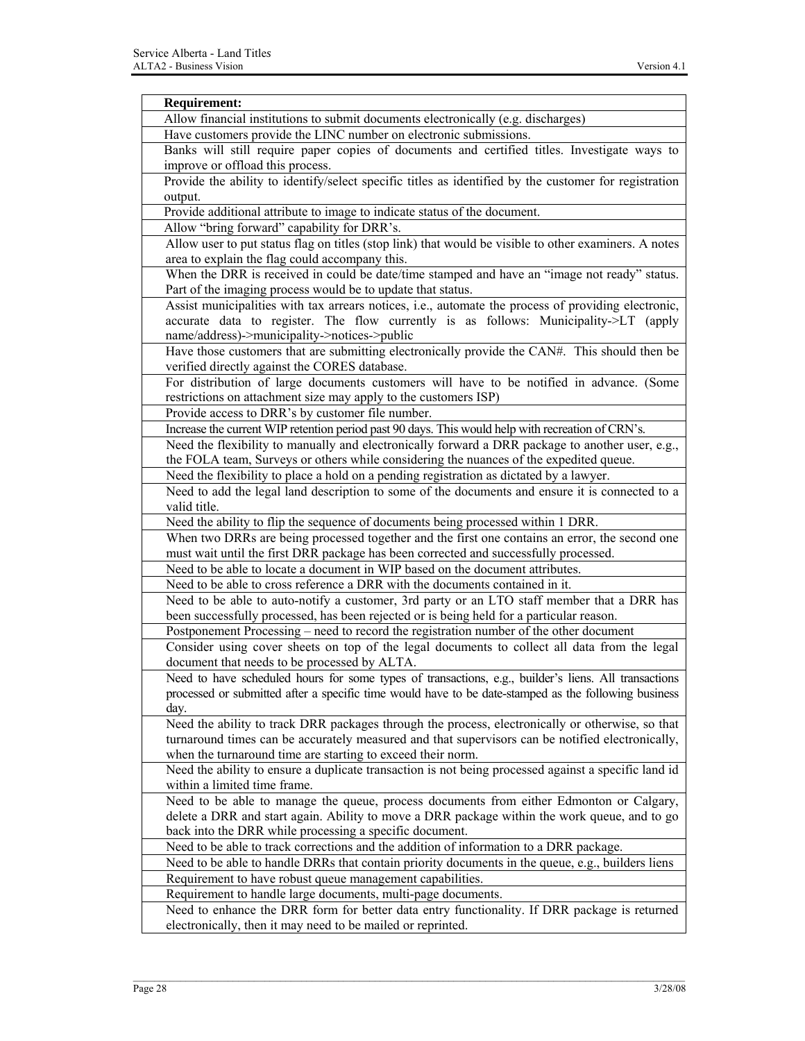| Requirement: |
| --- |
| Allow financial institutions to submit documents electronically (e.g. discharges) |
| Have customers provide the LINC number on electronic submissions. |
| Banks will still require paper copies of documents and certified titles. Investigate ways to improve or offload this process. |
| Provide the ability to identify/select specific titles as identified by the customer for registration output. |
| Provide additional attribute to image to indicate status of the document. |
| Allow "bring forward" capability for DRR's. |
| Allow user to put status flag on titles (stop link) that would be visible to other examiners. A notes area to explain the flag could accompany this. |
| When the DRR is received in could be date/time stamped and have an "image not ready" status. Part of the imaging process would be to update that status. |
| Assist municipalities with tax arrears notices, i.e., automate the process of providing electronic, accurate data to register. The flow currently is as follows: Municipality->LT (apply name/address)->municipality->notices->public |
| Have those customers that are submitting electronically provide the CAN#. This should then be verified directly against the CORES database. |
| For distribution of large documents customers will have to be notified in advance. (Some restrictions on attachment size may apply to the customers ISP) |
| Provide access to DRR's by customer file number. |
| Increase the current WIP retention period past 90 days. This would help with recreation of CRN's. |
| Need the flexibility to manually and electronically forward a DRR package to another user, e.g., the FOLA team, Surveys or others while considering the nuances of the expedited queue. |
| Need the flexibility to place a hold on a pending registration as dictated by a lawyer. |
| Need to add the legal land description to some of the documents and ensure it is connected to a valid title. |
| Need the ability to flip the sequence of documents being processed within 1 DRR. |
| When two DRRs are being processed together and the first one contains an error, the second one must wait until the first DRR package has been corrected and successfully processed. |
| Need to be able to locate a document in WIP based on the document attributes. |
| Need to be able to cross reference a DRR with the documents contained in it. |
| Need to be able to auto-notify a customer, 3rd party or an LTO staff member that a DRR has been successfully processed, has been rejected or is being held for a particular reason. |
| Postponement Processing – need to record the registration number of the other document |
| Consider using cover sheets on top of the legal documents to collect all data from the legal document that needs to be processed by ALTA. |
| Need to have scheduled hours for some types of transactions, e.g., builder's liens. All transactions processed or submitted after a specific time would have to be date-stamped as the following business day. |
| Need the ability to track DRR packages through the process, electronically or otherwise, so that turnaround times can be accurately measured and that supervisors can be notified electronically, when the turnaround time are starting to exceed their norm. |
| Need the ability to ensure a duplicate transaction is not being processed against a specific land id within a limited time frame. |
| Need to be able to manage the queue, process documents from either Edmonton or Calgary, delete a DRR and start again. Ability to move a DRR package within the work queue, and to go back into the DRR while processing a specific document. |
| Need to be able to track corrections and the addition of information to a DRR package. |
| Need to be able to handle DRRs that contain priority documents in the queue, e.g., builders liens |
| Requirement to have robust queue management capabilities. |
| Requirement to handle large documents, multi-page documents. |
| Need to enhance the DRR form for better data entry functionality. If DRR package is returned electronically, then it may need to be mailed or reprinted. |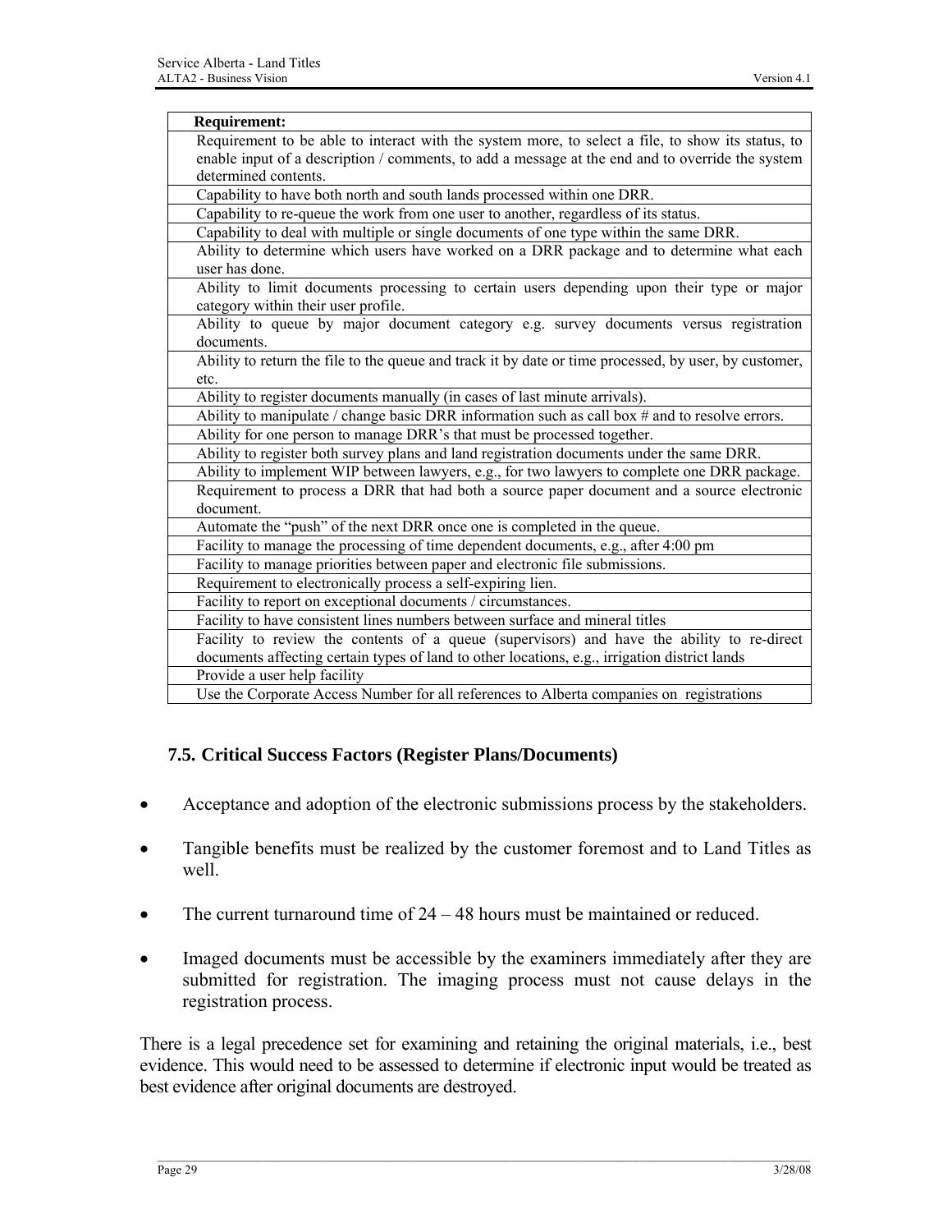| Requirement: |
|---|
| Requirement to be able to interact with the system more, to select a file, to show its status, to enable input of a description / comments, to add a message at the end and to override the system determined contents. |
| Capability to have both north and south lands processed within one DRR. |
| Capability to re-queue the work from one user to another, regardless of its status. |
| Capability to deal with multiple or single documents of one type within the same DRR. |
| Ability to determine which users have worked on a DRR package and to determine what each user has done. |
| Ability to limit documents processing to certain users depending upon their type or major category within their user profile. |
| Ability to queue by major document category e.g. survey documents versus registration documents. |
| Ability to return the file to the queue and track it by date or time processed, by user, by customer, etc. |
| Ability to register documents manually (in cases of last minute arrivals). |
| Ability to manipulate / change basic DRR information such as call box # and to resolve errors. |
| Ability for one person to manage DRR's that must be processed together. |
| Ability to register both survey plans and land registration documents under the same DRR. |
| Ability to implement WIP between lawyers, e.g., for two lawyers to complete one DRR package. |
| Requirement to process a DRR that had both a source paper document and a source electronic document. |
| Automate the "push" of the next DRR once one is completed in the queue. |
| Facility to manage the processing of time dependent documents, e.g., after 4:00 pm |
| Facility to manage priorities between paper and electronic file submissions. |
| Requirement to electronically process a self-expiring lien. |
| Facility to report on exceptional documents / circumstances. |
| Facility to have consistent lines numbers between surface and mineral titles |
| Facility to review the contents of a queue (supervisors) and have the ability to re-direct documents affecting certain types of land to other locations, e.g., irrigation district lands |
| Provide a user help facility |
| Use the Corporate Access Number for all references to Alberta companies on registrations |

### 7.5. Critical Success Factors (Register Plans/Documents)

- Acceptance and adoption of the electronic submissions process by the stakeholders.
- Tangible benefits must be realized by the customer foremost and to Land Titles as well.
- The current turnaround time of 24 – 48 hours must be maintained or reduced.
- Imaged documents must be accessible by the examiners immediately after they are submitted for registration. The imaging process must not cause delays in the registration process.

There is a legal precedence set for examining and retaining the original materials, i.e., best evidence. This would need to be assessed to determine if electronic input would be treated as best evidence after original documents are destroyed.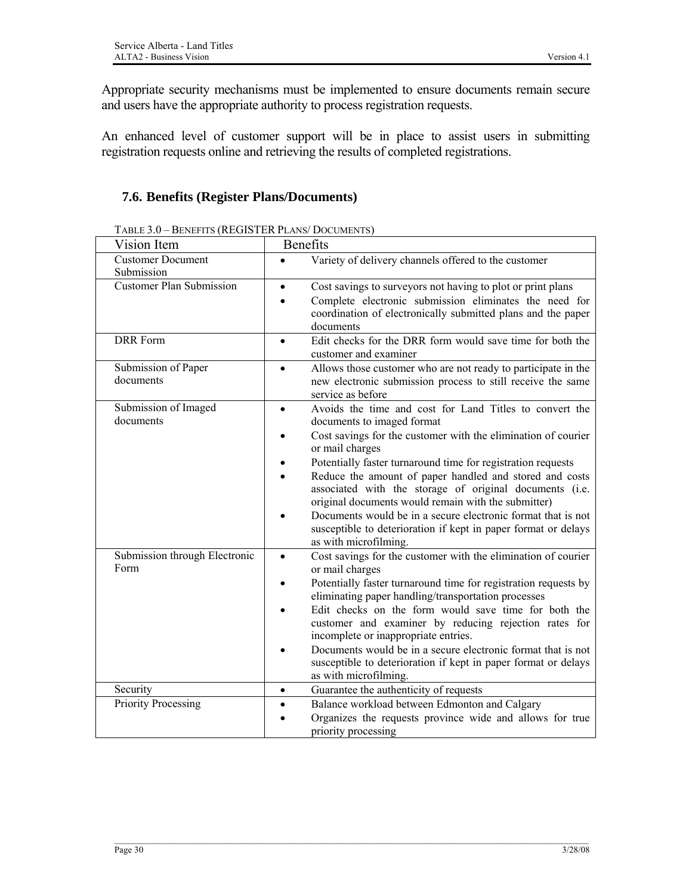Appropriate security mechanisms must be implemented to ensure documents remain secure and users have the appropriate authority to process registration requests.

An enhanced level of customer support will be in place to assist users in submitting registration requests online and retrieving the results of completed registrations.

## 7.6. Benefits (Register Plans/Documents)

TABLE 3.0 – BENEFITS (REGISTER PLANS/ DOCUMENTS)

| Vision Item | Benefits |
|---|---|
| Customer Document Submission | • Variety of delivery channels offered to the customer |
| Customer Plan Submission | • Cost savings to surveyors not having to plot or print plans<br>• Complete electronic submission eliminates the need for coordination of electronically submitted plans and the paper documents |
| DRR Form | • Edit checks for the DRR form would save time for both the customer and examiner |
| Submission of Paper documents | • Allows those customer who are not ready to participate in the new electronic submission process to still receive the same service as before |
| Submission of Imaged documents | • Avoids the time and cost for Land Titles to convert the documents to imaged format<br>• Cost savings for the customer with the elimination of courier or mail charges<br>• Potentially faster turnaround time for registration requests<br>• Reduce the amount of paper handled and stored and costs associated with the storage of original documents (i.e. original documents would remain with the submitter)<br>• Documents would be in a secure electronic format that is not susceptible to deterioration if kept in paper format or delays as with microfilming. |
| Submission through Electronic Form | • Cost savings for the customer with the elimination of courier or mail charges<br>• Potentially faster turnaround time for registration requests by eliminating paper handling/transportation processes<br>• Edit checks on the form would save time for both the customer and examiner by reducing rejection rates for incomplete or inappropriate entries.<br>• Documents would be in a secure electronic format that is not susceptible to deterioration if kept in paper format or delays as with microfilming. |
| Security | • Guarantee the authenticity of requests |
| Priority Processing | • Balance workload between Edmonton and Calgary<br>• Organizes the requests province wide and allows for true priority processing |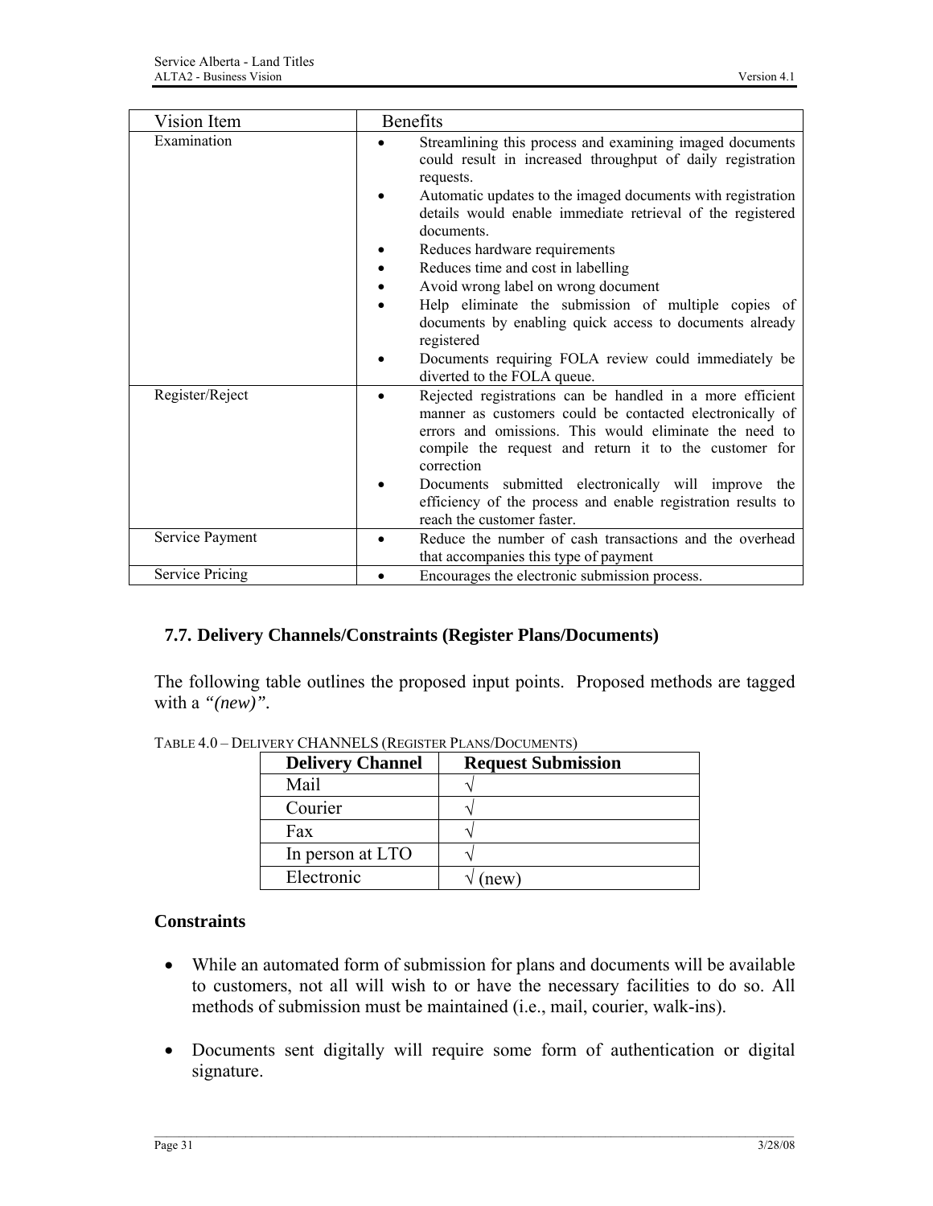| Vision Item | Benefits |
|---|---|
| Examination | • Streamlining this process and examining imaged documents could result in increased throughput of daily registration requests.<br>• Automatic updates to the imaged documents with registration details would enable immediate retrieval of the registered documents.<br>• Reduces hardware requirements<br>• Reduces time and cost in labelling<br>• Avoid wrong label on wrong document<br>• Help eliminate the submission of multiple copies of documents by enabling quick access to documents already registered<br>• Documents requiring FOLA review could immediately be diverted to the FOLA queue. |
| Register/Reject | • Rejected registrations can be handled in a more efficient manner as customers could be contacted electronically of errors and omissions. This would eliminate the need to compile the request and return it to the customer for correction<br>• Documents submitted electronically will improve the efficiency of the process and enable registration results to reach the customer faster. |
| Service Payment | • Reduce the number of cash transactions and the overhead that accompanies this type of payment |
| Service Pricing | • Encourages the electronic submission process. |

## 7.7. Delivery Channels/Constraints (Register Plans/Documents)

The following table outlines the proposed input points. Proposed methods are tagged with a *"(new)"*.

TABLE 4.0 – DELIVERY CHANNELS (REGISTER PLANS/DOCUMENTS)

| Delivery Channel | Request Submission |
|---|---|
| Mail | √ |
| Courier | √ |
| Fax | √ |
| In person at LTO | √ |
| Electronic | √ (new) |

### Constraints

- While an automated form of submission for plans and documents will be available to customers, not all will wish to or have the necessary facilities to do so. All methods of submission must be maintained (i.e., mail, courier, walk-ins).

- Documents sent digitally will require some form of authentication or digital signature.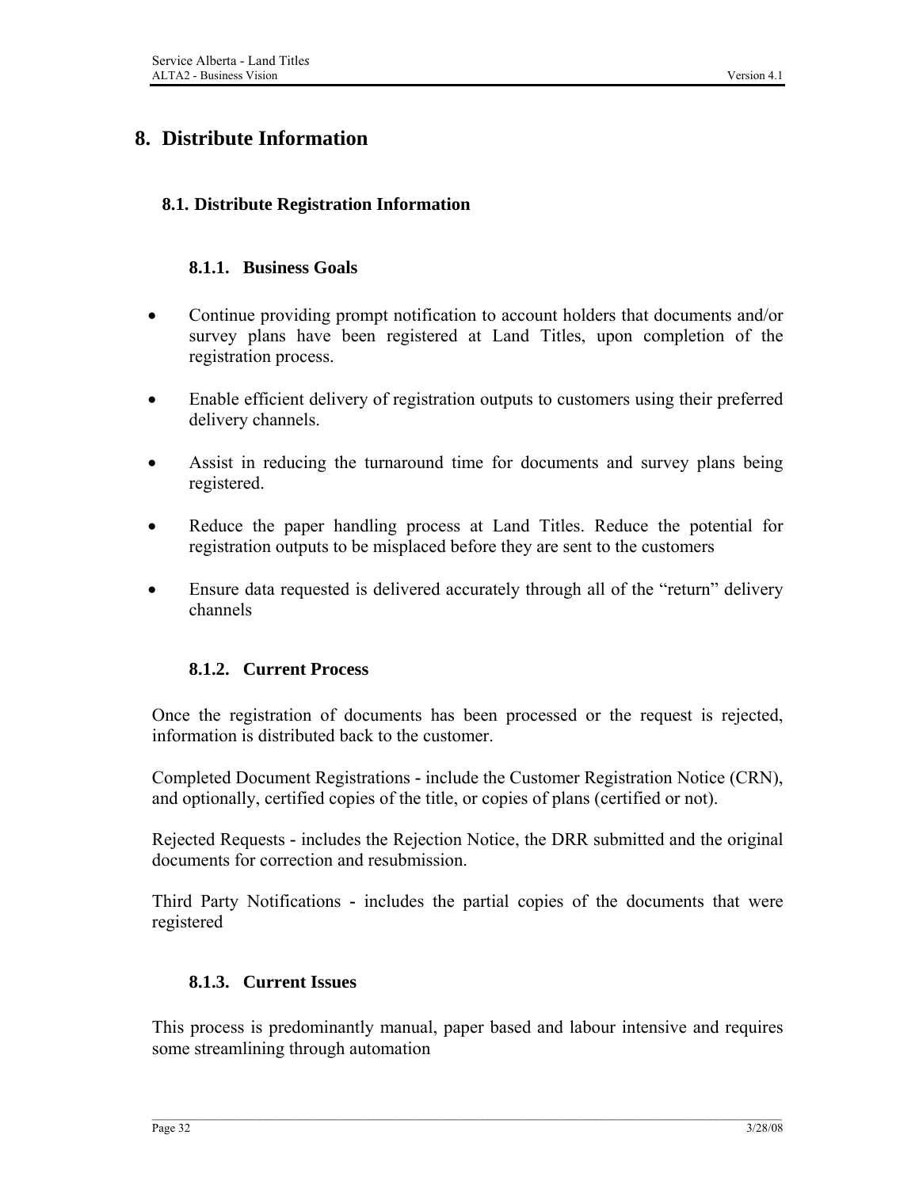# 8. Distribute Information

## 8.1. Distribute Registration Information

### 8.1.1. Business Goals

- Continue providing prompt notification to account holders that documents and/or survey plans have been registered at Land Titles, upon completion of the registration process.
- Enable efficient delivery of registration outputs to customers using their preferred delivery channels.
- Assist in reducing the turnaround time for documents and survey plans being registered.
- Reduce the paper handling process at Land Titles. Reduce the potential for registration outputs to be misplaced before they are sent to the customers
- Ensure data requested is delivered accurately through all of the "return" delivery channels

### 8.1.2. Current Process

Once the registration of documents has been processed or the request is rejected, information is distributed back to the customer.

Completed Document Registrations - include the Customer Registration Notice (CRN), and optionally, certified copies of the title, or copies of plans (certified or not).

Rejected Requests - includes the Rejection Notice, the DRR submitted and the original documents for correction and resubmission.

Third Party Notifications - includes the partial copies of the documents that were registered

### 8.1.3. Current Issues

This process is predominantly manual, paper based and labour intensive and requires some streamlining through automation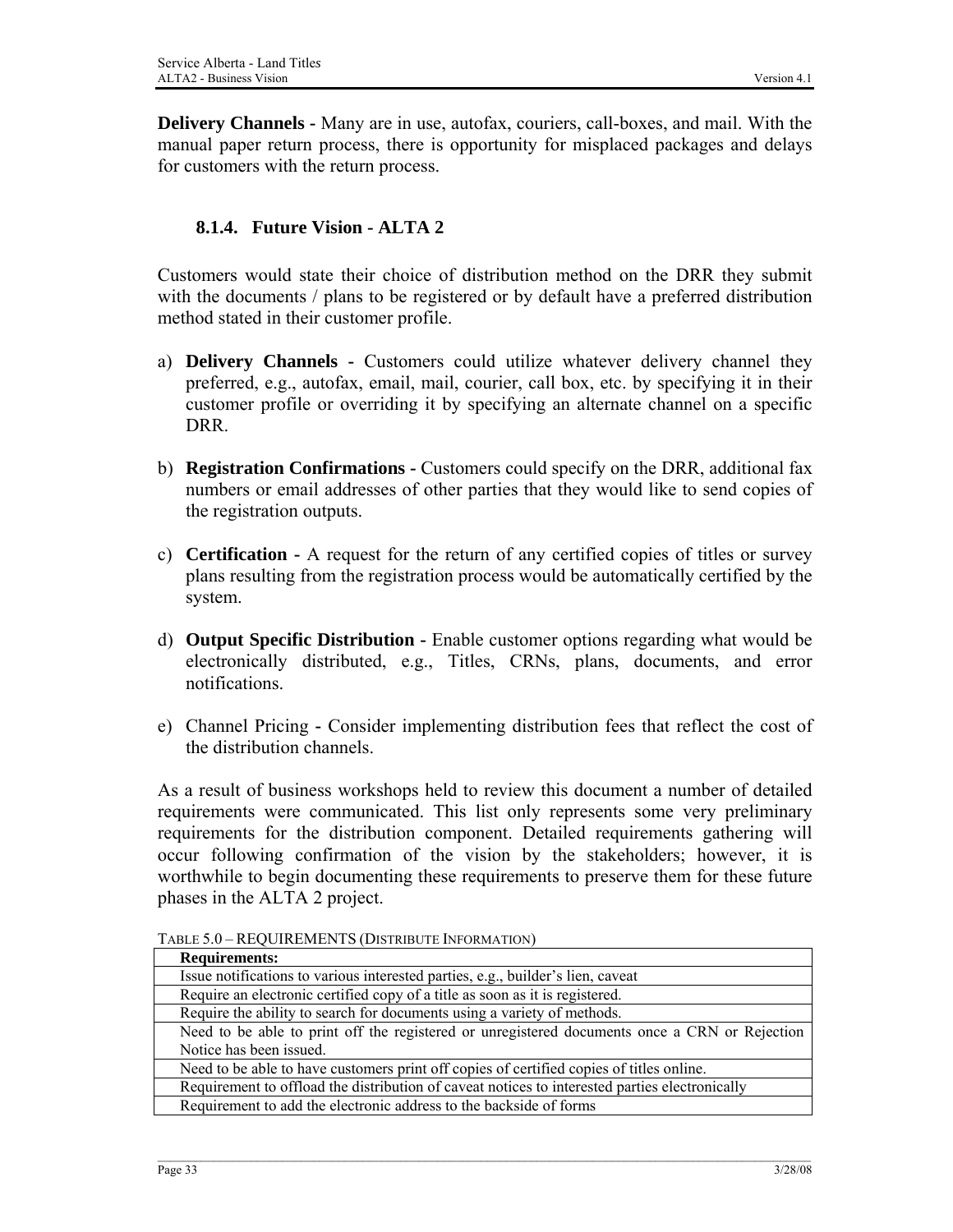**Delivery Channels -** Many are in use, autofax, couriers, call-boxes, and mail. With the manual paper return process, there is opportunity for misplaced packages and delays for customers with the return process.

### 8.1.4. Future Vision - ALTA 2

Customers would state their choice of distribution method on the DRR they submit with the documents / plans to be registered or by default have a preferred distribution method stated in their customer profile.

a) **Delivery Channels -** Customers could utilize whatever delivery channel they preferred, e.g., autofax, email, mail, courier, call box, etc. by specifying it in their customer profile or overriding it by specifying an alternate channel on a specific DRR.

b) **Registration Confirmations -** Customers could specify on the DRR, additional fax numbers or email addresses of other parties that they would like to send copies of the registration outputs.

c) **Certification -** A request for the return of any certified copies of titles or survey plans resulting from the registration process would be automatically certified by the system.

d) **Output Specific Distribution -** Enable customer options regarding what would be electronically distributed, e.g., Titles, CRNs, plans, documents, and error notifications.

e) Channel Pricing - Consider implementing distribution fees that reflect the cost of the distribution channels.

As a result of business workshops held to review this document a number of detailed requirements were communicated. This list only represents some very preliminary requirements for the distribution component. Detailed requirements gathering will occur following confirmation of the vision by the stakeholders; however, it is worthwhile to begin documenting these requirements to preserve them for these future phases in the ALTA 2 project.

TABLE 5.0 – REQUIREMENTS (DISTRIBUTE INFORMATION)

| **Requirements:** |
|---|
| Issue notifications to various interested parties, e.g., builder's lien, caveat |
| Require an electronic certified copy of a title as soon as it is registered. |
| Require the ability to search for documents using a variety of methods. |
| Need to be able to print off the registered or unregistered documents once a CRN or Rejection Notice has been issued. |
| Need to be able to have customers print off copies of certified copies of titles online. |
| Requirement to offload the distribution of caveat notices to interested parties electronically |
| Requirement to add the electronic address to the backside of forms |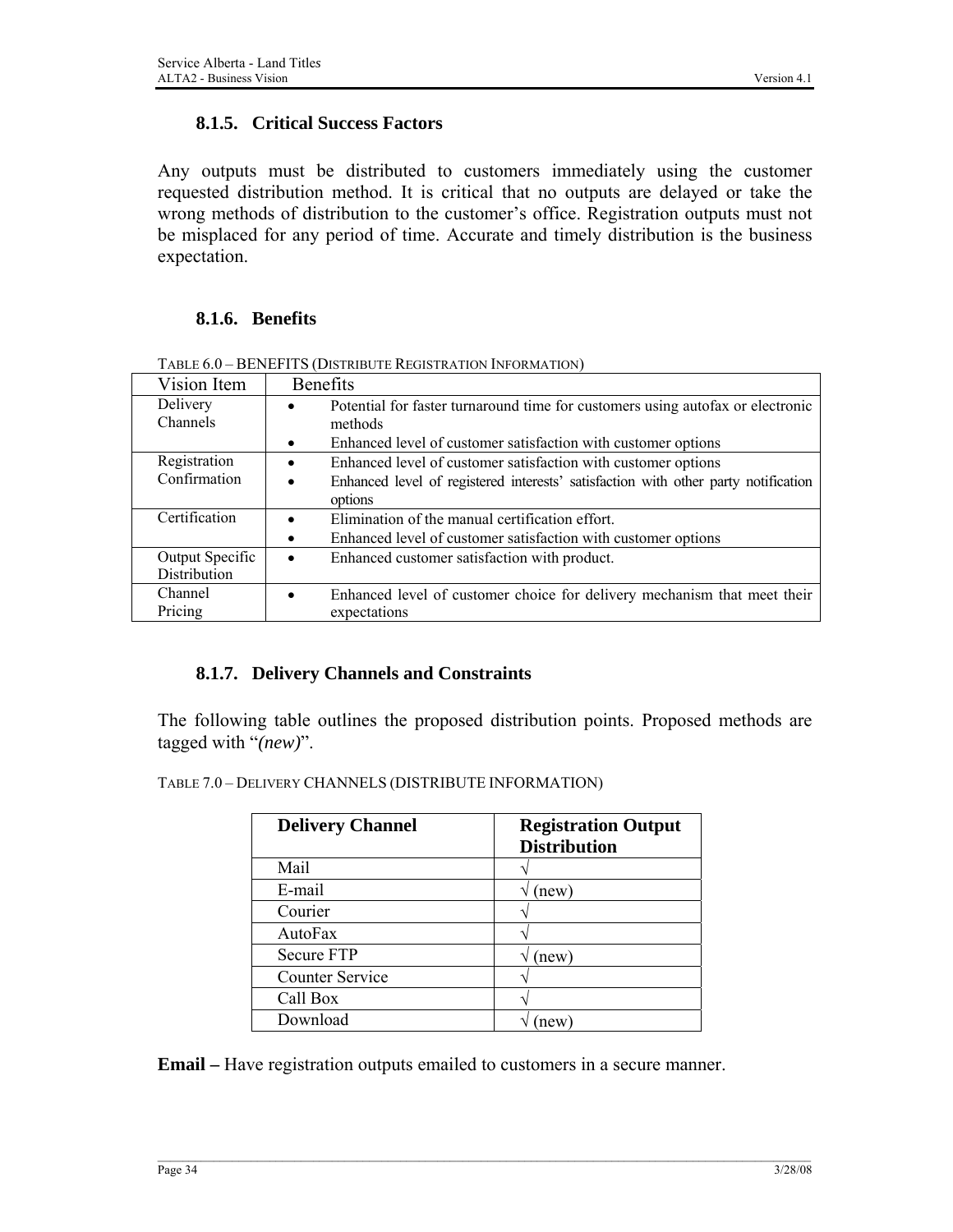### 8.1.5. Critical Success Factors

Any outputs must be distributed to customers immediately using the customer requested distribution method. It is critical that no outputs are delayed or take the wrong methods of distribution to the customer's office. Registration outputs must not be misplaced for any period of time. Accurate and timely distribution is the business expectation.

### 8.1.6. Benefits

TABLE 6.0 – BENEFITS (DISTRIBUTE REGISTRATION INFORMATION)

| Vision Item | Benefits |
| --- | --- |
| Delivery Channels | • Potential for faster turnaround time for customers using autofax or electronic methods<br>• Enhanced level of customer satisfaction with customer options |
| Registration Confirmation | • Enhanced level of customer satisfaction with customer options<br>• Enhanced level of registered interests' satisfaction with other party notification options |
| Certification | • Elimination of the manual certification effort.<br>• Enhanced level of customer satisfaction with customer options |
| Output Specific Distribution | • Enhanced customer satisfaction with product. |
| Channel Pricing | • Enhanced level of customer choice for delivery mechanism that meet their expectations |

### 8.1.7. Delivery Channels and Constraints

The following table outlines the proposed distribution points. Proposed methods are tagged with "*(new)*".

TABLE 7.0 – DELIVERY CHANNELS (DISTRIBUTE INFORMATION)

| Delivery Channel | Registration Output Distribution |
| --- | --- |
| Mail | √ |
| E-mail | √ (new) |
| Courier | √ |
| AutoFax | √ |
| Secure FTP | √ (new) |
| Counter Service | √ |
| Call Box | √ |
| Download | √ (new) |

**Email –** Have registration outputs emailed to customers in a secure manner.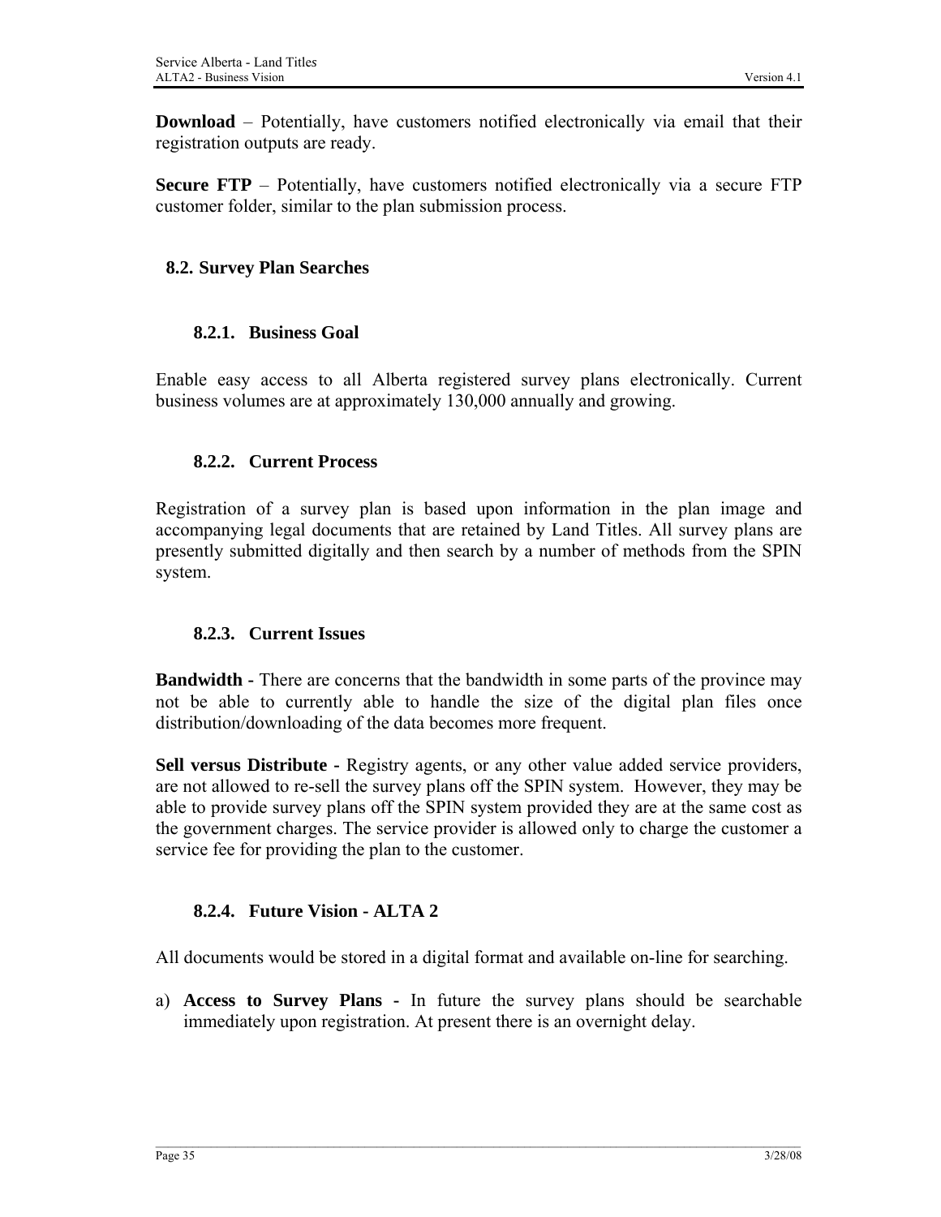**Download** – Potentially, have customers notified electronically via email that their registration outputs are ready.

**Secure FTP** – Potentially, have customers notified electronically via a secure FTP customer folder, similar to the plan submission process.

## 8.2. Survey Plan Searches

### 8.2.1. Business Goal

Enable easy access to all Alberta registered survey plans electronically. Current business volumes are at approximately 130,000 annually and growing.

### 8.2.2. Current Process

Registration of a survey plan is based upon information in the plan image and accompanying legal documents that are retained by Land Titles. All survey plans are presently submitted digitally and then search by a number of methods from the SPIN system.

### 8.2.3. Current Issues

**Bandwidth -** There are concerns that the bandwidth in some parts of the province may not be able to currently able to handle the size of the digital plan files once distribution/downloading of the data becomes more frequent.

**Sell versus Distribute -** Registry agents, or any other value added service providers, are not allowed to re-sell the survey plans off the SPIN system. However, they may be able to provide survey plans off the SPIN system provided they are at the same cost as the government charges. The service provider is allowed only to charge the customer a service fee for providing the plan to the customer.

### 8.2.4. Future Vision - ALTA 2

All documents would be stored in a digital format and available on-line for searching.

a) **Access to Survey Plans -** In future the survey plans should be searchable immediately upon registration. At present there is an overnight delay.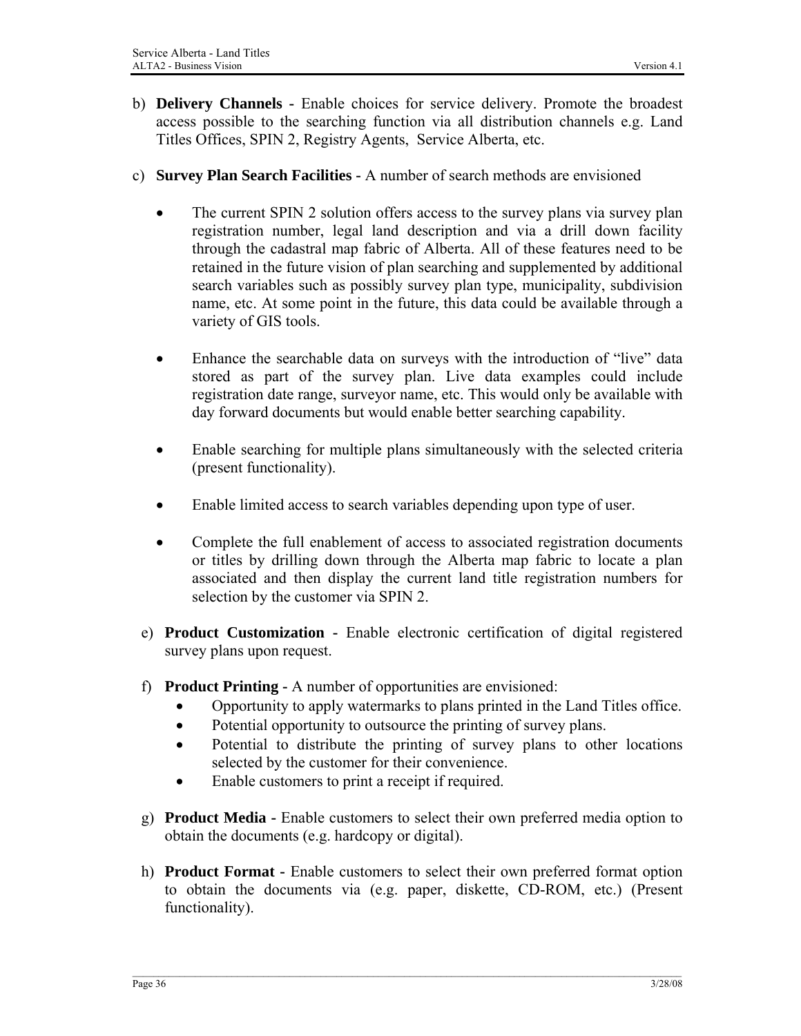b) **Delivery Channels -** Enable choices for service delivery. Promote the broadest access possible to the searching function via all distribution channels e.g. Land Titles Offices, SPIN 2, Registry Agents, Service Alberta, etc.

c) **Survey Plan Search Facilities -** A number of search methods are envisioned

- The current SPIN 2 solution offers access to the survey plans via survey plan registration number, legal land description and via a drill down facility through the cadastral map fabric of Alberta. All of these features need to be retained in the future vision of plan searching and supplemented by additional search variables such as possibly survey plan type, municipality, subdivision name, etc. At some point in the future, this data could be available through a variety of GIS tools.

- Enhance the searchable data on surveys with the introduction of "live" data stored as part of the survey plan. Live data examples could include registration date range, surveyor name, etc. This would only be available with day forward documents but would enable better searching capability.

- Enable searching for multiple plans simultaneously with the selected criteria (present functionality).

- Enable limited access to search variables depending upon type of user.

- Complete the full enablement of access to associated registration documents or titles by drilling down through the Alberta map fabric to locate a plan associated and then display the current land title registration numbers for selection by the customer via SPIN 2.

e) **Product Customization -** Enable electronic certification of digital registered survey plans upon request.

f) **Product Printing -** A number of opportunities are envisioned:
   - Opportunity to apply watermarks to plans printed in the Land Titles office.
   - Potential opportunity to outsource the printing of survey plans.
   - Potential to distribute the printing of survey plans to other locations selected by the customer for their convenience.
   - Enable customers to print a receipt if required.

g) **Product Media -** Enable customers to select their own preferred media option to obtain the documents (e.g. hardcopy or digital).

h) **Product Format -** Enable customers to select their own preferred format option to obtain the documents via (e.g. paper, diskette, CD-ROM, etc.) (Present functionality).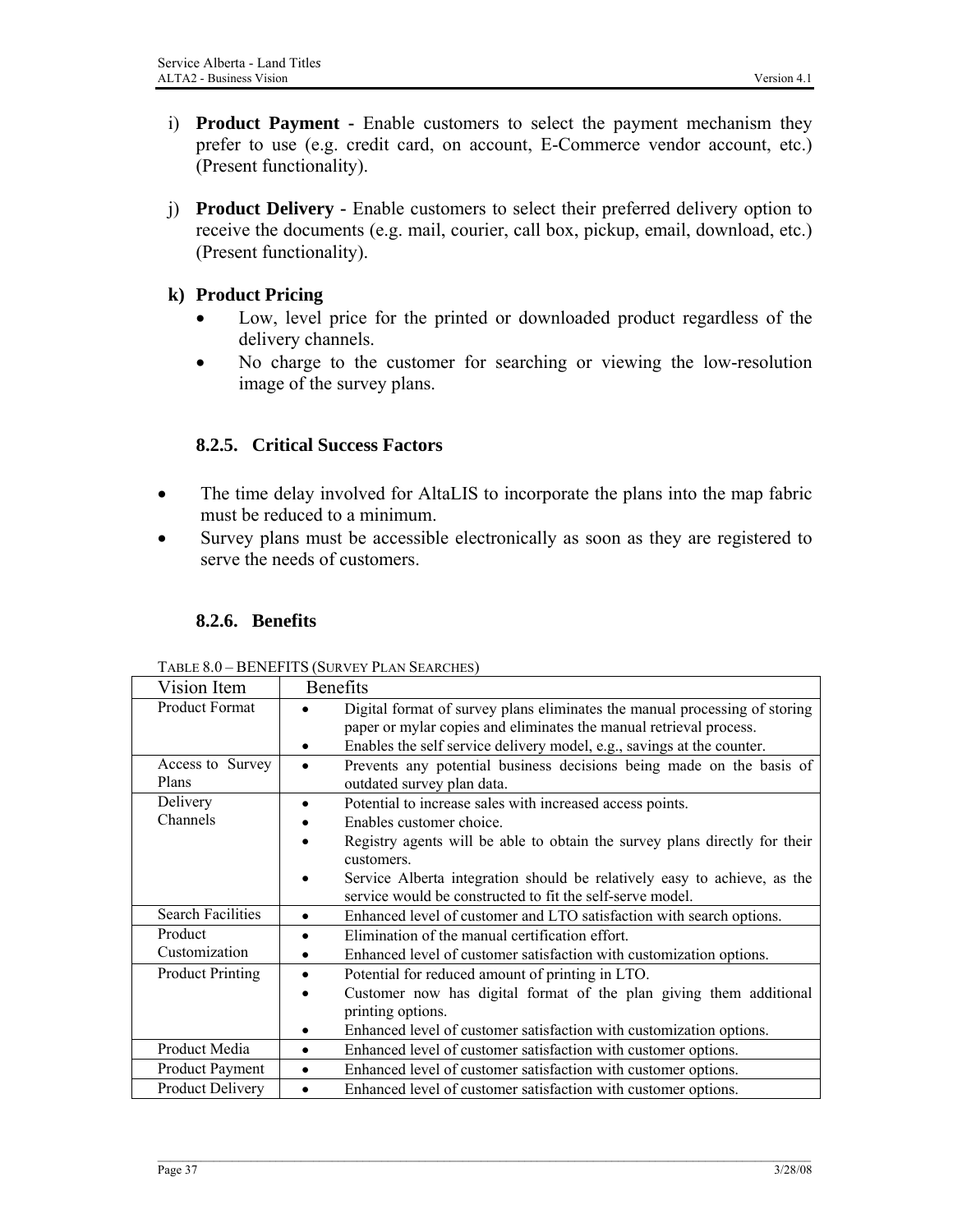i) **Product Payment -** Enable customers to select the payment mechanism they prefer to use (e.g. credit card, on account, E-Commerce vendor account, etc.) (Present functionality).

j) **Product Delivery -** Enable customers to select their preferred delivery option to receive the documents (e.g. mail, courier, call box, pickup, email, download, etc.) (Present functionality).

**k) Product Pricing**

- Low, level price for the printed or downloaded product regardless of the delivery channels.
- No charge to the customer for searching or viewing the low-resolution image of the survey plans.

### 8.2.5. Critical Success Factors

- The time delay involved for AltaLIS to incorporate the plans into the map fabric must be reduced to a minimum.
- Survey plans must be accessible electronically as soon as they are registered to serve the needs of customers.

### 8.2.6. Benefits

TABLE 8.0 – BENEFITS (SURVEY PLAN SEARCHES)

| Vision Item | Benefits |
|---|---|
| Product Format | • Digital format of survey plans eliminates the manual processing of storing paper or mylar copies and eliminates the manual retrieval process.<br>• Enables the self service delivery model, e.g., savings at the counter. |
| Access to Survey Plans | • Prevents any potential business decisions being made on the basis of outdated survey plan data. |
| Delivery Channels | • Potential to increase sales with increased access points.<br>• Enables customer choice.<br>• Registry agents will be able to obtain the survey plans directly for their customers.<br>• Service Alberta integration should be relatively easy to achieve, as the service would be constructed to fit the self-serve model. |
| Search Facilities | • Enhanced level of customer and LTO satisfaction with search options. |
| Product Customization | • Elimination of the manual certification effort.<br>• Enhanced level of customer satisfaction with customization options. |
| Product Printing | • Potential for reduced amount of printing in LTO.<br>• Customer now has digital format of the plan giving them additional printing options.<br>• Enhanced level of customer satisfaction with customization options. |
| Product Media | • Enhanced level of customer satisfaction with customer options. |
| Product Payment | • Enhanced level of customer satisfaction with customer options. |
| Product Delivery | • Enhanced level of customer satisfaction with customer options. |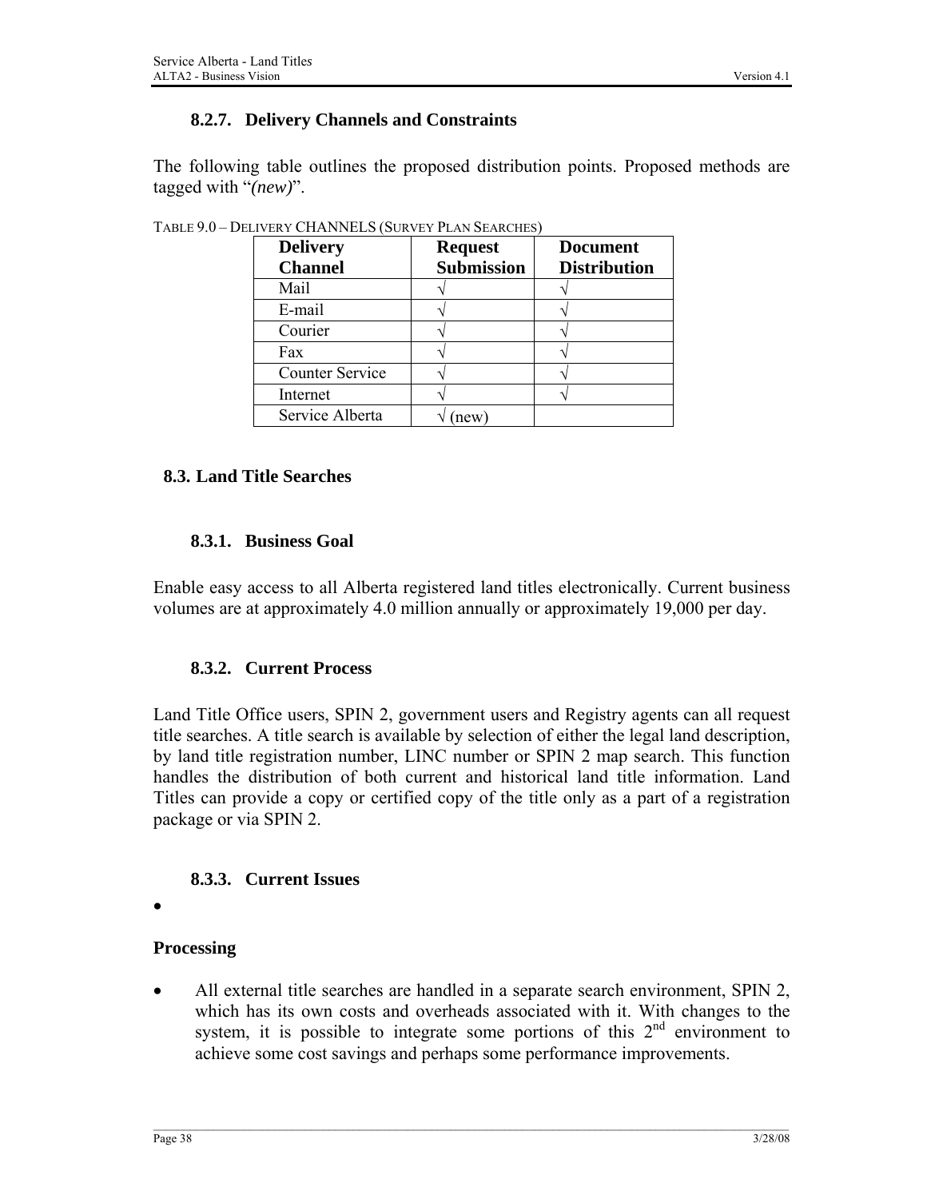#### 8.2.7. Delivery Channels and Constraints

The following table outlines the proposed distribution points. Proposed methods are tagged with "*(new)*".

TABLE 9.0 – DELIVERY CHANNELS (SURVEY PLAN SEARCHES)

| Delivery Channel | Request Submission | Document Distribution |
|---|---|---|
| Mail | √ | √ |
| E-mail | √ | √ |
| Courier | √ | √ |
| Fax | √ | √ |
| Counter Service | √ | √ |
| Internet | √ | √ |
| Service Alberta | √ (new) | |

### 8.3. Land Title Searches

#### 8.3.1. Business Goal

Enable easy access to all Alberta registered land titles electronically. Current business volumes are at approximately 4.0 million annually or approximately 19,000 per day.

#### 8.3.2. Current Process

Land Title Office users, SPIN 2, government users and Registry agents can all request title searches. A title search is available by selection of either the legal land description, by land title registration number, LINC number or SPIN 2 map search. This function handles the distribution of both current and historical land title information. Land Titles can provide a copy or certified copy of the title only as a part of a registration package or via SPIN 2.

#### 8.3.3. Current Issues

- 

**Processing**

- All external title searches are handled in a separate search environment, SPIN 2, which has its own costs and overheads associated with it. With changes to the system, it is possible to integrate some portions of this 2nd environment to achieve some cost savings and perhaps some performance improvements.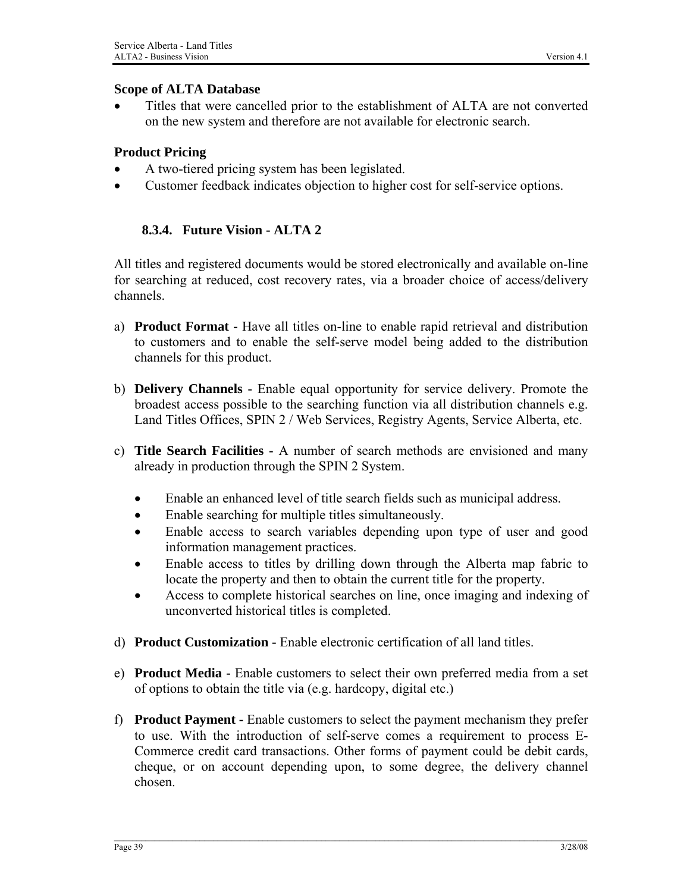**Scope of ALTA Database**

- Titles that were cancelled prior to the establishment of ALTA are not converted on the new system and therefore are not available for electronic search.

**Product Pricing**

- A two-tiered pricing system has been legislated.
- Customer feedback indicates objection to higher cost for self-service options.

### 8.3.4. Future Vision - ALTA 2

All titles and registered documents would be stored electronically and available on-line for searching at reduced, cost recovery rates, via a broader choice of access/delivery channels.

a) **Product Format -** Have all titles on-line to enable rapid retrieval and distribution to customers and to enable the self-serve model being added to the distribution channels for this product.

b) **Delivery Channels -** Enable equal opportunity for service delivery. Promote the broadest access possible to the searching function via all distribution channels e.g. Land Titles Offices, SPIN 2 / Web Services, Registry Agents, Service Alberta, etc.

c) **Title Search Facilities -** A number of search methods are envisioned and many already in production through the SPIN 2 System.

   - Enable an enhanced level of title search fields such as municipal address.
   - Enable searching for multiple titles simultaneously.
   - Enable access to search variables depending upon type of user and good information management practices.
   - Enable access to titles by drilling down through the Alberta map fabric to locate the property and then to obtain the current title for the property.
   - Access to complete historical searches on line, once imaging and indexing of unconverted historical titles is completed.

d) **Product Customization -** Enable electronic certification of all land titles.

e) **Product Media -** Enable customers to select their own preferred media from a set of options to obtain the title via (e.g. hardcopy, digital etc.)

f) **Product Payment -** Enable customers to select the payment mechanism they prefer to use. With the introduction of self-serve comes a requirement to process E-Commerce credit card transactions. Other forms of payment could be debit cards, cheque, or on account depending upon, to some degree, the delivery channel chosen.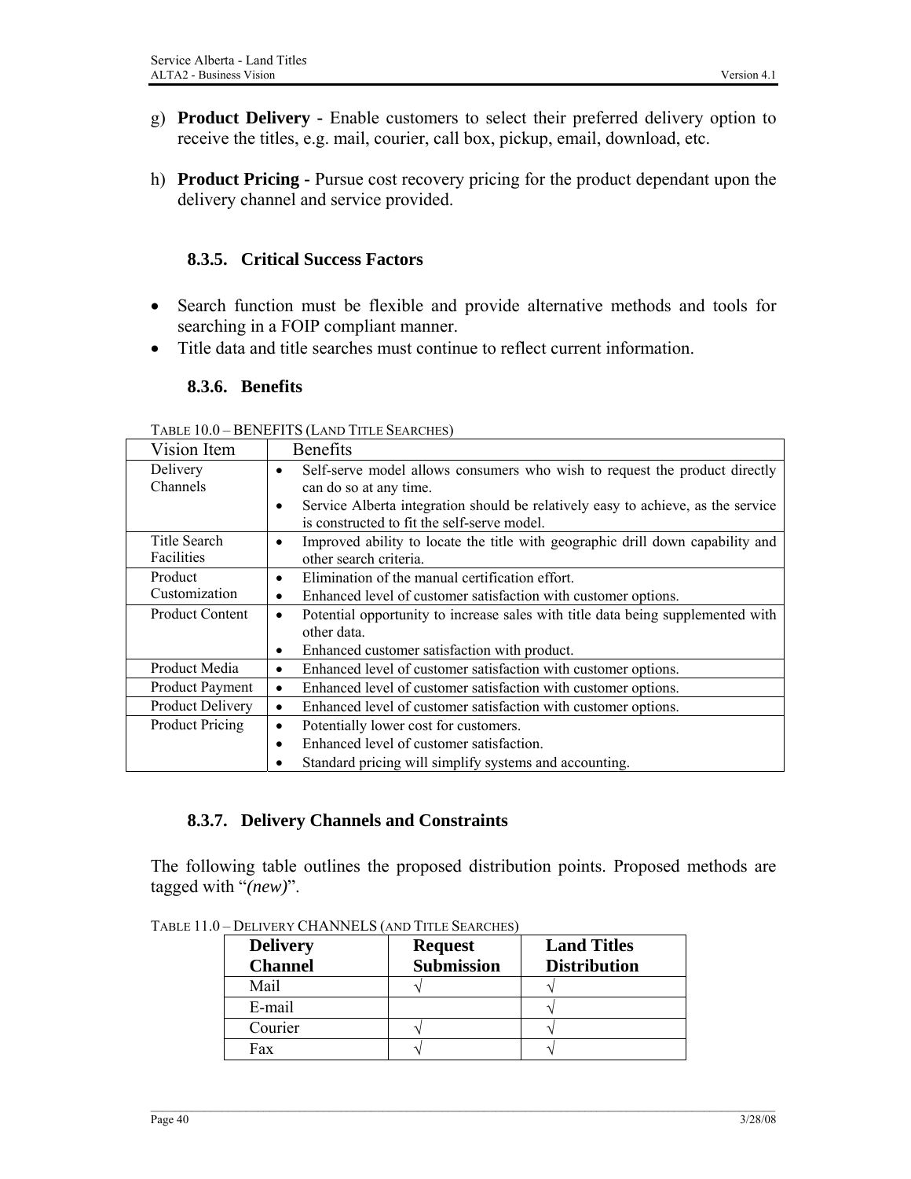g) **Product Delivery -** Enable customers to select their preferred delivery option to receive the titles, e.g. mail, courier, call box, pickup, email, download, etc.

h) **Product Pricing -** Pursue cost recovery pricing for the product dependant upon the delivery channel and service provided.

### 8.3.5. Critical Success Factors

- Search function must be flexible and provide alternative methods and tools for searching in a FOIP compliant manner.
- Title data and title searches must continue to reflect current information.

### 8.3.6. Benefits

TABLE 10.0 – BENEFITS (LAND TITLE SEARCHES)

| Vision Item | Benefits |
|---|---|
| Delivery Channels | • Self-serve model allows consumers who wish to request the product directly can do so at any time.<br>• Service Alberta integration should be relatively easy to achieve, as the service is constructed to fit the self-serve model. |
| Title Search Facilities | • Improved ability to locate the title with geographic drill down capability and other search criteria. |
| Product Customization | • Elimination of the manual certification effort.<br>• Enhanced level of customer satisfaction with customer options. |
| Product Content | • Potential opportunity to increase sales with title data being supplemented with other data.<br>• Enhanced customer satisfaction with product. |
| Product Media | • Enhanced level of customer satisfaction with customer options. |
| Product Payment | • Enhanced level of customer satisfaction with customer options. |
| Product Delivery | • Enhanced level of customer satisfaction with customer options. |
| Product Pricing | • Potentially lower cost for customers.<br>• Enhanced level of customer satisfaction.<br>• Standard pricing will simplify systems and accounting. |

### 8.3.7. Delivery Channels and Constraints

The following table outlines the proposed distribution points. Proposed methods are tagged with "*(new)*".

TABLE 11.0 – DELIVERY CHANNELS (AND TITLE SEARCHES)

| Delivery Channel | Request Submission | Land Titles Distribution |
|---|---|---|
| Mail | √ | √ |
| E-mail | | √ |
| Courier | √ | √ |
| Fax | √ | √ |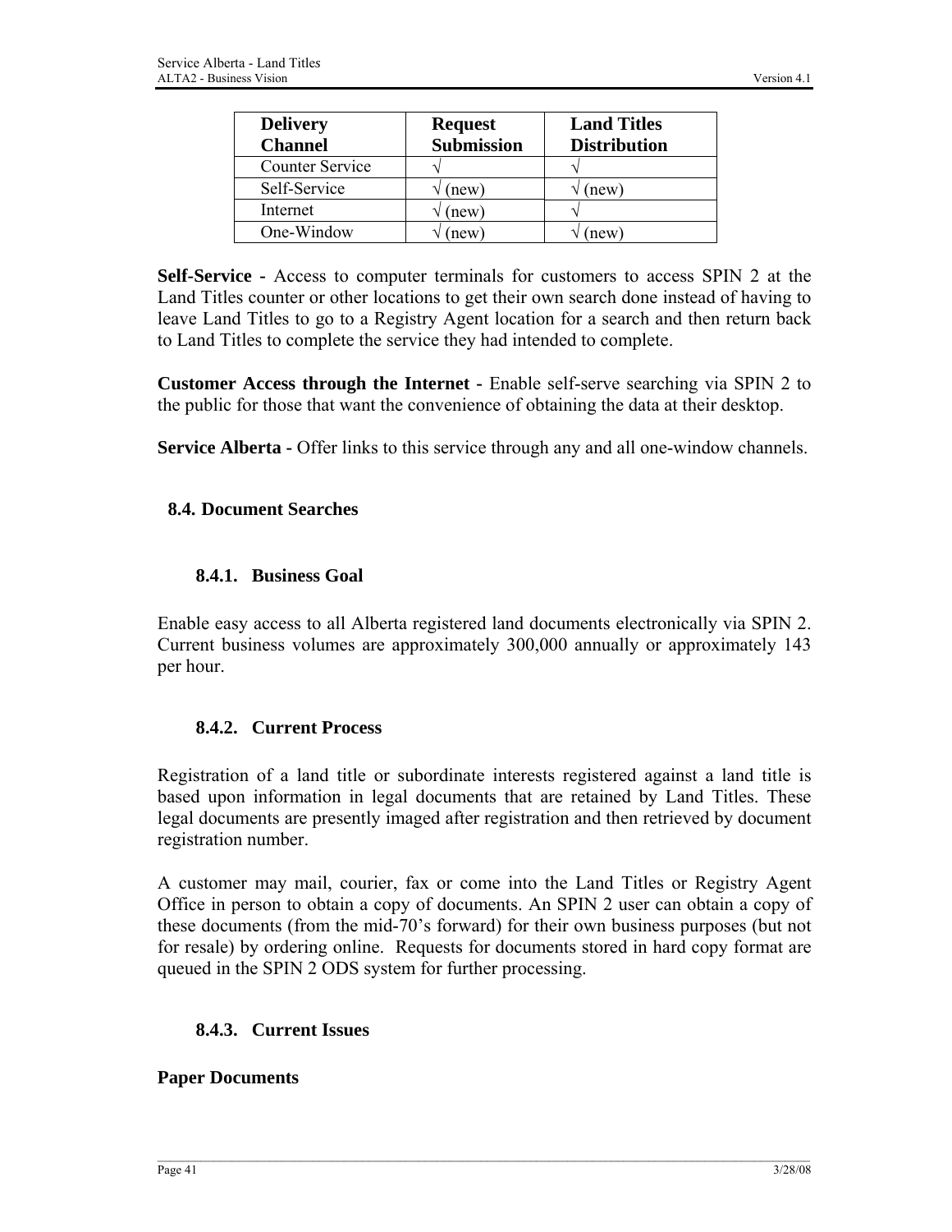| Delivery Channel | Request Submission | Land Titles Distribution |
|---|---|---|
| Counter Service | √ | √ |
| Self-Service | √ (new) | √ (new) |
| Internet | √ (new) | √ |
| One-Window | √ (new) | √ (new) |

**Self-Service -** Access to computer terminals for customers to access SPIN 2 at the Land Titles counter or other locations to get their own search done instead of having to leave Land Titles to go to a Registry Agent location for a search and then return back to Land Titles to complete the service they had intended to complete.

**Customer Access through the Internet -** Enable self-serve searching via SPIN 2 to the public for those that want the convenience of obtaining the data at their desktop.

**Service Alberta -** Offer links to this service through any and all one-window channels.

## 8.4. Document Searches

### 8.4.1. Business Goal

Enable easy access to all Alberta registered land documents electronically via SPIN 2. Current business volumes are approximately 300,000 annually or approximately 143 per hour.

### 8.4.2. Current Process

Registration of a land title or subordinate interests registered against a land title is based upon information in legal documents that are retained by Land Titles. These legal documents are presently imaged after registration and then retrieved by document registration number.

A customer may mail, courier, fax or come into the Land Titles or Registry Agent Office in person to obtain a copy of documents. An SPIN 2 user can obtain a copy of these documents (from the mid-70's forward) for their own business purposes (but not for resale) by ordering online. Requests for documents stored in hard copy format are queued in the SPIN 2 ODS system for further processing.

### 8.4.3. Current Issues

**Paper Documents**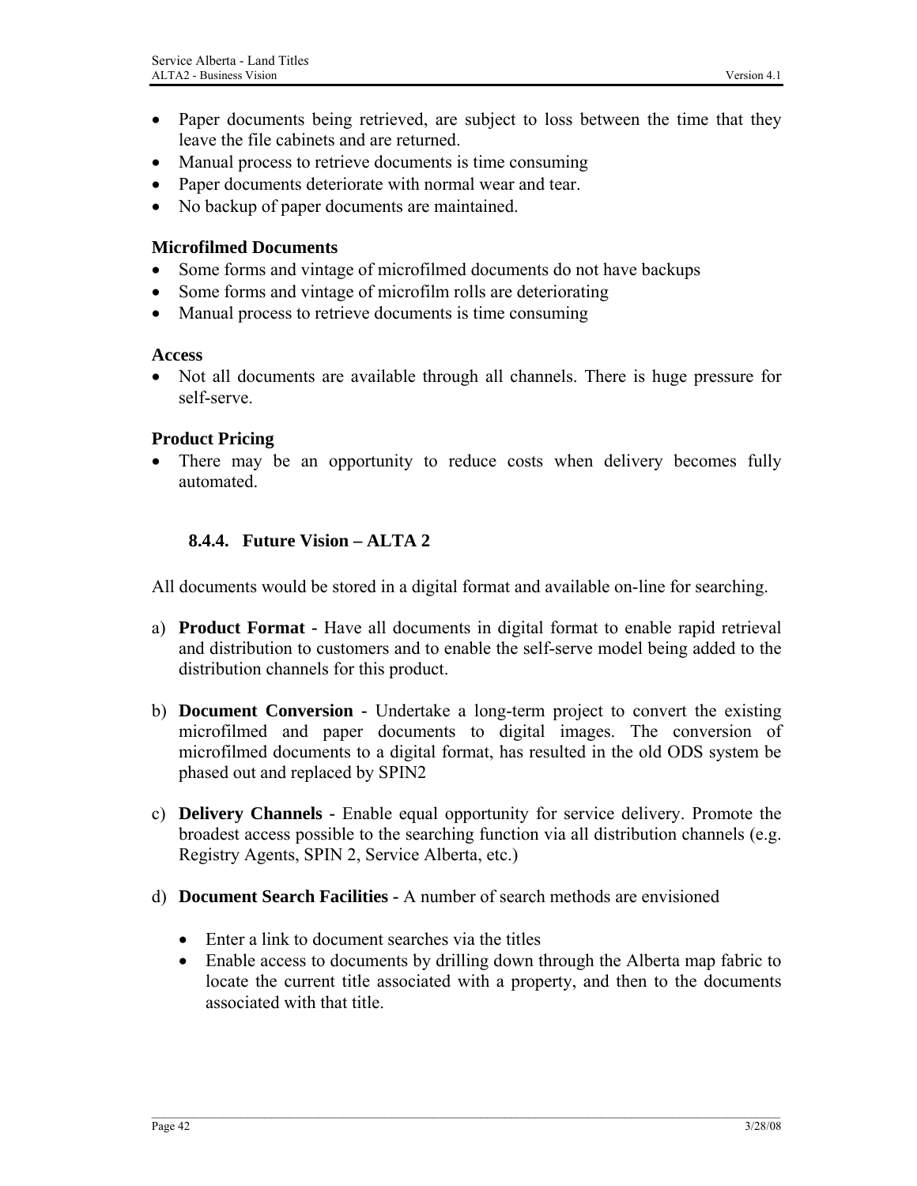- Paper documents being retrieved, are subject to loss between the time that they leave the file cabinets and are returned.
- Manual process to retrieve documents is time consuming
- Paper documents deteriorate with normal wear and tear.
- No backup of paper documents are maintained.

**Microfilmed Documents**

- Some forms and vintage of microfilmed documents do not have backups
- Some forms and vintage of microfilm rolls are deteriorating
- Manual process to retrieve documents is time consuming

**Access**

- Not all documents are available through all channels. There is huge pressure for self-serve.

**Product Pricing**

- There may be an opportunity to reduce costs when delivery becomes fully automated.

### 8.4.4. Future Vision – ALTA 2

All documents would be stored in a digital format and available on-line for searching.

a) **Product Format -** Have all documents in digital format to enable rapid retrieval and distribution to customers and to enable the self-serve model being added to the distribution channels for this product.

b) **Document Conversion -** Undertake a long-term project to convert the existing microfilmed and paper documents to digital images. The conversion of microfilmed documents to a digital format, has resulted in the old ODS system be phased out and replaced by SPIN2

c) **Delivery Channels -** Enable equal opportunity for service delivery. Promote the broadest access possible to the searching function via all distribution channels (e.g. Registry Agents, SPIN 2, Service Alberta, etc.)

d) **Document Search Facilities -** A number of search methods are envisioned

   - Enter a link to document searches via the titles
   - Enable access to documents by drilling down through the Alberta map fabric to locate the current title associated with a property, and then to the documents associated with that title.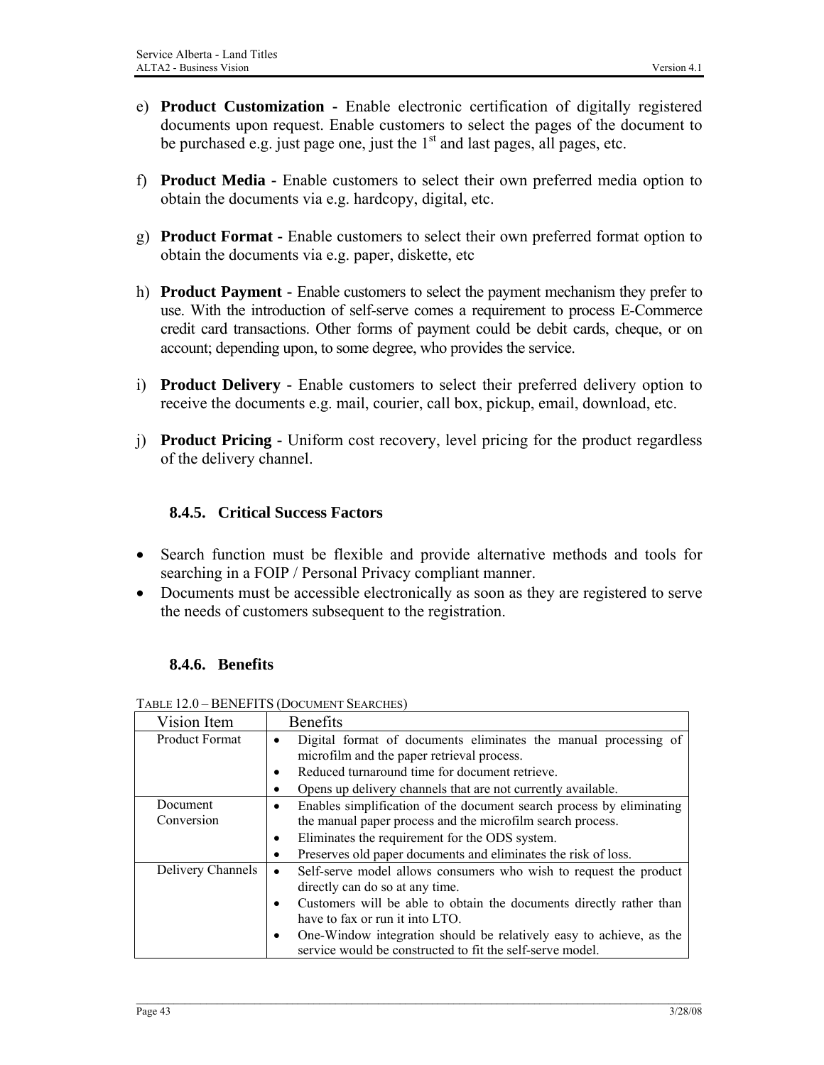e) **Product Customization -** Enable electronic certification of digitally registered documents upon request. Enable customers to select the pages of the document to be purchased e.g. just page one, just the 1st and last pages, all pages, etc.

f) **Product Media -** Enable customers to select their own preferred media option to obtain the documents via e.g. hardcopy, digital, etc.

g) **Product Format -** Enable customers to select their own preferred format option to obtain the documents via e.g. paper, diskette, etc

h) **Product Payment** - Enable customers to select the payment mechanism they prefer to use. With the introduction of self-serve comes a requirement to process E-Commerce credit card transactions. Other forms of payment could be debit cards, cheque, or on account; depending upon, to some degree, who provides the service.

i) **Product Delivery -** Enable customers to select their preferred delivery option to receive the documents e.g. mail, courier, call box, pickup, email, download, etc.

j) **Product Pricing** - Uniform cost recovery, level pricing for the product regardless of the delivery channel.

### 8.4.5. Critical Success Factors

- Search function must be flexible and provide alternative methods and tools for searching in a FOIP / Personal Privacy compliant manner.
- Documents must be accessible electronically as soon as they are registered to serve the needs of customers subsequent to the registration.

### 8.4.6. Benefits

TABLE 12.0 – BENEFITS (DOCUMENT SEARCHES)

| Vision Item | Benefits |
|---|---|
| Product Format | • Digital format of documents eliminates the manual processing of microfilm and the paper retrieval process.<br>• Reduced turnaround time for document retrieve.<br>• Opens up delivery channels that are not currently available. |
| Document Conversion | • Enables simplification of the document search process by eliminating the manual paper process and the microfilm search process.<br>• Eliminates the requirement for the ODS system.<br>• Preserves old paper documents and eliminates the risk of loss. |
| Delivery Channels | • Self-serve model allows consumers who wish to request the product directly can do so at any time.<br>• Customers will be able to obtain the documents directly rather than have to fax or run it into LTO.<br>• One-Window integration should be relatively easy to achieve, as the service would be constructed to fit the self-serve model. |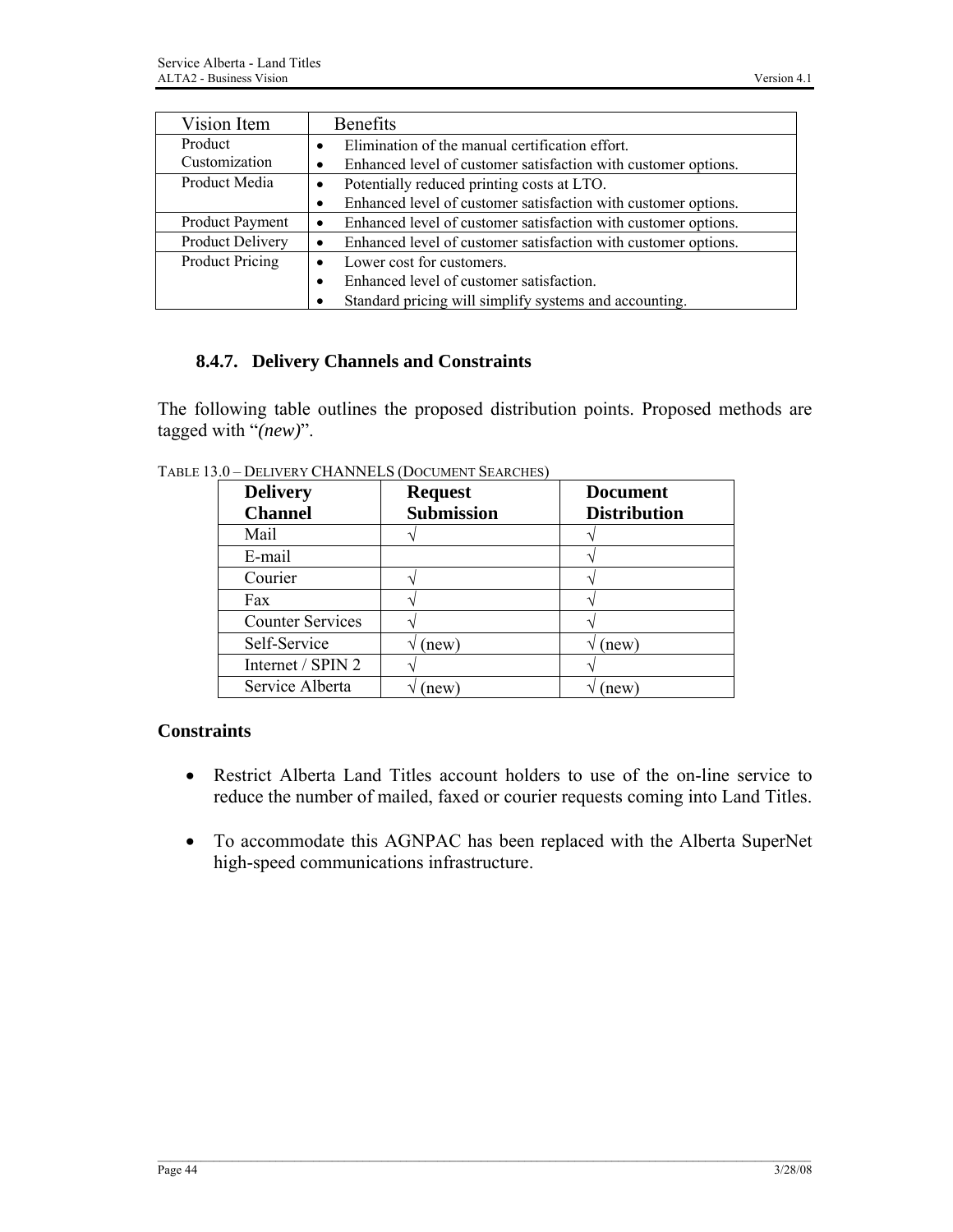| Vision Item | Benefits |
| --- | --- |
| Product Customization | • Elimination of the manual certification effort.<br>• Enhanced level of customer satisfaction with customer options. |
| Product Media | • Potentially reduced printing costs at LTO.<br>• Enhanced level of customer satisfaction with customer options. |
| Product Payment | • Enhanced level of customer satisfaction with customer options. |
| Product Delivery | • Enhanced level of customer satisfaction with customer options. |
| Product Pricing | • Lower cost for customers.<br>• Enhanced level of customer satisfaction.<br>• Standard pricing will simplify systems and accounting. |

### 8.4.7. Delivery Channels and Constraints

The following table outlines the proposed distribution points. Proposed methods are tagged with "*(new)*".

TABLE 13.0 – DELIVERY CHANNELS (DOCUMENT SEARCHES)

| Delivery Channel | Request Submission | Document Distribution |
| --- | --- | --- |
| Mail | √ | √ |
| E-mail | | √ |
| Courier | √ | √ |
| Fax | √ | √ |
| Counter Services | √ | √ |
| Self-Service | √ (new) | √ (new) |
| Internet / SPIN 2 | √ | √ |
| Service Alberta | √ (new) | √ (new) |

**Constraints**

- Restrict Alberta Land Titles account holders to use of the on-line service to reduce the number of mailed, faxed or courier requests coming into Land Titles.
- To accommodate this AGNPAC has been replaced with the Alberta SuperNet high-speed communications infrastructure.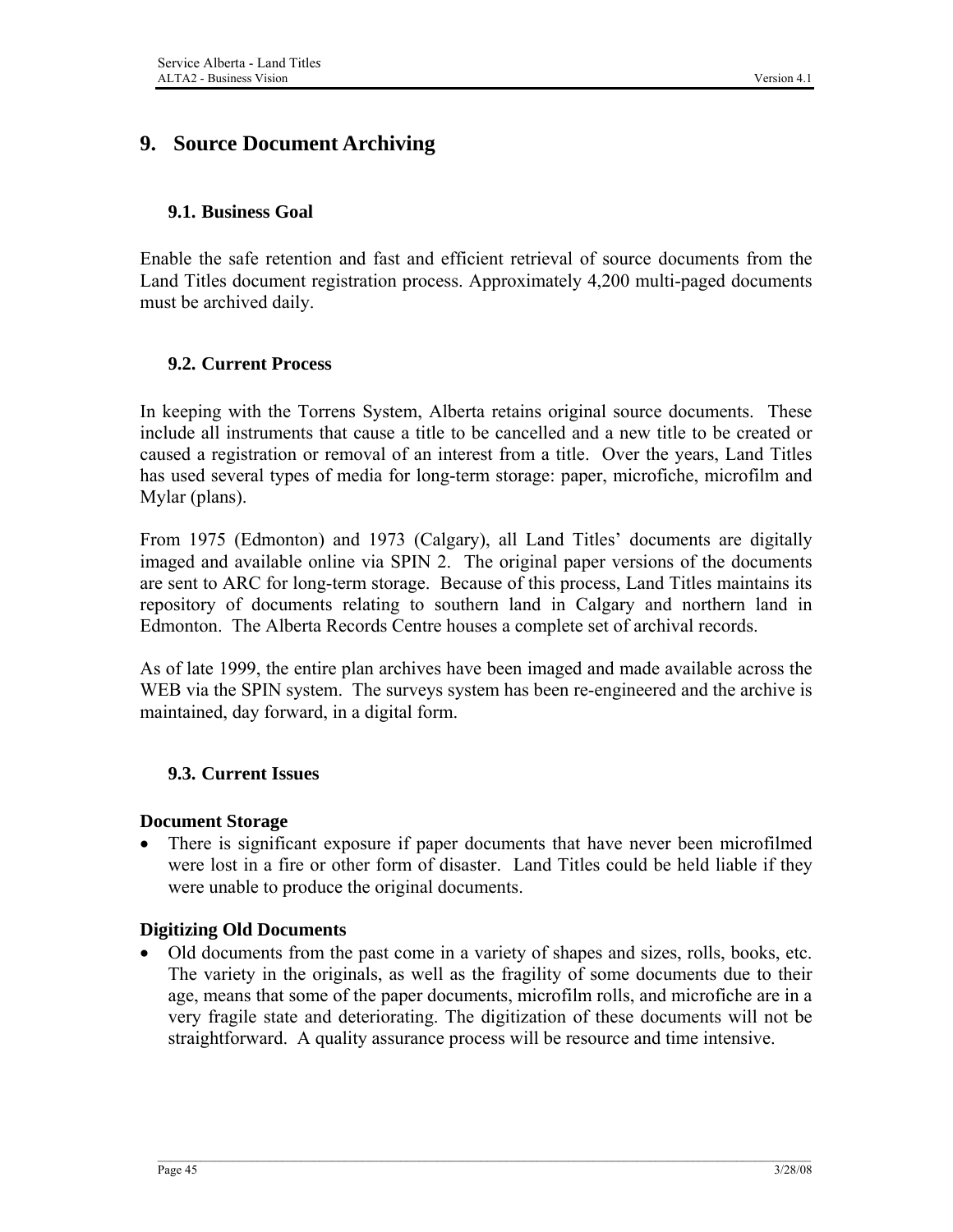# 9. Source Document Archiving

## 9.1. Business Goal

Enable the safe retention and fast and efficient retrieval of source documents from the Land Titles document registration process. Approximately 4,200 multi-paged documents must be archived daily.

## 9.2. Current Process

In keeping with the Torrens System, Alberta retains original source documents. These include all instruments that cause a title to be cancelled and a new title to be created or caused a registration or removal of an interest from a title. Over the years, Land Titles has used several types of media for long-term storage: paper, microfiche, microfilm and Mylar (plans).

From 1975 (Edmonton) and 1973 (Calgary), all Land Titles' documents are digitally imaged and available online via SPIN 2. The original paper versions of the documents are sent to ARC for long-term storage. Because of this process, Land Titles maintains its repository of documents relating to southern land in Calgary and northern land in Edmonton. The Alberta Records Centre houses a complete set of archival records.

As of late 1999, the entire plan archives have been imaged and made available across the WEB via the SPIN system. The surveys system has been re-engineered and the archive is maintained, day forward, in a digital form.

## 9.3. Current Issues

**Document Storage**

- There is significant exposure if paper documents that have never been microfilmed were lost in a fire or other form of disaster. Land Titles could be held liable if they were unable to produce the original documents.

**Digitizing Old Documents**

- Old documents from the past come in a variety of shapes and sizes, rolls, books, etc. The variety in the originals, as well as the fragility of some documents due to their age, means that some of the paper documents, microfilm rolls, and microfiche are in a very fragile state and deteriorating. The digitization of these documents will not be straightforward. A quality assurance process will be resource and time intensive.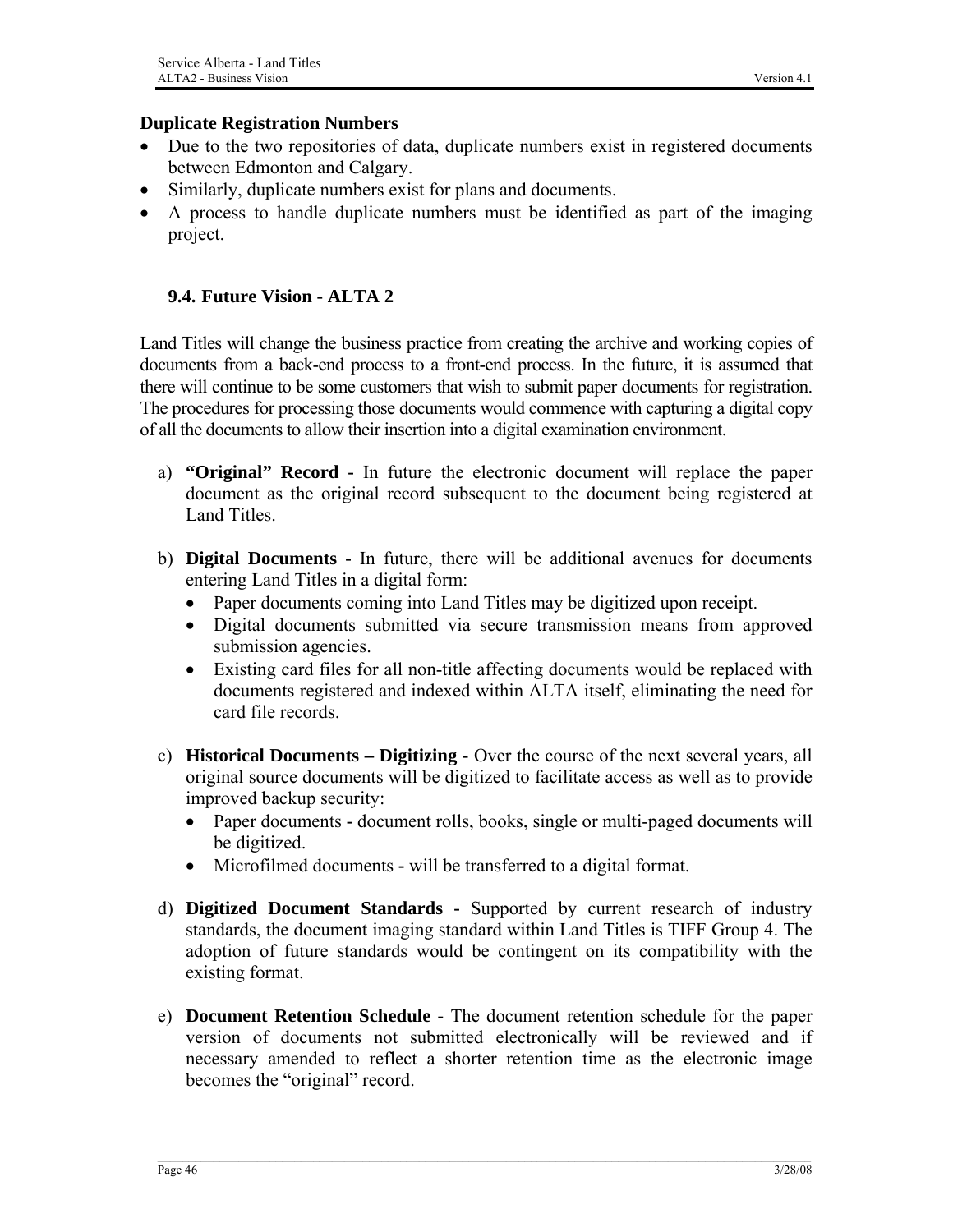**Duplicate Registration Numbers**

- Due to the two repositories of data, duplicate numbers exist in registered documents between Edmonton and Calgary.
- Similarly, duplicate numbers exist for plans and documents.
- A process to handle duplicate numbers must be identified as part of the imaging project.

### 9.4. Future Vision - ALTA 2

Land Titles will change the business practice from creating the archive and working copies of documents from a back-end process to a front-end process. In the future, it is assumed that there will continue to be some customers that wish to submit paper documents for registration. The procedures for processing those documents would commence with capturing a digital copy of all the documents to allow their insertion into a digital examination environment.

a) **"Original" Record** - In future the electronic document will replace the paper document as the original record subsequent to the document being registered at Land Titles.

b) **Digital Documents** - In future, there will be additional avenues for documents entering Land Titles in a digital form:
   - Paper documents coming into Land Titles may be digitized upon receipt.
   - Digital documents submitted via secure transmission means from approved submission agencies.
   - Existing card files for all non-title affecting documents would be replaced with documents registered and indexed within ALTA itself, eliminating the need for card file records.

c) **Historical Documents – Digitizing** - Over the course of the next several years, all original source documents will be digitized to facilitate access as well as to provide improved backup security:
   - Paper documents - document rolls, books, single or multi-paged documents will be digitized.
   - Microfilmed documents - will be transferred to a digital format.

d) **Digitized Document Standards** - Supported by current research of industry standards, the document imaging standard within Land Titles is TIFF Group 4. The adoption of future standards would be contingent on its compatibility with the existing format.

e) **Document Retention Schedule** - The document retention schedule for the paper version of documents not submitted electronically will be reviewed and if necessary amended to reflect a shorter retention time as the electronic image becomes the "original" record.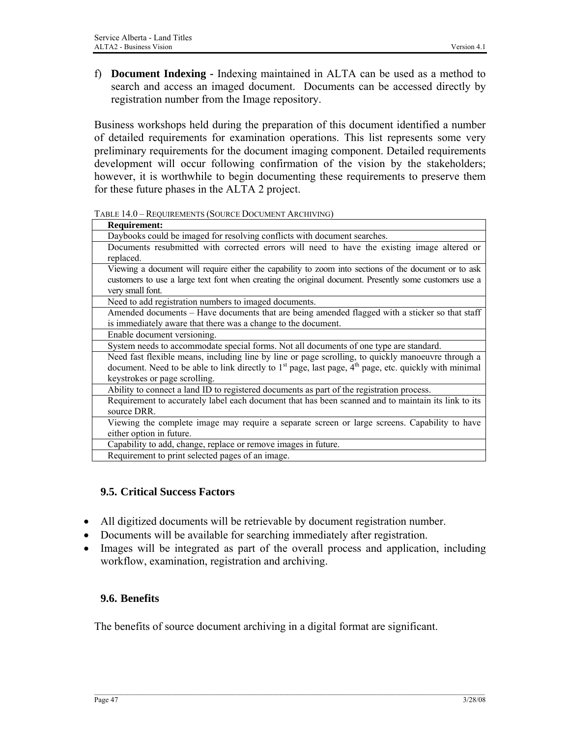f) **Document Indexing -** Indexing maintained in ALTA can be used as a method to search and access an imaged document. Documents can be accessed directly by registration number from the Image repository.

Business workshops held during the preparation of this document identified a number of detailed requirements for examination operations. This list represents some very preliminary requirements for the document imaging component. Detailed requirements development will occur following confirmation of the vision by the stakeholders; however, it is worthwhile to begin documenting these requirements to preserve them for these future phases in the ALTA 2 project.

TABLE 14.0 – REQUIREMENTS (SOURCE DOCUMENT ARCHIVING)

| **Requirement:** |
|---|
| Daybooks could be imaged for resolving conflicts with document searches. |
| Documents resubmitted with corrected errors will need to have the existing image altered or replaced. |
| Viewing a document will require either the capability to zoom into sections of the document or to ask customers to use a large text font when creating the original document. Presently some customers use a very small font. |
| Need to add registration numbers to imaged documents. |
| Amended documents – Have documents that are being amended flagged with a sticker so that staff is immediately aware that there was a change to the document. |
| Enable document versioning. |
| System needs to accommodate special forms. Not all documents of one type are standard. |
| Need fast flexible means, including line by line or page scrolling, to quickly manoeuvre through a document. Need to be able to link directly to 1st page, last page, 4th page, etc. quickly with minimal keystrokes or page scrolling. |
| Ability to connect a land ID to registered documents as part of the registration process. |
| Requirement to accurately label each document that has been scanned and to maintain its link to its source DRR. |
| Viewing the complete image may require a separate screen or large screens. Capability to have either option in future. |
| Capability to add, change, replace or remove images in future. |
| Requirement to print selected pages of an image. |

### 9.5. Critical Success Factors

- All digitized documents will be retrievable by document registration number.
- Documents will be available for searching immediately after registration.
- Images will be integrated as part of the overall process and application, including workflow, examination, registration and archiving.

### 9.6. Benefits

The benefits of source document archiving in a digital format are significant.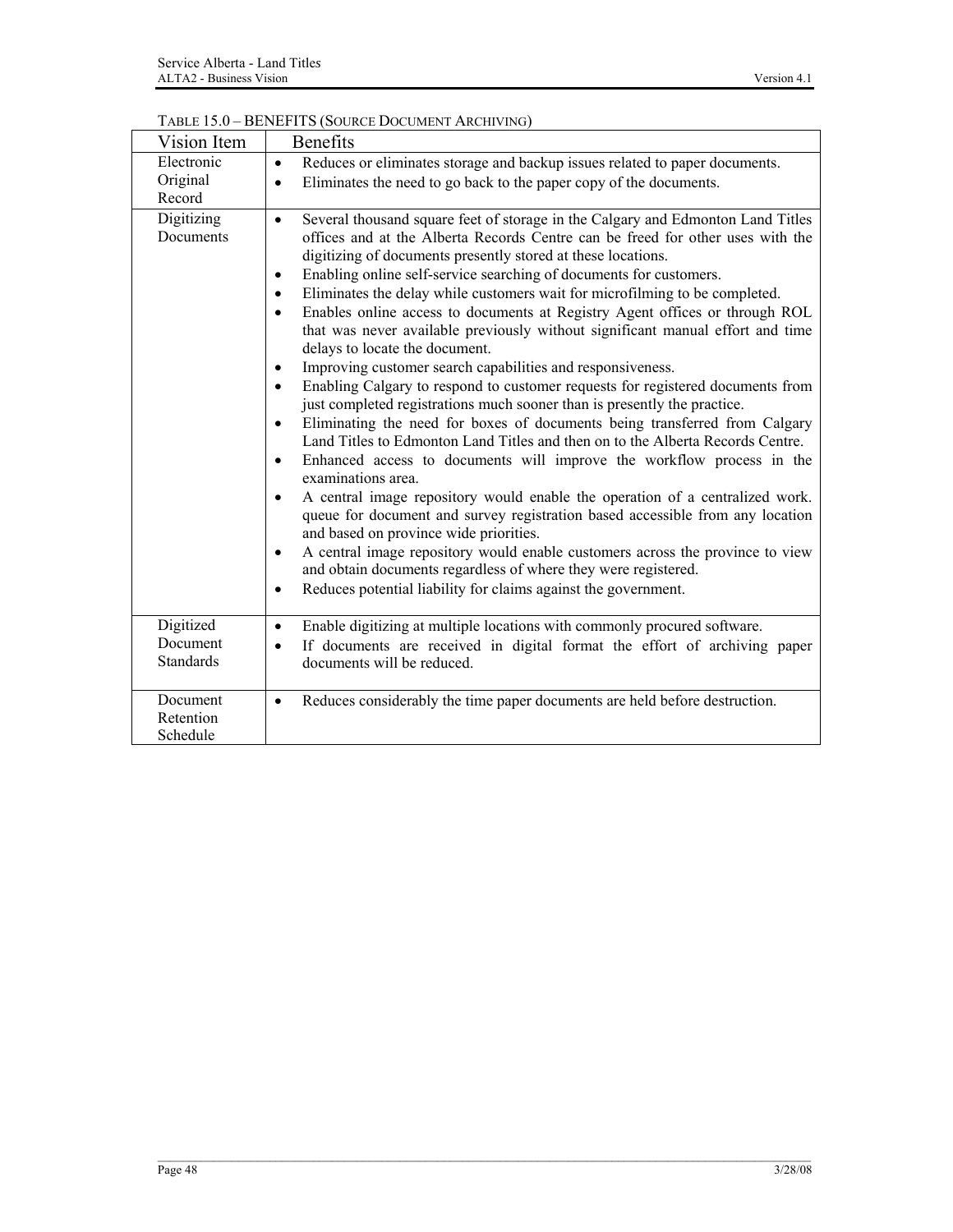TABLE 15.0 – BENEFITS (SOURCE DOCUMENT ARCHIVING)

| Vision Item | Benefits |
| --- | --- |
| Electronic Original Record | • Reduces or eliminates storage and backup issues related to paper documents.<br>• Eliminates the need to go back to the paper copy of the documents. |
| Digitizing Documents | • Several thousand square feet of storage in the Calgary and Edmonton Land Titles offices and at the Alberta Records Centre can be freed for other uses with the digitizing of documents presently stored at these locations.<br>• Enabling online self-service searching of documents for customers.<br>• Eliminates the delay while customers wait for microfilming to be completed.<br>• Enables online access to documents at Registry Agent offices or through ROL that was never available previously without significant manual effort and time delays to locate the document.<br>• Improving customer search capabilities and responsiveness.<br>• Enabling Calgary to respond to customer requests for registered documents from just completed registrations much sooner than is presently the practice.<br>• Eliminating the need for boxes of documents being transferred from Calgary Land Titles to Edmonton Land Titles and then on to the Alberta Records Centre.<br>• Enhanced access to documents will improve the workflow process in the examinations area.<br>• A central image repository would enable the operation of a centralized work. queue for document and survey registration based accessible from any location and based on province wide priorities.<br>• A central image repository would enable customers across the province to view and obtain documents regardless of where they were registered.<br>• Reduces potential liability for claims against the government. |
| Digitized Document Standards | • Enable digitizing at multiple locations with commonly procured software.<br>• If documents are received in digital format the effort of archiving paper documents will be reduced. |
| Document Retention Schedule | • Reduces considerably the time paper documents are held before destruction. |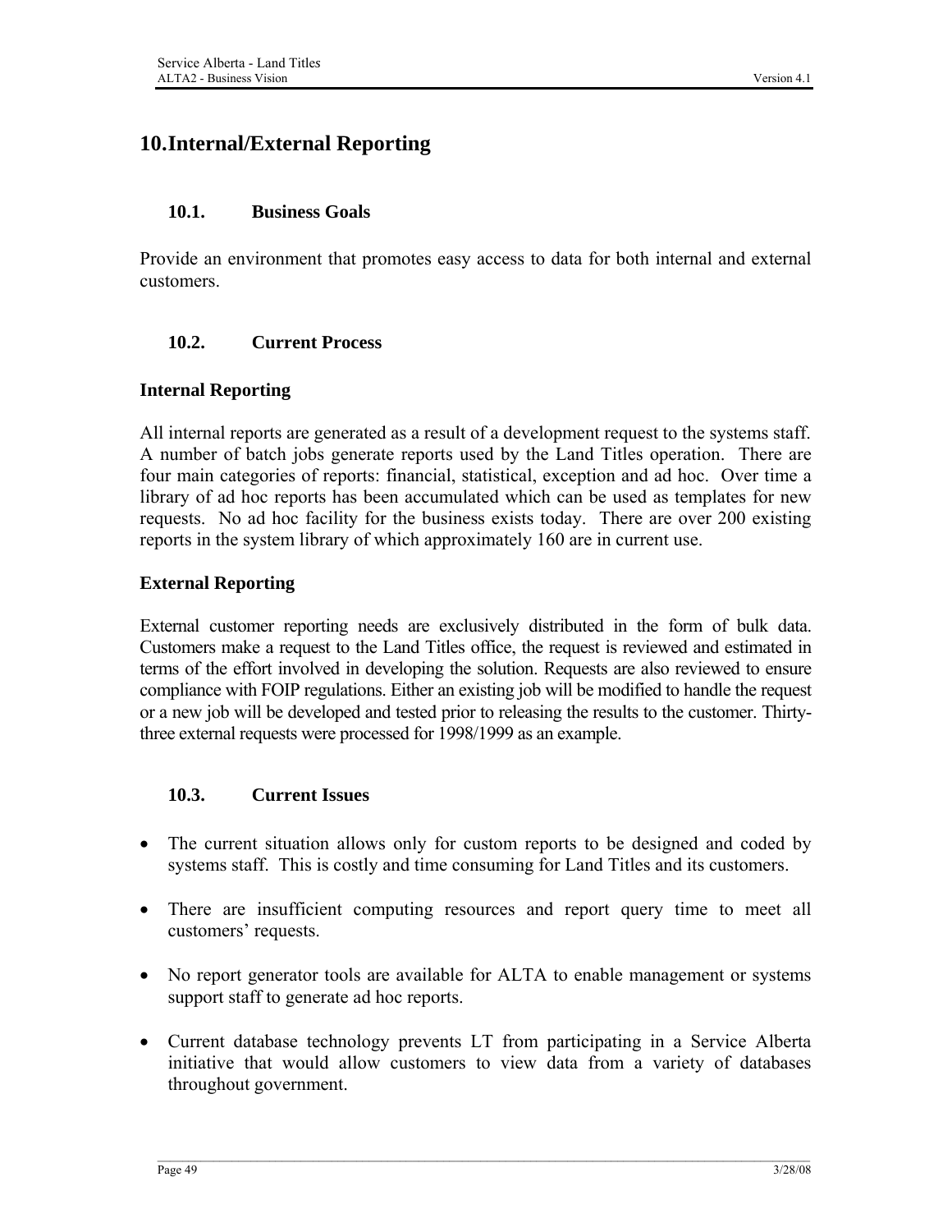# 10. Internal/External Reporting

## 10.1. Business Goals

Provide an environment that promotes easy access to data for both internal and external customers.

## 10.2. Current Process

### Internal Reporting

All internal reports are generated as a result of a development request to the systems staff. A number of batch jobs generate reports used by the Land Titles operation. There are four main categories of reports: financial, statistical, exception and ad hoc. Over time a library of ad hoc reports has been accumulated which can be used as templates for new requests. No ad hoc facility for the business exists today. There are over 200 existing reports in the system library of which approximately 160 are in current use.

### External Reporting

External customer reporting needs are exclusively distributed in the form of bulk data. Customers make a request to the Land Titles office, the request is reviewed and estimated in terms of the effort involved in developing the solution. Requests are also reviewed to ensure compliance with FOIP regulations. Either an existing job will be modified to handle the request or a new job will be developed and tested prior to releasing the results to the customer. Thirty-three external requests were processed for 1998/1999 as an example.

## 10.3. Current Issues

- The current situation allows only for custom reports to be designed and coded by systems staff. This is costly and time consuming for Land Titles and its customers.
- There are insufficient computing resources and report query time to meet all customers' requests.
- No report generator tools are available for ALTA to enable management or systems support staff to generate ad hoc reports.
- Current database technology prevents LT from participating in a Service Alberta initiative that would allow customers to view data from a variety of databases throughout government.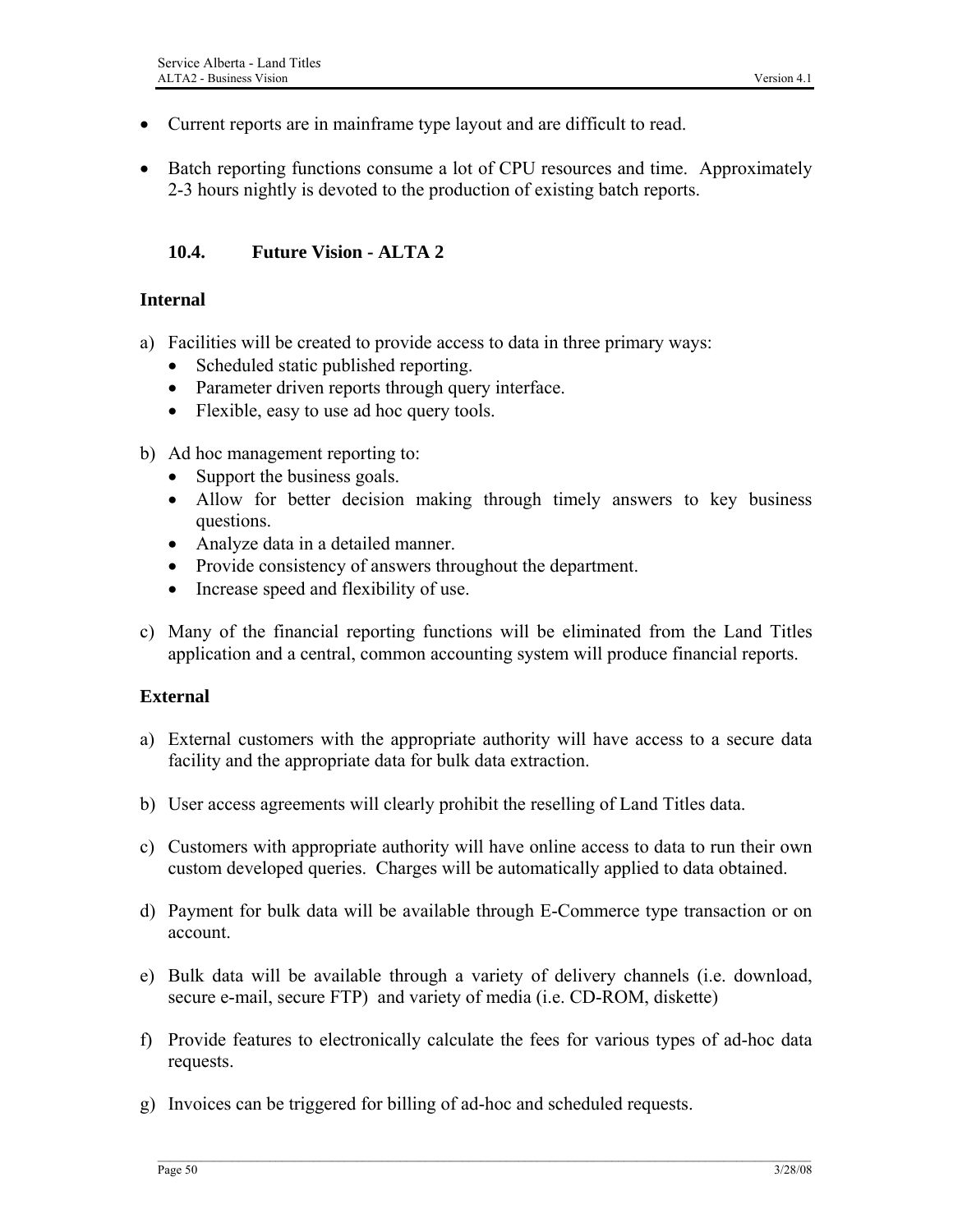- Current reports are in mainframe type layout and are difficult to read.

- Batch reporting functions consume a lot of CPU resources and time. Approximately 2-3 hours nightly is devoted to the production of existing batch reports.

### 10.4. Future Vision - ALTA 2

**Internal**

a) Facilities will be created to provide access to data in three primary ways:
   - Scheduled static published reporting.
   - Parameter driven reports through query interface.
   - Flexible, easy to use ad hoc query tools.

b) Ad hoc management reporting to:
   - Support the business goals.
   - Allow for better decision making through timely answers to key business questions.
   - Analyze data in a detailed manner.
   - Provide consistency of answers throughout the department.
   - Increase speed and flexibility of use.

c) Many of the financial reporting functions will be eliminated from the Land Titles application and a central, common accounting system will produce financial reports.

**External**

a) External customers with the appropriate authority will have access to a secure data facility and the appropriate data for bulk data extraction.

b) User access agreements will clearly prohibit the reselling of Land Titles data.

c) Customers with appropriate authority will have online access to data to run their own custom developed queries. Charges will be automatically applied to data obtained.

d) Payment for bulk data will be available through E-Commerce type transaction or on account.

e) Bulk data will be available through a variety of delivery channels (i.e. download, secure e-mail, secure FTP) and variety of media (i.e. CD-ROM, diskette)

f) Provide features to electronically calculate the fees for various types of ad-hoc data requests.

g) Invoices can be triggered for billing of ad-hoc and scheduled requests.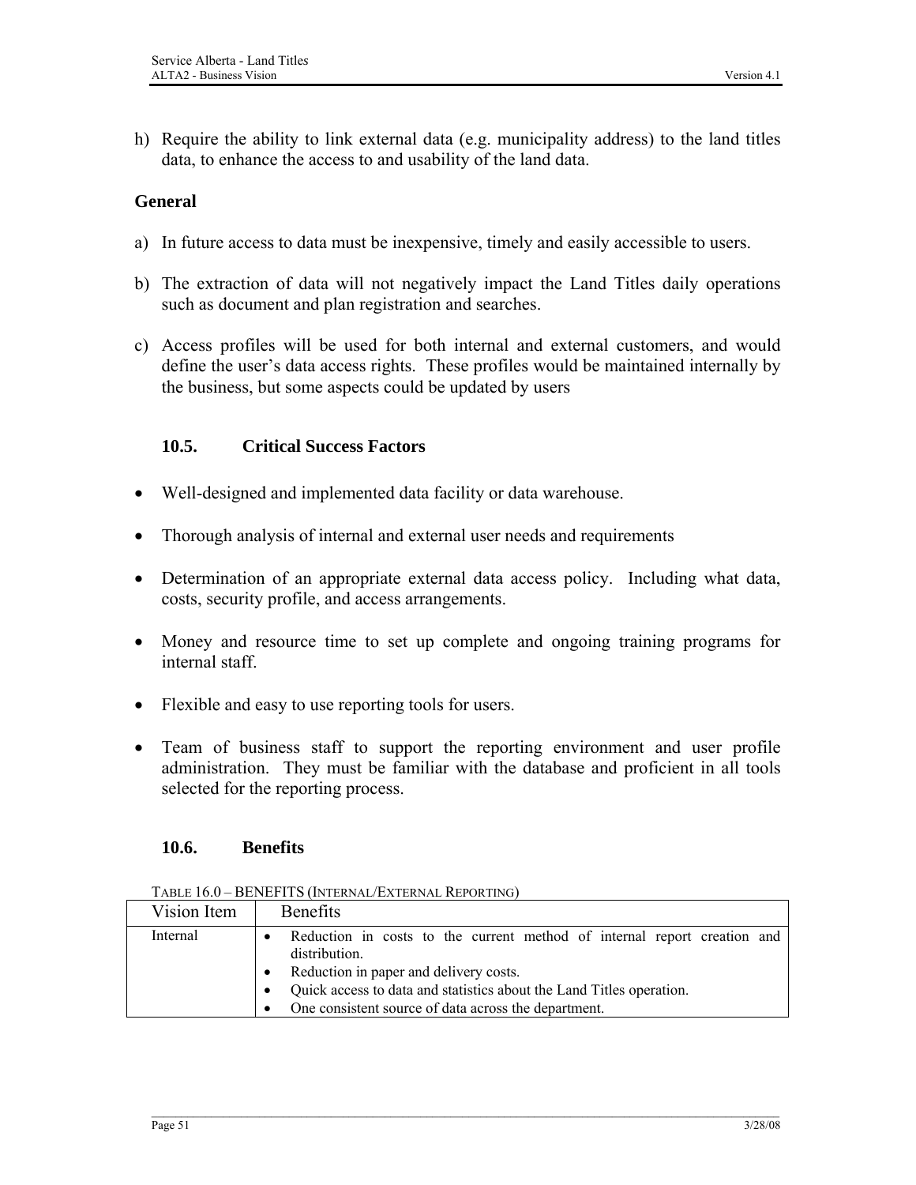h) Require the ability to link external data (e.g. municipality address) to the land titles data, to enhance the access to and usability of the land data.

**General**

a) In future access to data must be inexpensive, timely and easily accessible to users.

b) The extraction of data will not negatively impact the Land Titles daily operations such as document and plan registration and searches.

c) Access profiles will be used for both internal and external customers, and would define the user's data access rights. These profiles would be maintained internally by the business, but some aspects could be updated by users

### 10.5. Critical Success Factors

- Well-designed and implemented data facility or data warehouse.
- Thorough analysis of internal and external user needs and requirements
- Determination of an appropriate external data access policy. Including what data, costs, security profile, and access arrangements.
- Money and resource time to set up complete and ongoing training programs for internal staff.
- Flexible and easy to use reporting tools for users.
- Team of business staff to support the reporting environment and user profile administration. They must be familiar with the database and proficient in all tools selected for the reporting process.

### 10.6. Benefits

TABLE 16.0 – BENEFITS (INTERNAL/EXTERNAL REPORTING)

| Vision Item | Benefits |
|---|---|
| Internal | • Reduction in costs to the current method of internal report creation and distribution.<br>• Reduction in paper and delivery costs.<br>• Quick access to data and statistics about the Land Titles operation.<br>• One consistent source of data across the department. |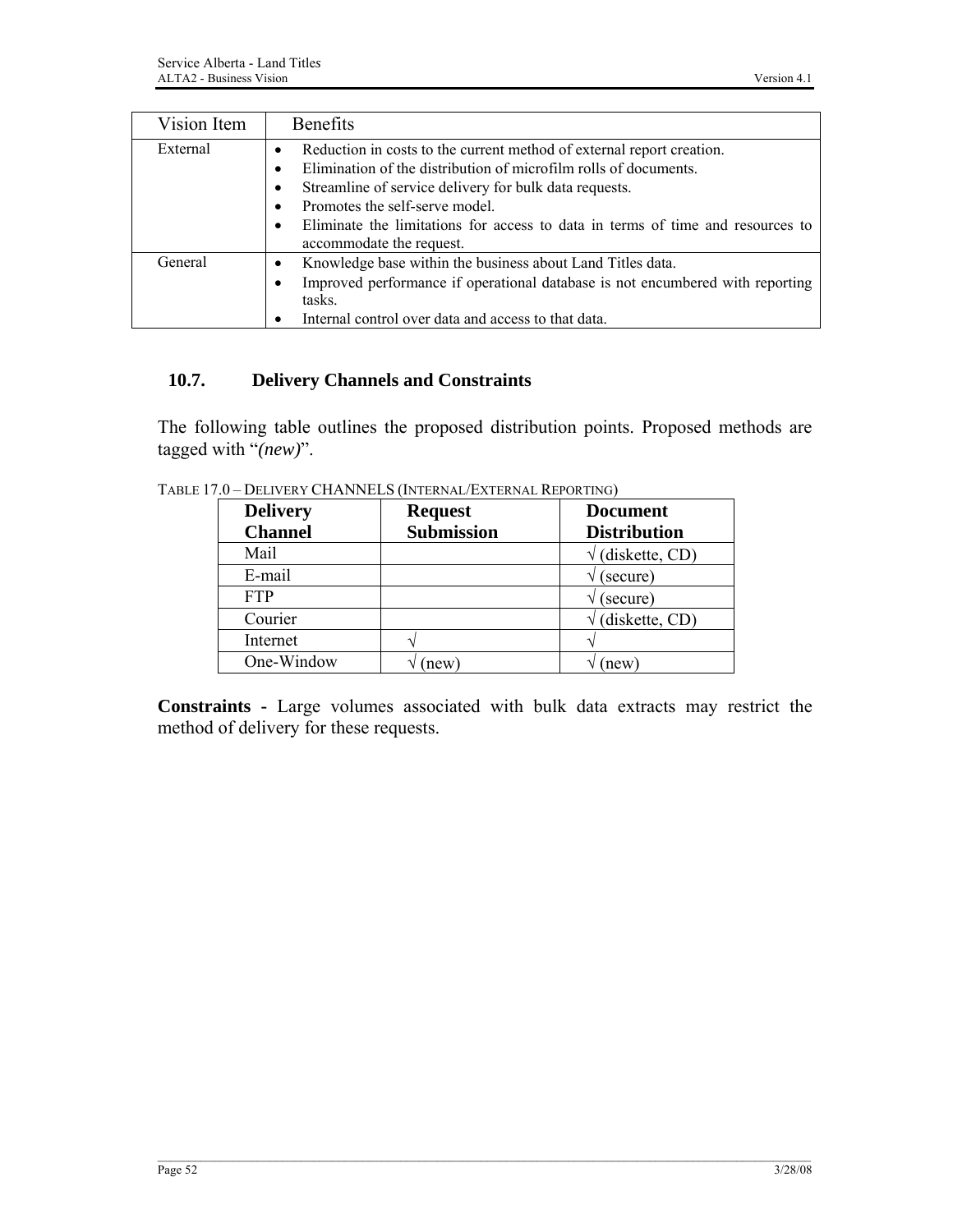| Vision Item | Benefits |
|---|---|
| External | • Reduction in costs to the current method of external report creation.<br>• Elimination of the distribution of microfilm rolls of documents.<br>• Streamline of service delivery for bulk data requests.<br>• Promotes the self-serve model.<br>• Eliminate the limitations for access to data in terms of time and resources to accommodate the request. |
| General | • Knowledge base within the business about Land Titles data.<br>• Improved performance if operational database is not encumbered with reporting tasks.<br>• Internal control over data and access to that data. |

### 10.7. Delivery Channels and Constraints

The following table outlines the proposed distribution points. Proposed methods are tagged with "*(new)*".

TABLE 17.0 – DELIVERY CHANNELS (INTERNAL/EXTERNAL REPORTING)

| Delivery Channel | Request Submission | Document Distribution |
|---|---|---|
| Mail | | √ (diskette, CD) |
| E-mail | | √ (secure) |
| FTP | | √ (secure) |
| Courier | | √ (diskette, CD) |
| Internet | √ | √ |
| One-Window | √ (new) | √ (new) |

**Constraints** - Large volumes associated with bulk data extracts may restrict the method of delivery for these requests.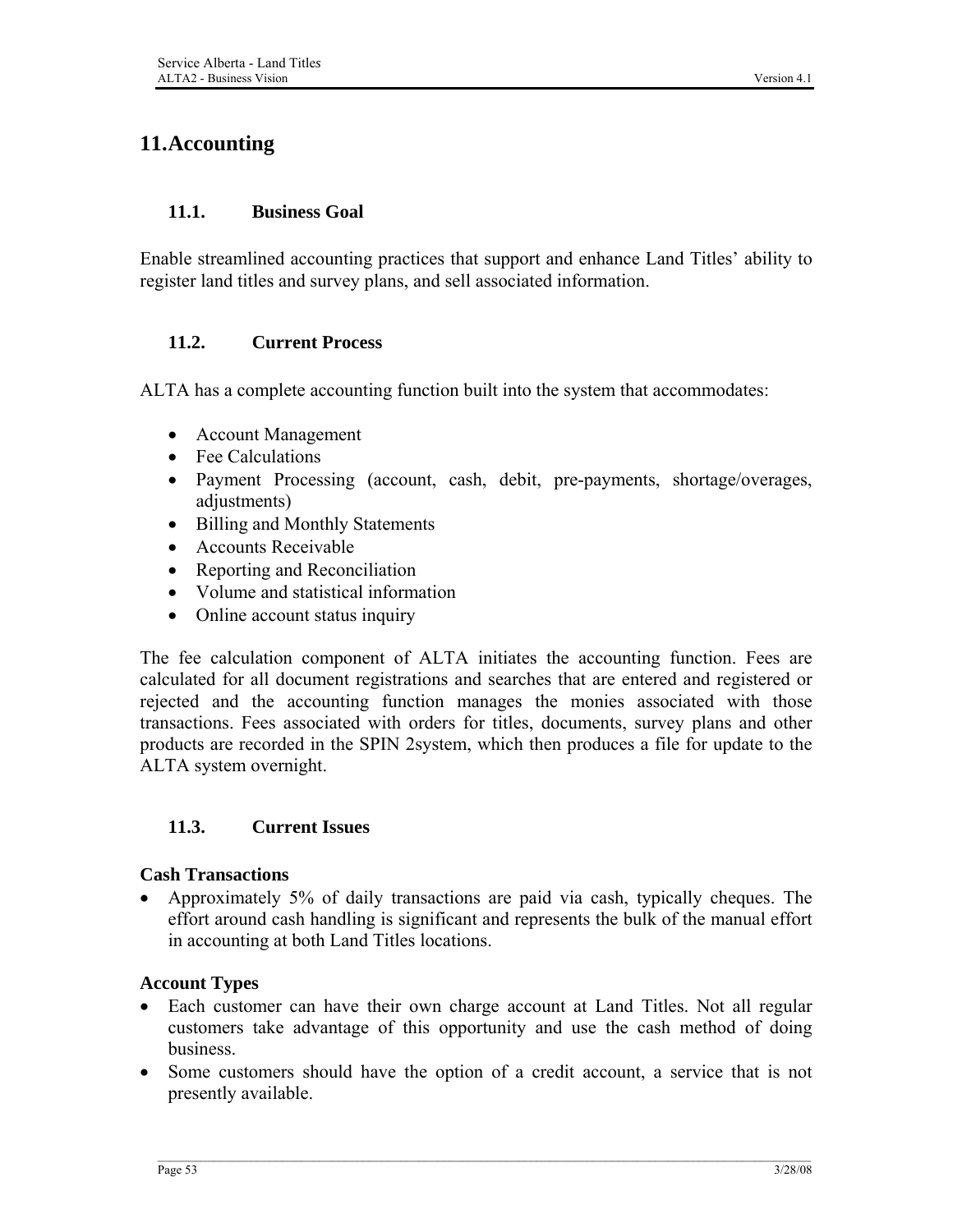# 11. Accounting

## 11.1. Business Goal

Enable streamlined accounting practices that support and enhance Land Titles' ability to register land titles and survey plans, and sell associated information.

## 11.2. Current Process

ALTA has a complete accounting function built into the system that accommodates:

- Account Management
- Fee Calculations
- Payment Processing (account, cash, debit, pre-payments, shortage/overages, adjustments)
- Billing and Monthly Statements
- Accounts Receivable
- Reporting and Reconciliation
- Volume and statistical information
- Online account status inquiry

The fee calculation component of ALTA initiates the accounting function. Fees are calculated for all document registrations and searches that are entered and registered or rejected and the accounting function manages the monies associated with those transactions. Fees associated with orders for titles, documents, survey plans and other products are recorded in the SPIN 2system, which then produces a file for update to the ALTA system overnight.

## 11.3. Current Issues

**Cash Transactions**

- Approximately 5% of daily transactions are paid via cash, typically cheques. The effort around cash handling is significant and represents the bulk of the manual effort in accounting at both Land Titles locations.

**Account Types**

- Each customer can have their own charge account at Land Titles. Not all regular customers take advantage of this opportunity and use the cash method of doing business.
- Some customers should have the option of a credit account, a service that is not presently available.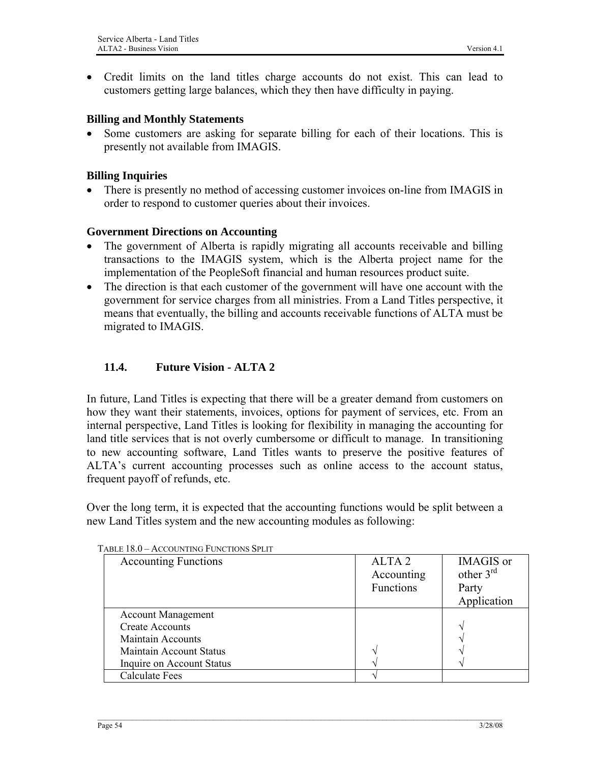- Credit limits on the land titles charge accounts do not exist. This can lead to customers getting large balances, which they then have difficulty in paying.

**Billing and Monthly Statements**

- Some customers are asking for separate billing for each of their locations. This is presently not available from IMAGIS.

**Billing Inquiries**

- There is presently no method of accessing customer invoices on-line from IMAGIS in order to respond to customer queries about their invoices.

**Government Directions on Accounting**

- The government of Alberta is rapidly migrating all accounts receivable and billing transactions to the IMAGIS system, which is the Alberta project name for the implementation of the PeopleSoft financial and human resources product suite.
- The direction is that each customer of the government will have one account with the government for service charges from all ministries. From a Land Titles perspective, it means that eventually, the billing and accounts receivable functions of ALTA must be migrated to IMAGIS.

### 11.4. Future Vision - ALTA 2

In future, Land Titles is expecting that there will be a greater demand from customers on how they want their statements, invoices, options for payment of services, etc. From an internal perspective, Land Titles is looking for flexibility in managing the accounting for land title services that is not overly cumbersome or difficult to manage. In transitioning to new accounting software, Land Titles wants to preserve the positive features of ALTA's current accounting processes such as online access to the account status, frequent payoff of refunds, etc.

Over the long term, it is expected that the accounting functions would be split between a new Land Titles system and the new accounting modules as following:

TABLE 18.0 – ACCOUNTING FUNCTIONS SPLIT

| Accounting Functions | ALTA 2 Accounting Functions | IMAGIS or other 3rd Party Application |
|---|---|---|
| Account Management | | |
| Create Accounts | | √ |
| Maintain Accounts | | √ |
| Maintain Account Status | √ | √ |
| Inquire on Account Status | √ | √ |
| Calculate Fees | √ | |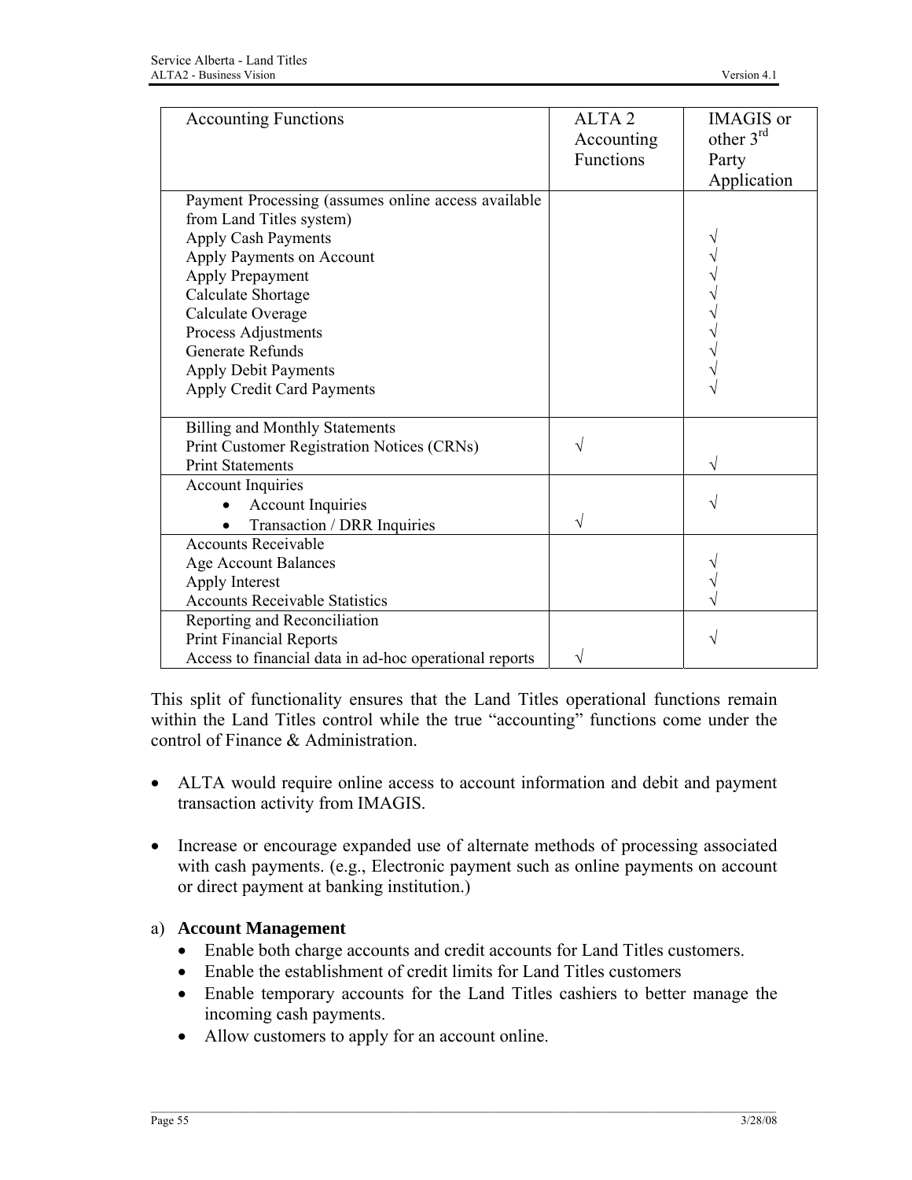| Accounting Functions | ALTA 2 Accounting Functions | IMAGIS or other 3rd Party Application |
|---|---|---|
| Payment Processing (assumes online access available from Land Titles system) | | |
| Apply Cash Payments | | √ |
| Apply Payments on Account | | √ |
| Apply Prepayment | | √ |
| Calculate Shortage | | √ |
| Calculate Overage | | √ |
| Process Adjustments | | √ |
| Generate Refunds | | √ |
| Apply Debit Payments | | √ |
| Apply Credit Card Payments | | √ |
| Billing and Monthly Statements | | |
| Print Customer Registration Notices (CRNs) | √ | |
| Print Statements | | √ |
| Account Inquiries | | |
| • Account Inquiries | | √ |
| • Transaction / DRR Inquiries | √ | |
| Accounts Receivable | | |
| Age Account Balances | | √ |
| Apply Interest | | √ |
| Accounts Receivable Statistics | | √ |
| Reporting and Reconciliation | | |
| Print Financial Reports | | √ |
| Access to financial data in ad-hoc operational reports | √ | |

This split of functionality ensures that the Land Titles operational functions remain within the Land Titles control while the true "accounting" functions come under the control of Finance & Administration.

- ALTA would require online access to account information and debit and payment transaction activity from IMAGIS.

- Increase or encourage expanded use of alternate methods of processing associated with cash payments. (e.g., Electronic payment such as online payments on account or direct payment at banking institution.)

a) **Account Management**

- Enable both charge accounts and credit accounts for Land Titles customers.
- Enable the establishment of credit limits for Land Titles customers
- Enable temporary accounts for the Land Titles cashiers to better manage the incoming cash payments.
- Allow customers to apply for an account online.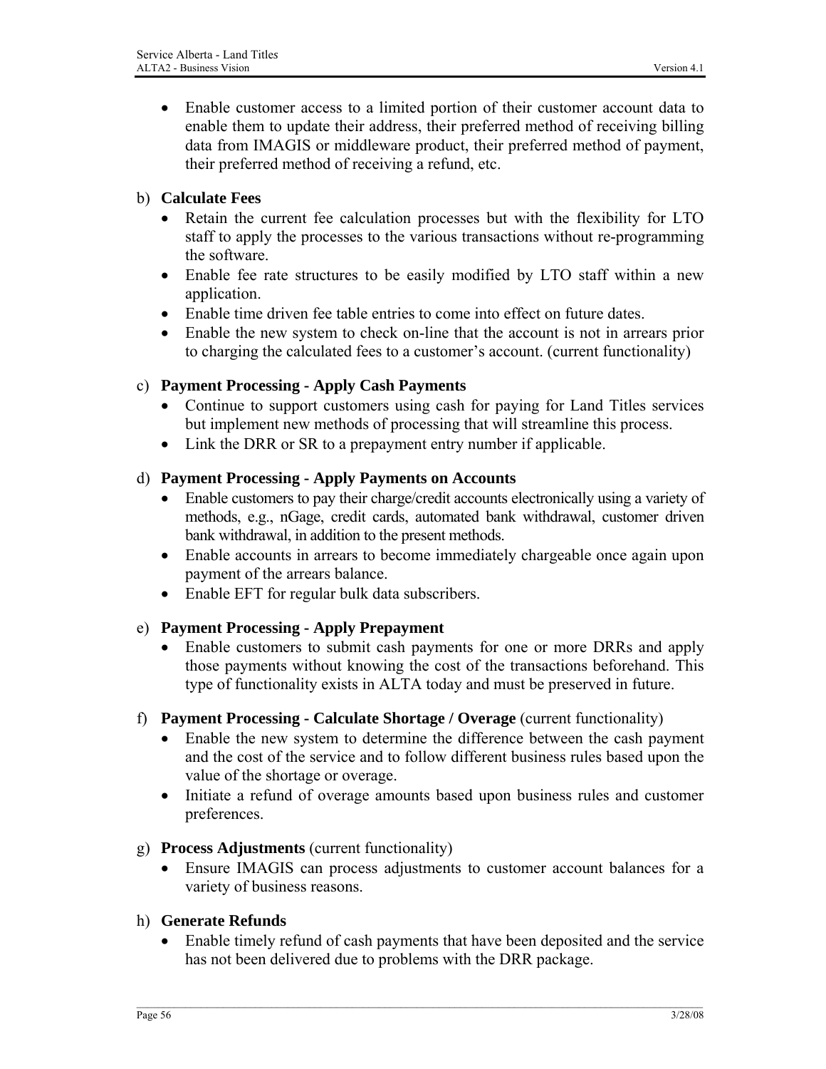- Enable customer access to a limited portion of their customer account data to enable them to update their address, their preferred method of receiving billing data from IMAGIS or middleware product, their preferred method of payment, their preferred method of receiving a refund, etc.

b) **Calculate Fees**

- Retain the current fee calculation processes but with the flexibility for LTO staff to apply the processes to the various transactions without re-programming the software.
- Enable fee rate structures to be easily modified by LTO staff within a new application.
- Enable time driven fee table entries to come into effect on future dates.
- Enable the new system to check on-line that the account is not in arrears prior to charging the calculated fees to a customer's account. (current functionality)

c) **Payment Processing - Apply Cash Payments**

- Continue to support customers using cash for paying for Land Titles services but implement new methods of processing that will streamline this process.
- Link the DRR or SR to a prepayment entry number if applicable.

d) **Payment Processing - Apply Payments on Accounts**

- Enable customers to pay their charge/credit accounts electronically using a variety of methods, e.g., nGage, credit cards, automated bank withdrawal, customer driven bank withdrawal, in addition to the present methods.
- Enable accounts in arrears to become immediately chargeable once again upon payment of the arrears balance.
- Enable EFT for regular bulk data subscribers.

e) **Payment Processing - Apply Prepayment**

- Enable customers to submit cash payments for one or more DRRs and apply those payments without knowing the cost of the transactions beforehand. This type of functionality exists in ALTA today and must be preserved in future.

f) **Payment Processing - Calculate Shortage / Overage** (current functionality)

- Enable the new system to determine the difference between the cash payment and the cost of the service and to follow different business rules based upon the value of the shortage or overage.
- Initiate a refund of overage amounts based upon business rules and customer preferences.

g) **Process Adjustments** (current functionality)

- Ensure IMAGIS can process adjustments to customer account balances for a variety of business reasons.

h) **Generate Refunds**

- Enable timely refund of cash payments that have been deposited and the service has not been delivered due to problems with the DRR package.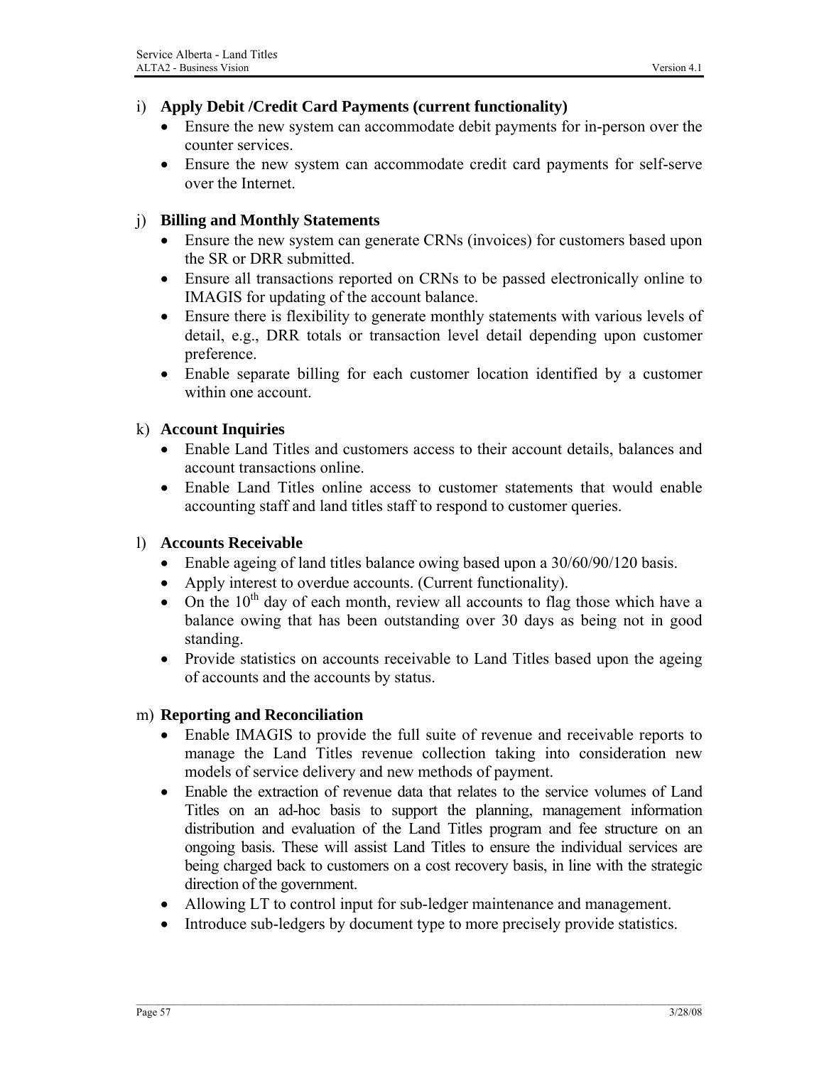i) **Apply Debit /Credit Card Payments (current functionality)**

- Ensure the new system can accommodate debit payments for in-person over the counter services.
- Ensure the new system can accommodate credit card payments for self-serve over the Internet.

j) **Billing and Monthly Statements**

- Ensure the new system can generate CRNs (invoices) for customers based upon the SR or DRR submitted.
- Ensure all transactions reported on CRNs to be passed electronically online to IMAGIS for updating of the account balance.
- Ensure there is flexibility to generate monthly statements with various levels of detail, e.g., DRR totals or transaction level detail depending upon customer preference.
- Enable separate billing for each customer location identified by a customer within one account.

k) **Account Inquiries**

- Enable Land Titles and customers access to their account details, balances and account transactions online.
- Enable Land Titles online access to customer statements that would enable accounting staff and land titles staff to respond to customer queries.

l) **Accounts Receivable**

- Enable ageing of land titles balance owing based upon a 30/60/90/120 basis.
- Apply interest to overdue accounts. (Current functionality).
- On the 10th day of each month, review all accounts to flag those which have a balance owing that has been outstanding over 30 days as being not in good standing.
- Provide statistics on accounts receivable to Land Titles based upon the ageing of accounts and the accounts by status.

m) **Reporting and Reconciliation**

- Enable IMAGIS to provide the full suite of revenue and receivable reports to manage the Land Titles revenue collection taking into consideration new models of service delivery and new methods of payment.
- Enable the extraction of revenue data that relates to the service volumes of Land Titles on an ad-hoc basis to support the planning, management information distribution and evaluation of the Land Titles program and fee structure on an ongoing basis. These will assist Land Titles to ensure the individual services are being charged back to customers on a cost recovery basis, in line with the strategic direction of the government.
- Allowing LT to control input for sub-ledger maintenance and management.
- Introduce sub-ledgers by document type to more precisely provide statistics.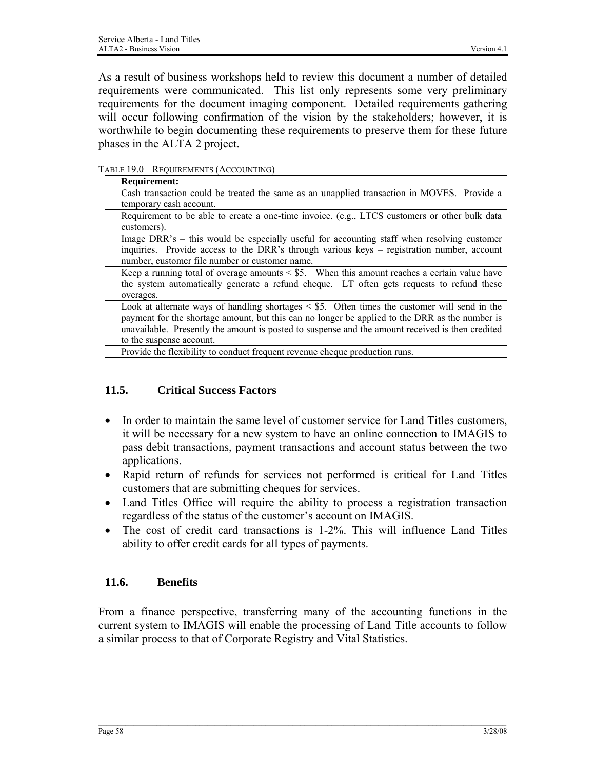As a result of business workshops held to review this document a number of detailed requirements were communicated. This list only represents some very preliminary requirements for the document imaging component. Detailed requirements gathering will occur following confirmation of the vision by the stakeholders; however, it is worthwhile to begin documenting these requirements to preserve them for these future phases in the ALTA 2 project.

TABLE 19.0 – REQUIREMENTS (ACCOUNTING)

| Requirement: |
|---|
| Cash transaction could be treated the same as an unapplied transaction in MOVES. Provide a temporary cash account. |
| Requirement to be able to create a one-time invoice. (e.g., LTCS customers or other bulk data customers). |
| Image DRR's – this would be especially useful for accounting staff when resolving customer inquiries. Provide access to the DRR's through various keys – registration number, account number, customer file number or customer name. |
| Keep a running total of overage amounts < $5. When this amount reaches a certain value have the system automatically generate a refund cheque. LT often gets requests to refund these overages. |
| Look at alternate ways of handling shortages < $5. Often times the customer will send in the payment for the shortage amount, but this can no longer be applied to the DRR as the number is unavailable. Presently the amount is posted to suspense and the amount received is then credited to the suspense account. |
| Provide the flexibility to conduct frequent revenue cheque production runs. |

## 11.5. Critical Success Factors

- In order to maintain the same level of customer service for Land Titles customers, it will be necessary for a new system to have an online connection to IMAGIS to pass debit transactions, payment transactions and account status between the two applications.
- Rapid return of refunds for services not performed is critical for Land Titles customers that are submitting cheques for services.
- Land Titles Office will require the ability to process a registration transaction regardless of the status of the customer's account on IMAGIS.
- The cost of credit card transactions is 1-2%. This will influence Land Titles ability to offer credit cards for all types of payments.

## 11.6. Benefits

From a finance perspective, transferring many of the accounting functions in the current system to IMAGIS will enable the processing of Land Title accounts to follow a similar process to that of Corporate Registry and Vital Statistics.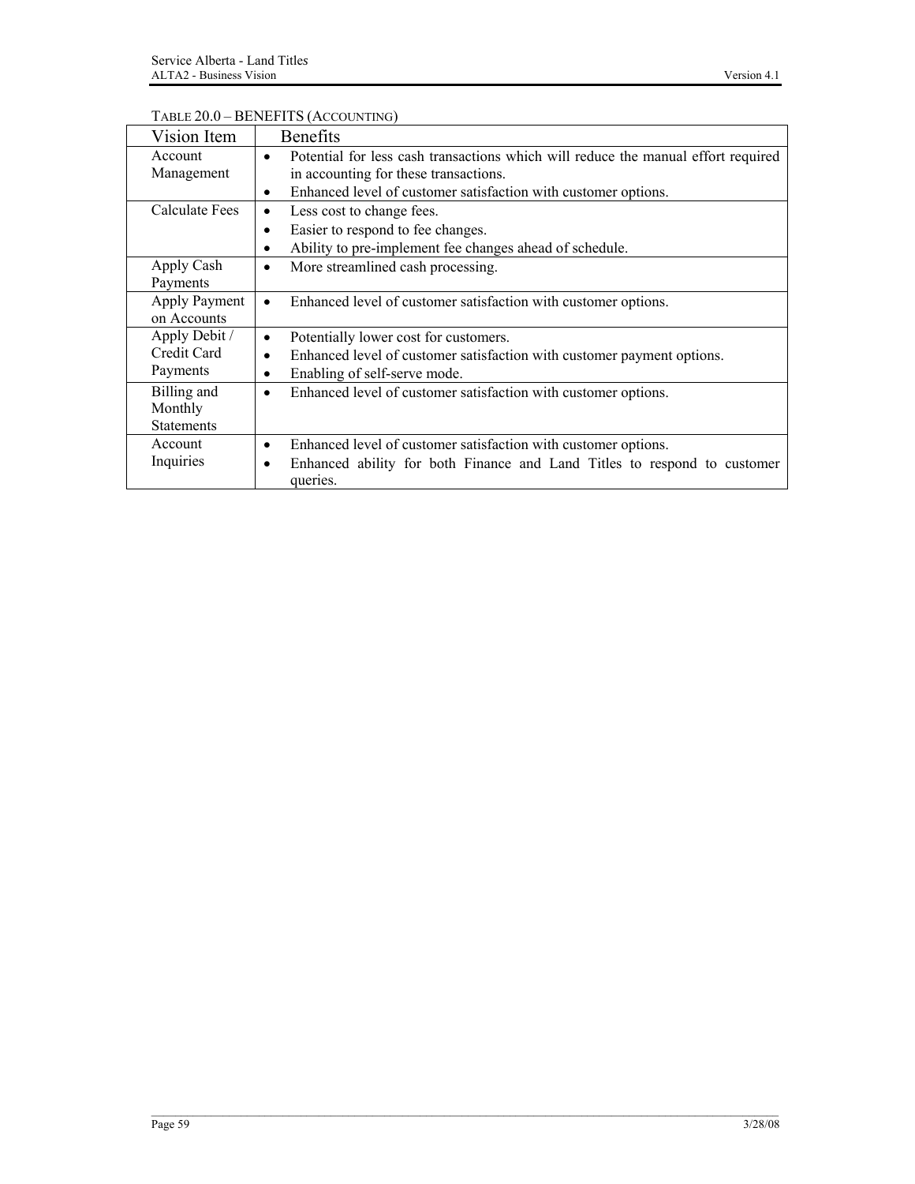TABLE 20.0 – BENEFITS (ACCOUNTING)

| Vision Item | Benefits |
|---|---|
| Account Management | • Potential for less cash transactions which will reduce the manual effort required in accounting for these transactions.<br>• Enhanced level of customer satisfaction with customer options. |
| Calculate Fees | • Less cost to change fees.<br>• Easier to respond to fee changes.<br>• Ability to pre-implement fee changes ahead of schedule. |
| Apply Cash Payments | • More streamlined cash processing. |
| Apply Payment on Accounts | • Enhanced level of customer satisfaction with customer options. |
| Apply Debit / Credit Card Payments | • Potentially lower cost for customers.<br>• Enhanced level of customer satisfaction with customer payment options.<br>• Enabling of self-serve mode. |
| Billing and Monthly Statements | • Enhanced level of customer satisfaction with customer options. |
| Account Inquiries | • Enhanced level of customer satisfaction with customer options.<br>• Enhanced ability for both Finance and Land Titles to respond to customer queries. |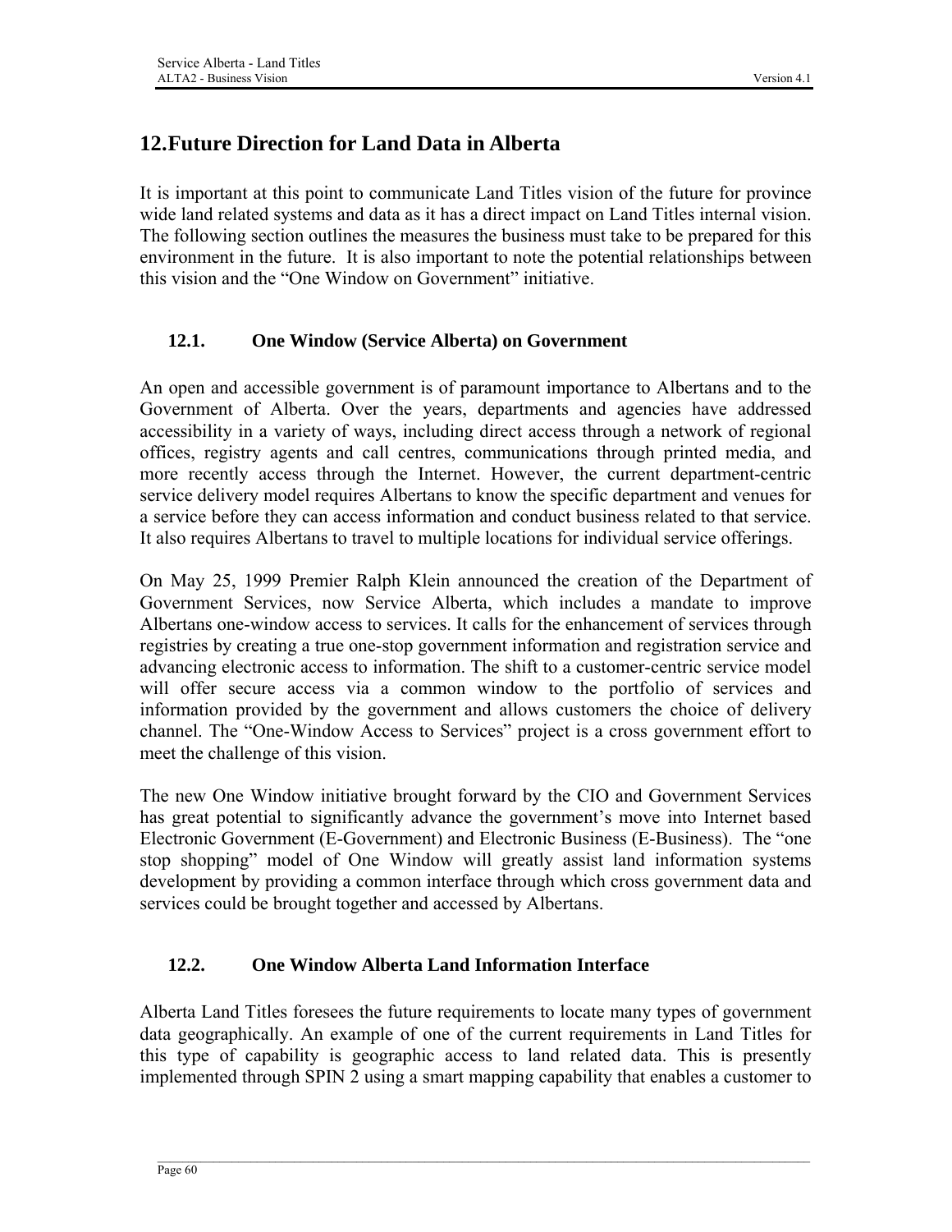# 12.Future Direction for Land Data in Alberta

It is important at this point to communicate Land Titles vision of the future for province wide land related systems and data as it has a direct impact on Land Titles internal vision. The following section outlines the measures the business must take to be prepared for this environment in the future. It is also important to note the potential relationships between this vision and the "One Window on Government" initiative.

## 12.1. One Window (Service Alberta) on Government

An open and accessible government is of paramount importance to Albertans and to the Government of Alberta. Over the years, departments and agencies have addressed accessibility in a variety of ways, including direct access through a network of regional offices, registry agents and call centres, communications through printed media, and more recently access through the Internet. However, the current department-centric service delivery model requires Albertans to know the specific department and venues for a service before they can access information and conduct business related to that service. It also requires Albertans to travel to multiple locations for individual service offerings.

On May 25, 1999 Premier Ralph Klein announced the creation of the Department of Government Services, now Service Alberta, which includes a mandate to improve Albertans one-window access to services. It calls for the enhancement of services through registries by creating a true one-stop government information and registration service and advancing electronic access to information. The shift to a customer-centric service model will offer secure access via a common window to the portfolio of services and information provided by the government and allows customers the choice of delivery channel. The "One-Window Access to Services" project is a cross government effort to meet the challenge of this vision.

The new One Window initiative brought forward by the CIO and Government Services has great potential to significantly advance the government's move into Internet based Electronic Government (E-Government) and Electronic Business (E-Business). The "one stop shopping" model of One Window will greatly assist land information systems development by providing a common interface through which cross government data and services could be brought together and accessed by Albertans.

## 12.2. One Window Alberta Land Information Interface

Alberta Land Titles foresees the future requirements to locate many types of government data geographically. An example of one of the current requirements in Land Titles for this type of capability is geographic access to land related data. This is presently implemented through SPIN 2 using a smart mapping capability that enables a customer to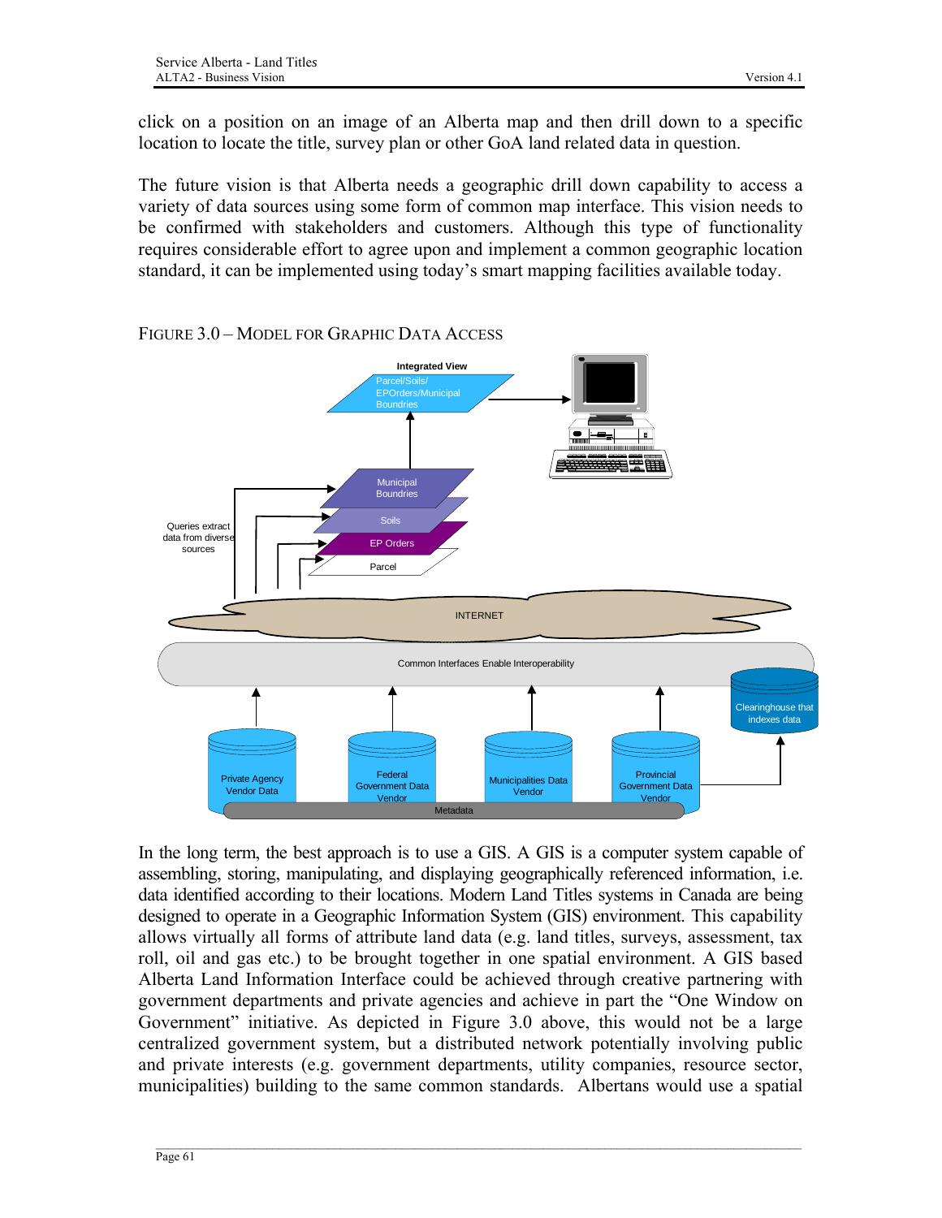click on a position on an image of an Alberta map and then drill down to a specific location to locate the title, survey plan or other GoA land related data in question.

The future vision is that Alberta needs a geographic drill down capability to access a variety of data sources using some form of common map interface. This vision needs to be confirmed with stakeholders and customers. Although this type of functionality requires considerable effort to agree upon and implement a common geographic location standard, it can be implemented using today's smart mapping facilities available today.

FIGURE 3.0 – MODEL FOR GRAPHIC DATA ACCESS

In the long term, the best approach is to use a GIS. A GIS is a computer system capable of assembling, storing, manipulating, and displaying geographically referenced information, i.e. data identified according to their locations. Modern Land Titles systems in Canada are being designed to operate in a Geographic Information System (GIS) environment. This capability allows virtually all forms of attribute land data (e.g. land titles, surveys, assessment, tax roll, oil and gas etc.) to be brought together in one spatial environment. A GIS based Alberta Land Information Interface could be achieved through creative partnering with government departments and private agencies and achieve in part the "One Window on Government" initiative. As depicted in Figure 3.0 above, this would not be a large centralized government system, but a distributed network potentially involving public and private interests (e.g. government departments, utility companies, resource sector, municipalities) building to the same common standards. Albertans would use a spatial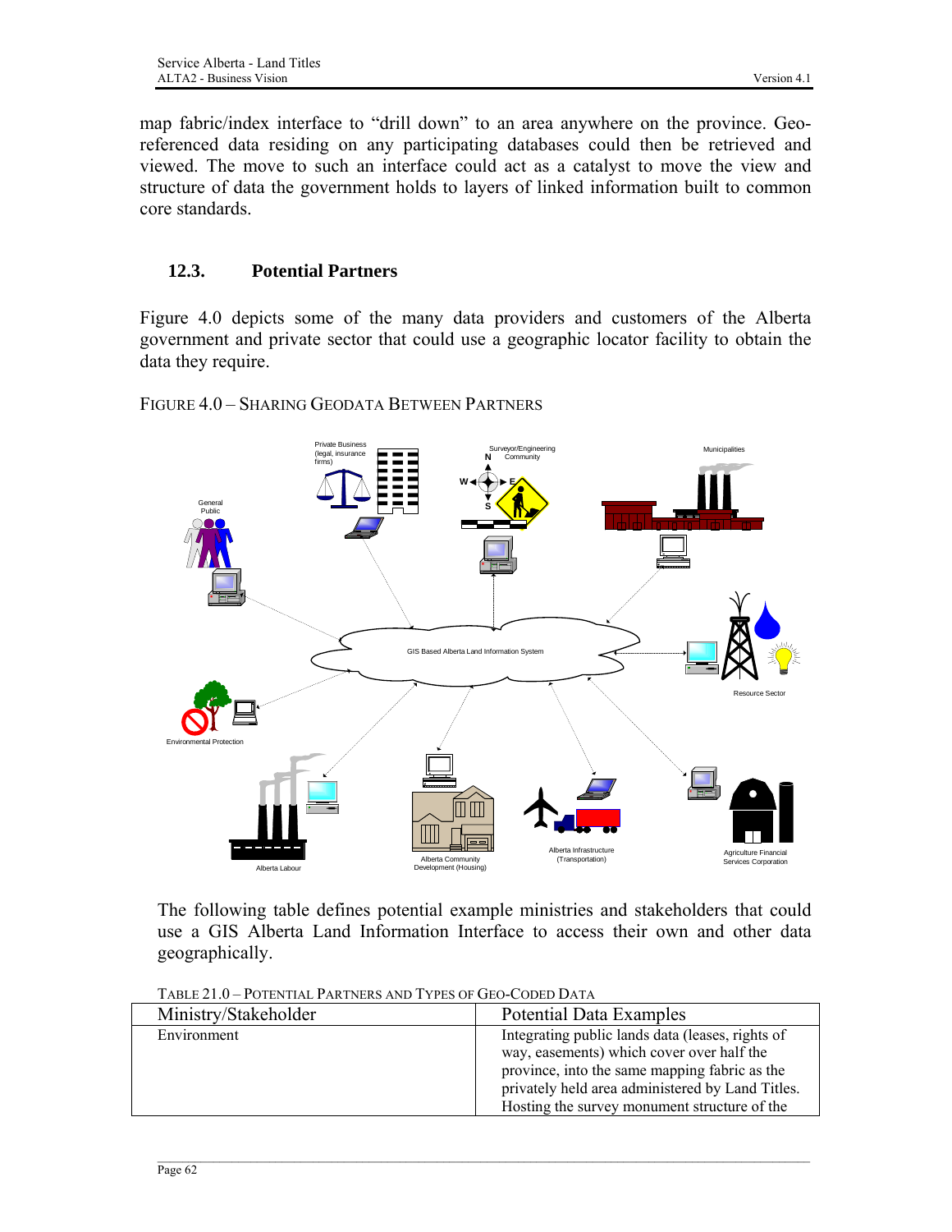map fabric/index interface to "drill down" to an area anywhere on the province. Geo-referenced data residing on any participating databases could then be retrieved and viewed. The move to such an interface could act as a catalyst to move the view and structure of data the government holds to layers of linked information built to common core standards.

## 12.3. Potential Partners

Figure 4.0 depicts some of the many data providers and customers of the Alberta government and private sector that could use a geographic locator facility to obtain the data they require.

FIGURE 4.0 – SHARING GEODATA BETWEEN PARTNERS

The following table defines potential example ministries and stakeholders that could use a GIS Alberta Land Information Interface to access their own and other data geographically.

TABLE 21.0 – POTENTIAL PARTNERS AND TYPES OF GEO-CODED DATA

| Ministry/Stakeholder | Potential Data Examples |
|---|---|
| Environment | Integrating public lands data (leases, rights of way, easements) which cover over half the province, into the same mapping fabric as the privately held area administered by Land Titles. Hosting the survey monument structure of the |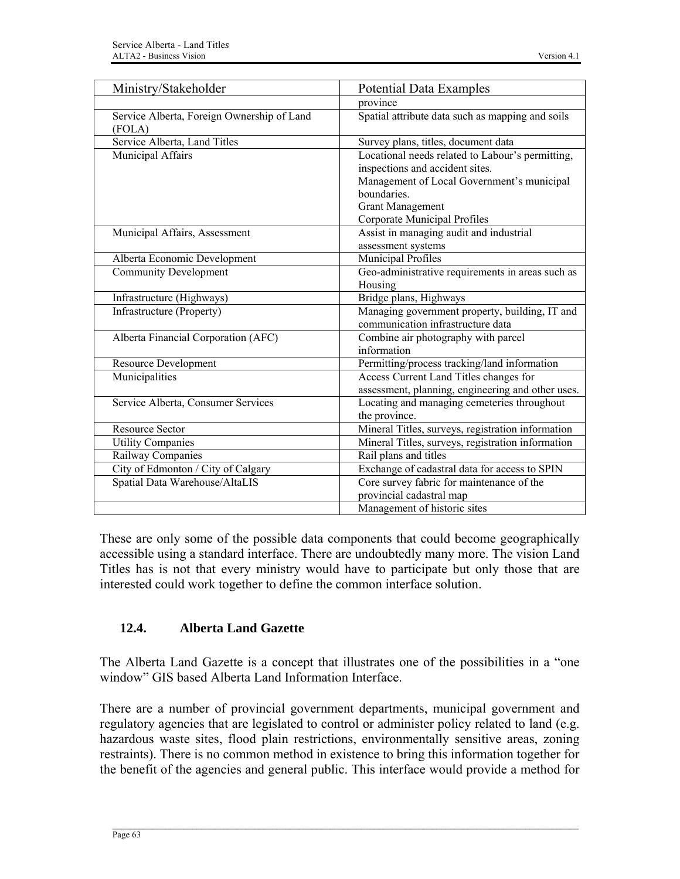| Ministry/Stakeholder | Potential Data Examples |
| --- | --- |
| | province |
| Service Alberta, Foreign Ownership of Land (FOLA) | Spatial attribute data such as mapping and soils |
| Service Alberta, Land Titles | Survey plans, titles, document data |
| Municipal Affairs | Locational needs related to Labour's permitting, inspections and accident sites.<br>Management of Local Government's municipal boundaries.<br>Grant Management<br>Corporate Municipal Profiles |
| Municipal Affairs, Assessment | Assist in managing audit and industrial assessment systems |
| Alberta Economic Development | Municipal Profiles |
| Community Development | Geo-administrative requirements in areas such as Housing |
| Infrastructure (Highways) | Bridge plans, Highways |
| Infrastructure (Property) | Managing government property, building, IT and communication infrastructure data |
| Alberta Financial Corporation (AFC) | Combine air photography with parcel information |
| Resource Development | Permitting/process tracking/land information |
| Municipalities | Access Current Land Titles changes for assessment, planning, engineering and other uses. |
| Service Alberta, Consumer Services | Locating and managing cemeteries throughout the province. |
| Resource Sector | Mineral Titles, surveys, registration information |
| Utility Companies | Mineral Titles, surveys, registration information |
| Railway Companies | Rail plans and titles |
| City of Edmonton / City of Calgary | Exchange of cadastral data for access to SPIN |
| Spatial Data Warehouse/AltaLIS | Core survey fabric for maintenance of the provincial cadastral map |
| | Management of historic sites |

These are only some of the possible data components that could become geographically accessible using a standard interface. There are undoubtedly many more. The vision Land Titles has is not that every ministry would have to participate but only those that are interested could work together to define the common interface solution.

### 12.4. Alberta Land Gazette

The Alberta Land Gazette is a concept that illustrates one of the possibilities in a "one window" GIS based Alberta Land Information Interface.

There are a number of provincial government departments, municipal government and regulatory agencies that are legislated to control or administer policy related to land (e.g. hazardous waste sites, flood plain restrictions, environmentally sensitive areas, zoning restraints). There is no common method in existence to bring this information together for the benefit of the agencies and general public. This interface would provide a method for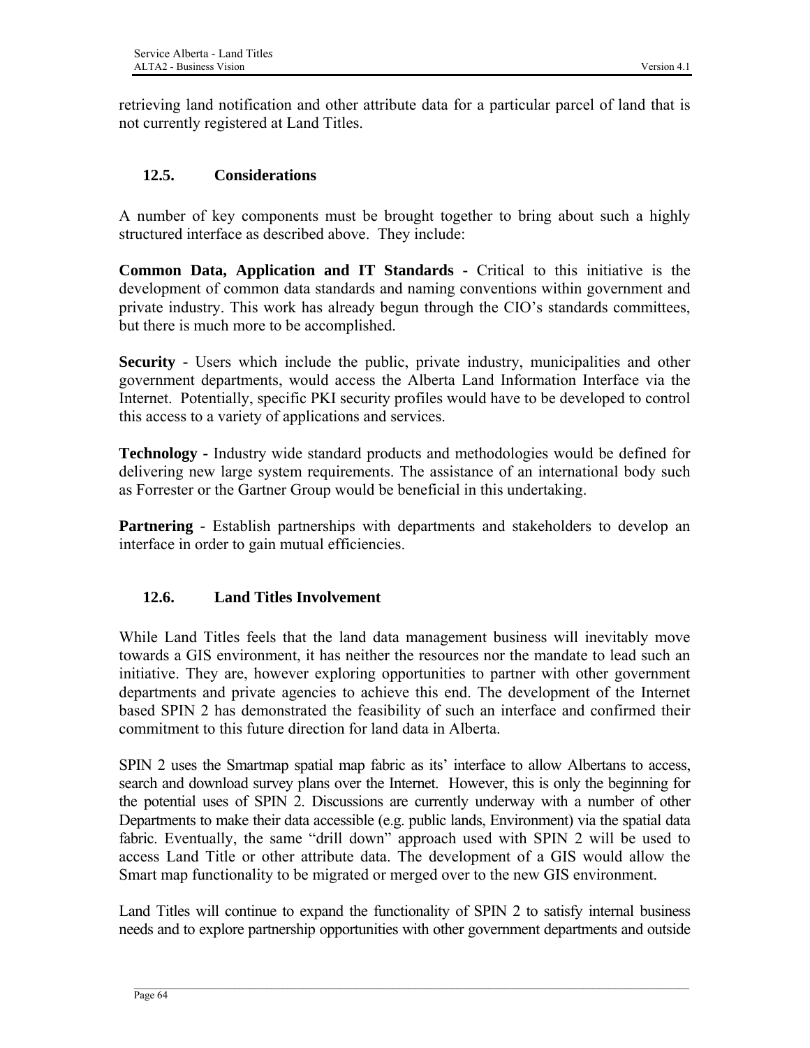retrieving land notification and other attribute data for a particular parcel of land that is not currently registered at Land Titles.

### 12.5. Considerations

A number of key components must be brought together to bring about such a highly structured interface as described above. They include:

**Common Data, Application and IT Standards -** Critical to this initiative is the development of common data standards and naming conventions within government and private industry. This work has already begun through the CIO's standards committees, but there is much more to be accomplished.

**Security -** Users which include the public, private industry, municipalities and other government departments, would access the Alberta Land Information Interface via the Internet. Potentially, specific PKI security profiles would have to be developed to control this access to a variety of applications and services.

**Technology -** Industry wide standard products and methodologies would be defined for delivering new large system requirements. The assistance of an international body such as Forrester or the Gartner Group would be beneficial in this undertaking.

**Partnering -** Establish partnerships with departments and stakeholders to develop an interface in order to gain mutual efficiencies.

### 12.6. Land Titles Involvement

While Land Titles feels that the land data management business will inevitably move towards a GIS environment, it has neither the resources nor the mandate to lead such an initiative. They are, however exploring opportunities to partner with other government departments and private agencies to achieve this end. The development of the Internet based SPIN 2 has demonstrated the feasibility of such an interface and confirmed their commitment to this future direction for land data in Alberta.

SPIN 2 uses the Smartmap spatial map fabric as its' interface to allow Albertans to access, search and download survey plans over the Internet. However, this is only the beginning for the potential uses of SPIN 2. Discussions are currently underway with a number of other Departments to make their data accessible (e.g. public lands, Environment) via the spatial data fabric. Eventually, the same "drill down" approach used with SPIN 2 will be used to access Land Title or other attribute data. The development of a GIS would allow the Smart map functionality to be migrated or merged over to the new GIS environment.

Land Titles will continue to expand the functionality of SPIN 2 to satisfy internal business needs and to explore partnership opportunities with other government departments and outside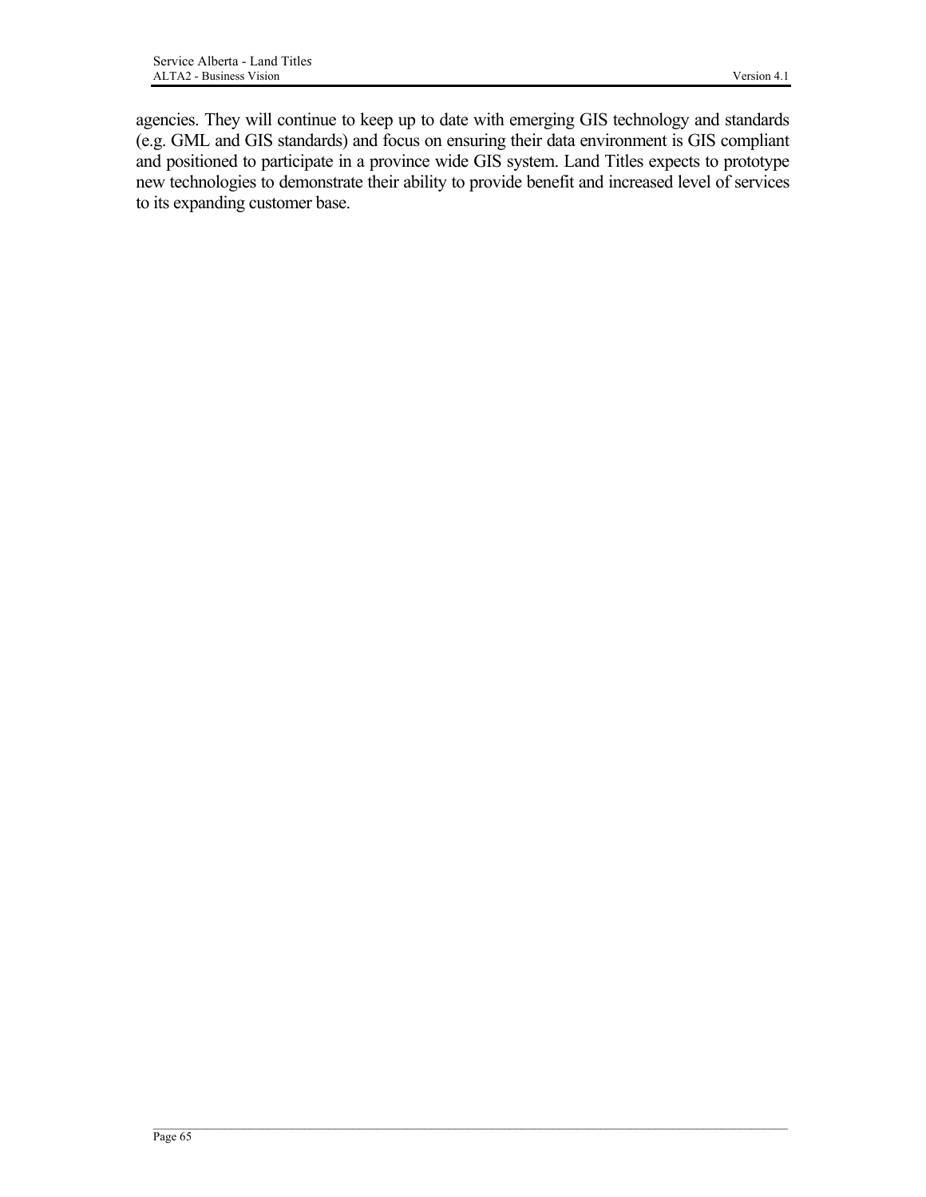agencies. They will continue to keep up to date with emerging GIS technology and standards (e.g. GML and GIS standards) and focus on ensuring their data environment is GIS compliant and positioned to participate in a province wide GIS system. Land Titles expects to prototype new technologies to demonstrate their ability to provide benefit and increased level of services to its expanding customer base.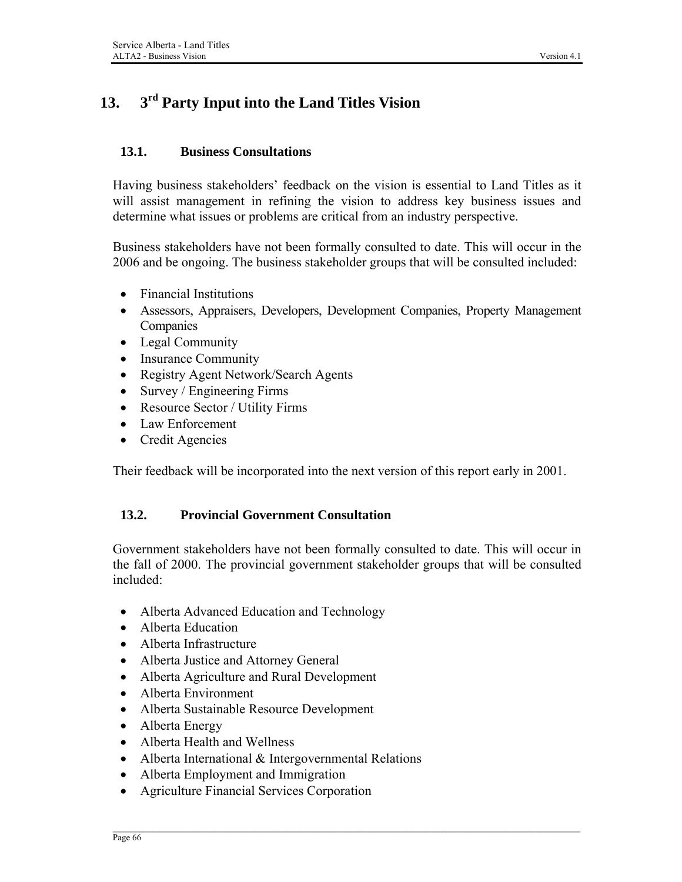# 13. 3rd Party Input into the Land Titles Vision

## 13.1. Business Consultations

Having business stakeholders' feedback on the vision is essential to Land Titles as it will assist management in refining the vision to address key business issues and determine what issues or problems are critical from an industry perspective.

Business stakeholders have not been formally consulted to date. This will occur in the 2006 and be ongoing. The business stakeholder groups that will be consulted included:

- Financial Institutions
- Assessors, Appraisers, Developers, Development Companies, Property Management Companies
- Legal Community
- Insurance Community
- Registry Agent Network/Search Agents
- Survey / Engineering Firms
- Resource Sector / Utility Firms
- Law Enforcement
- Credit Agencies

Their feedback will be incorporated into the next version of this report early in 2001.

## 13.2. Provincial Government Consultation

Government stakeholders have not been formally consulted to date. This will occur in the fall of 2000. The provincial government stakeholder groups that will be consulted included:

- Alberta Advanced Education and Technology
- Alberta Education
- Alberta Infrastructure
- Alberta Justice and Attorney General
- Alberta Agriculture and Rural Development
- Alberta Environment
- Alberta Sustainable Resource Development
- Alberta Energy
- Alberta Health and Wellness
- Alberta International & Intergovernmental Relations
- Alberta Employment and Immigration
- Agriculture Financial Services Corporation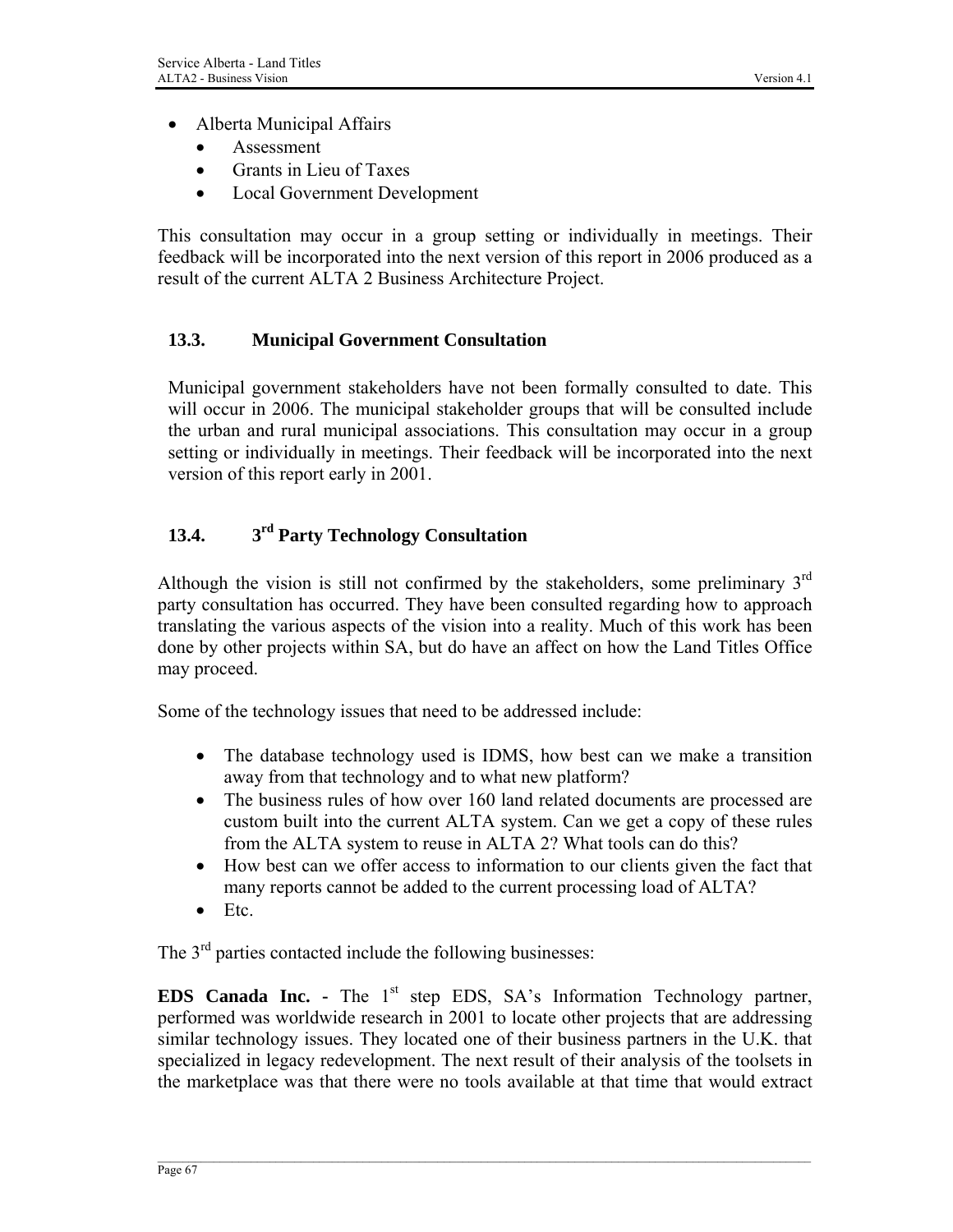- Alberta Municipal Affairs
  - Assessment
  - Grants in Lieu of Taxes
  - Local Government Development

This consultation may occur in a group setting or individually in meetings. Their feedback will be incorporated into the next version of this report in 2006 produced as a result of the current ALTA 2 Business Architecture Project.

### 13.3. Municipal Government Consultation

Municipal government stakeholders have not been formally consulted to date. This will occur in 2006. The municipal stakeholder groups that will be consulted include the urban and rural municipal associations. This consultation may occur in a group setting or individually in meetings. Their feedback will be incorporated into the next version of this report early in 2001.

### 13.4. 3rd Party Technology Consultation

Although the vision is still not confirmed by the stakeholders, some preliminary 3rd party consultation has occurred. They have been consulted regarding how to approach translating the various aspects of the vision into a reality. Much of this work has been done by other projects within SA, but do have an affect on how the Land Titles Office may proceed.

Some of the technology issues that need to be addressed include:

- The database technology used is IDMS, how best can we make a transition away from that technology and to what new platform?
- The business rules of how over 160 land related documents are processed are custom built into the current ALTA system. Can we get a copy of these rules from the ALTA system to reuse in ALTA 2? What tools can do this?
- How best can we offer access to information to our clients given the fact that many reports cannot be added to the current processing load of ALTA?
- Etc.

The 3rd parties contacted include the following businesses:

**EDS Canada Inc.** - The 1st step EDS, SA's Information Technology partner, performed was worldwide research in 2001 to locate other projects that are addressing similar technology issues. They located one of their business partners in the U.K. that specialized in legacy redevelopment. The next result of their analysis of the toolsets in the marketplace was that there were no tools available at that time that would extract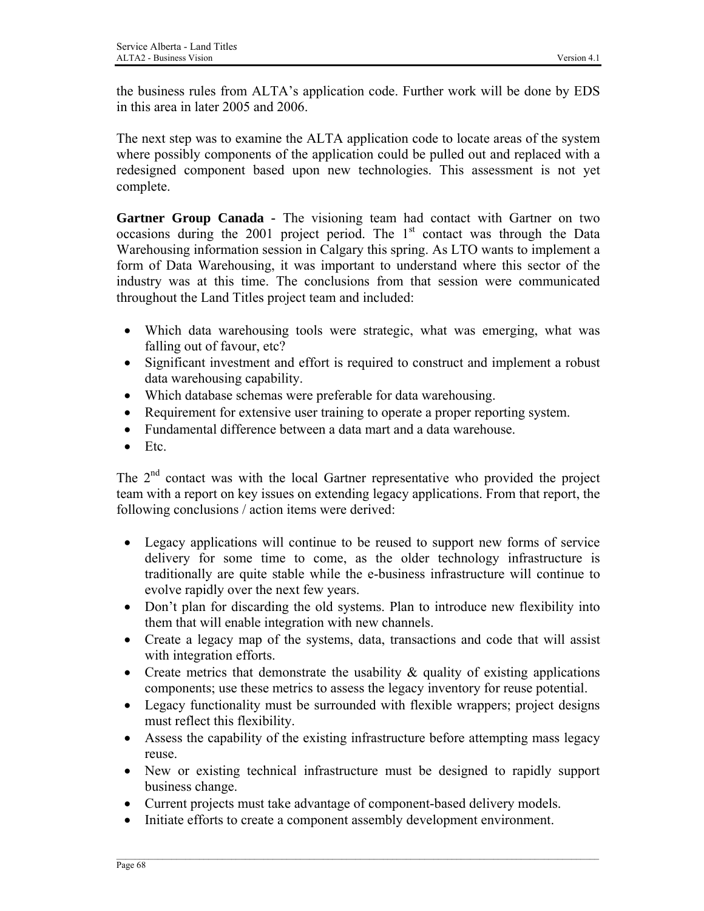the business rules from ALTA's application code. Further work will be done by EDS in this area in later 2005 and 2006.

The next step was to examine the ALTA application code to locate areas of the system where possibly components of the application could be pulled out and replaced with a redesigned component based upon new technologies. This assessment is not yet complete.

**Gartner Group Canada -** The visioning team had contact with Gartner on two occasions during the 2001 project period. The 1st contact was through the Data Warehousing information session in Calgary this spring. As LTO wants to implement a form of Data Warehousing, it was important to understand where this sector of the industry was at this time. The conclusions from that session were communicated throughout the Land Titles project team and included:

- Which data warehousing tools were strategic, what was emerging, what was falling out of favour, etc?
- Significant investment and effort is required to construct and implement a robust data warehousing capability.
- Which database schemas were preferable for data warehousing.
- Requirement for extensive user training to operate a proper reporting system.
- Fundamental difference between a data mart and a data warehouse.
- Etc.

The 2nd contact was with the local Gartner representative who provided the project team with a report on key issues on extending legacy applications. From that report, the following conclusions / action items were derived:

- Legacy applications will continue to be reused to support new forms of service delivery for some time to come, as the older technology infrastructure is traditionally are quite stable while the e-business infrastructure will continue to evolve rapidly over the next few years.
- Don't plan for discarding the old systems. Plan to introduce new flexibility into them that will enable integration with new channels.
- Create a legacy map of the systems, data, transactions and code that will assist with integration efforts.
- Create metrics that demonstrate the usability & quality of existing applications components; use these metrics to assess the legacy inventory for reuse potential.
- Legacy functionality must be surrounded with flexible wrappers; project designs must reflect this flexibility.
- Assess the capability of the existing infrastructure before attempting mass legacy reuse.
- New or existing technical infrastructure must be designed to rapidly support business change.
- Current projects must take advantage of component-based delivery models.
- Initiate efforts to create a component assembly development environment.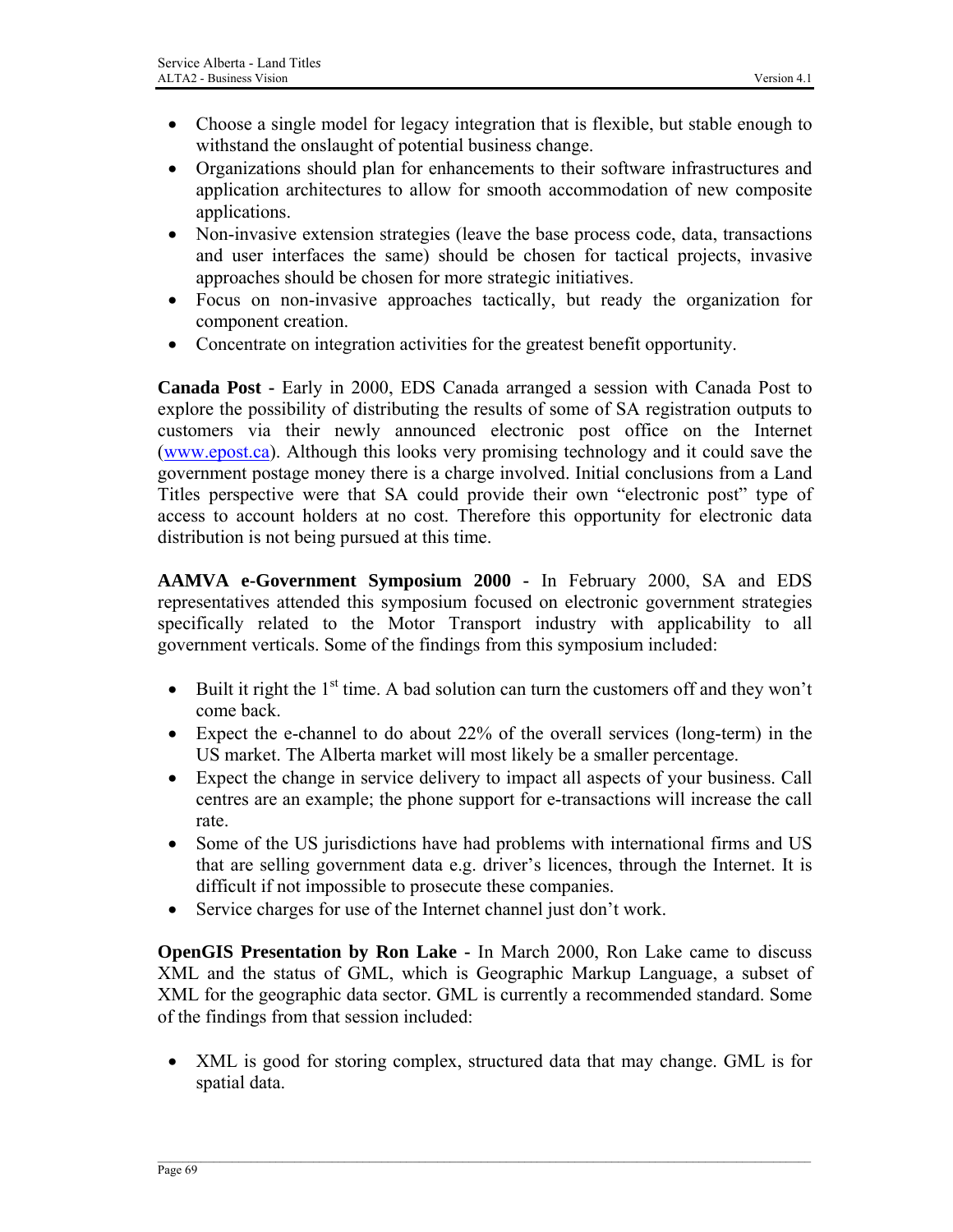- Choose a single model for legacy integration that is flexible, but stable enough to withstand the onslaught of potential business change.
- Organizations should plan for enhancements to their software infrastructures and application architectures to allow for smooth accommodation of new composite applications.
- Non-invasive extension strategies (leave the base process code, data, transactions and user interfaces the same) should be chosen for tactical projects, invasive approaches should be chosen for more strategic initiatives.
- Focus on non-invasive approaches tactically, but ready the organization for component creation.
- Concentrate on integration activities for the greatest benefit opportunity.

**Canada Post -** Early in 2000, EDS Canada arranged a session with Canada Post to explore the possibility of distributing the results of some of SA registration outputs to customers via their newly announced electronic post office on the Internet ([www.epost.ca](http://www.epost.ca)). Although this looks very promising technology and it could save the government postage money there is a charge involved. Initial conclusions from a Land Titles perspective were that SA could provide their own "electronic post" type of access to account holders at no cost. Therefore this opportunity for electronic data distribution is not being pursued at this time.

**AAMVA e-Government Symposium 2000 -** In February 2000, SA and EDS representatives attended this symposium focused on electronic government strategies specifically related to the Motor Transport industry with applicability to all government verticals. Some of the findings from this symposium included:

- Built it right the 1st time. A bad solution can turn the customers off and they won't come back.
- Expect the e-channel to do about 22% of the overall services (long-term) in the US market. The Alberta market will most likely be a smaller percentage.
- Expect the change in service delivery to impact all aspects of your business. Call centres are an example; the phone support for e-transactions will increase the call rate.
- Some of the US jurisdictions have had problems with international firms and US that are selling government data e.g. driver's licences, through the Internet. It is difficult if not impossible to prosecute these companies.
- Service charges for use of the Internet channel just don't work.

**OpenGIS Presentation by Ron Lake -** In March 2000, Ron Lake came to discuss XML and the status of GML, which is Geographic Markup Language, a subset of XML for the geographic data sector. GML is currently a recommended standard. Some of the findings from that session included:

- XML is good for storing complex, structured data that may change. GML is for spatial data.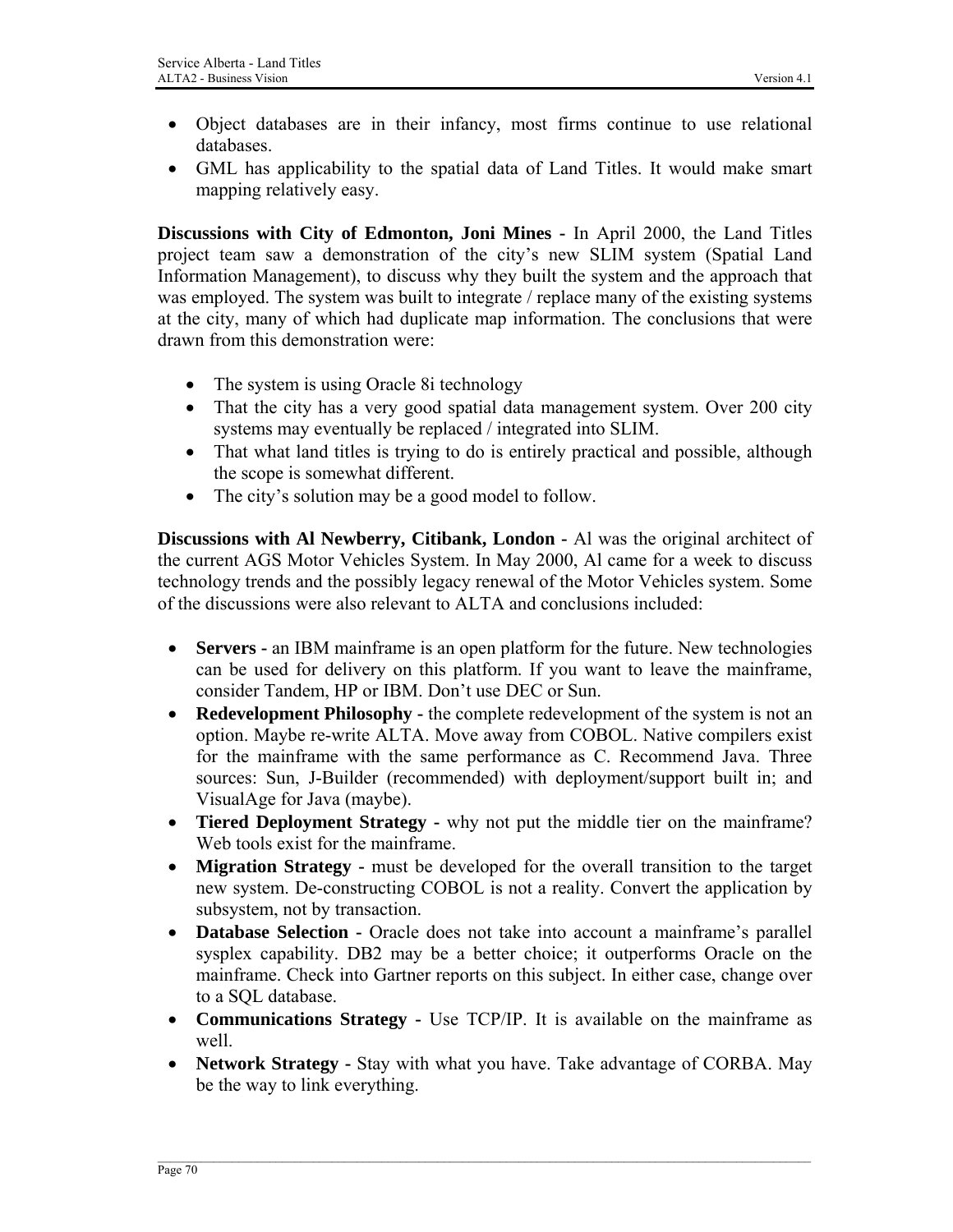- Object databases are in their infancy, most firms continue to use relational databases.
- GML has applicability to the spatial data of Land Titles. It would make smart mapping relatively easy.

**Discussions with City of Edmonton, Joni Mines -** In April 2000, the Land Titles project team saw a demonstration of the city's new SLIM system (Spatial Land Information Management), to discuss why they built the system and the approach that was employed. The system was built to integrate / replace many of the existing systems at the city, many of which had duplicate map information. The conclusions that were drawn from this demonstration were:

- The system is using Oracle 8i technology
- That the city has a very good spatial data management system. Over 200 city systems may eventually be replaced / integrated into SLIM.
- That what land titles is trying to do is entirely practical and possible, although the scope is somewhat different.
- The city's solution may be a good model to follow.

**Discussions with Al Newberry, Citibank, London -** Al was the original architect of the current AGS Motor Vehicles System. In May 2000, Al came for a week to discuss technology trends and the possibly legacy renewal of the Motor Vehicles system. Some of the discussions were also relevant to ALTA and conclusions included:

- **Servers -** an IBM mainframe is an open platform for the future. New technologies can be used for delivery on this platform. If you want to leave the mainframe, consider Tandem, HP or IBM. Don't use DEC or Sun.
- **Redevelopment Philosophy -** the complete redevelopment of the system is not an option. Maybe re-write ALTA. Move away from COBOL. Native compilers exist for the mainframe with the same performance as C. Recommend Java. Three sources: Sun, J-Builder (recommended) with deployment/support built in; and VisualAge for Java (maybe).
- **Tiered Deployment Strategy -** why not put the middle tier on the mainframe? Web tools exist for the mainframe.
- **Migration Strategy -** must be developed for the overall transition to the target new system. De-constructing COBOL is not a reality. Convert the application by subsystem, not by transaction.
- **Database Selection -** Oracle does not take into account a mainframe's parallel sysplex capability. DB2 may be a better choice; it outperforms Oracle on the mainframe. Check into Gartner reports on this subject. In either case, change over to a SQL database.
- **Communications Strategy -** Use TCP/IP. It is available on the mainframe as well.
- **Network Strategy -** Stay with what you have. Take advantage of CORBA. May be the way to link everything.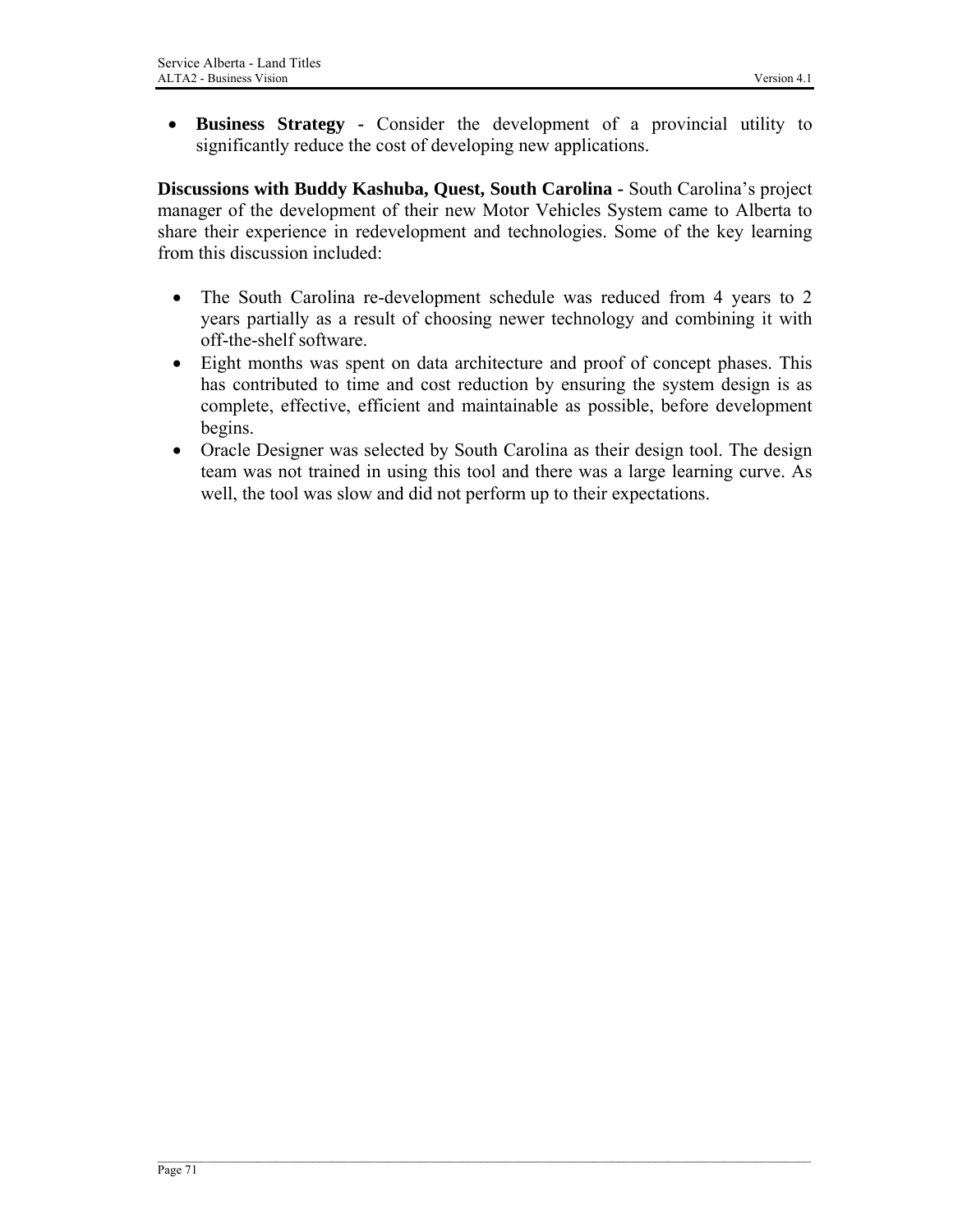- **Business Strategy -** Consider the development of a provincial utility to significantly reduce the cost of developing new applications.

**Discussions with Buddy Kashuba, Quest, South Carolina -** South Carolina's project manager of the development of their new Motor Vehicles System came to Alberta to share their experience in redevelopment and technologies. Some of the key learning from this discussion included:

- The South Carolina re-development schedule was reduced from 4 years to 2 years partially as a result of choosing newer technology and combining it with off-the-shelf software.
- Eight months was spent on data architecture and proof of concept phases. This has contributed to time and cost reduction by ensuring the system design is as complete, effective, efficient and maintainable as possible, before development begins.
- Oracle Designer was selected by South Carolina as their design tool. The design team was not trained in using this tool and there was a large learning curve. As well, the tool was slow and did not perform up to their expectations.